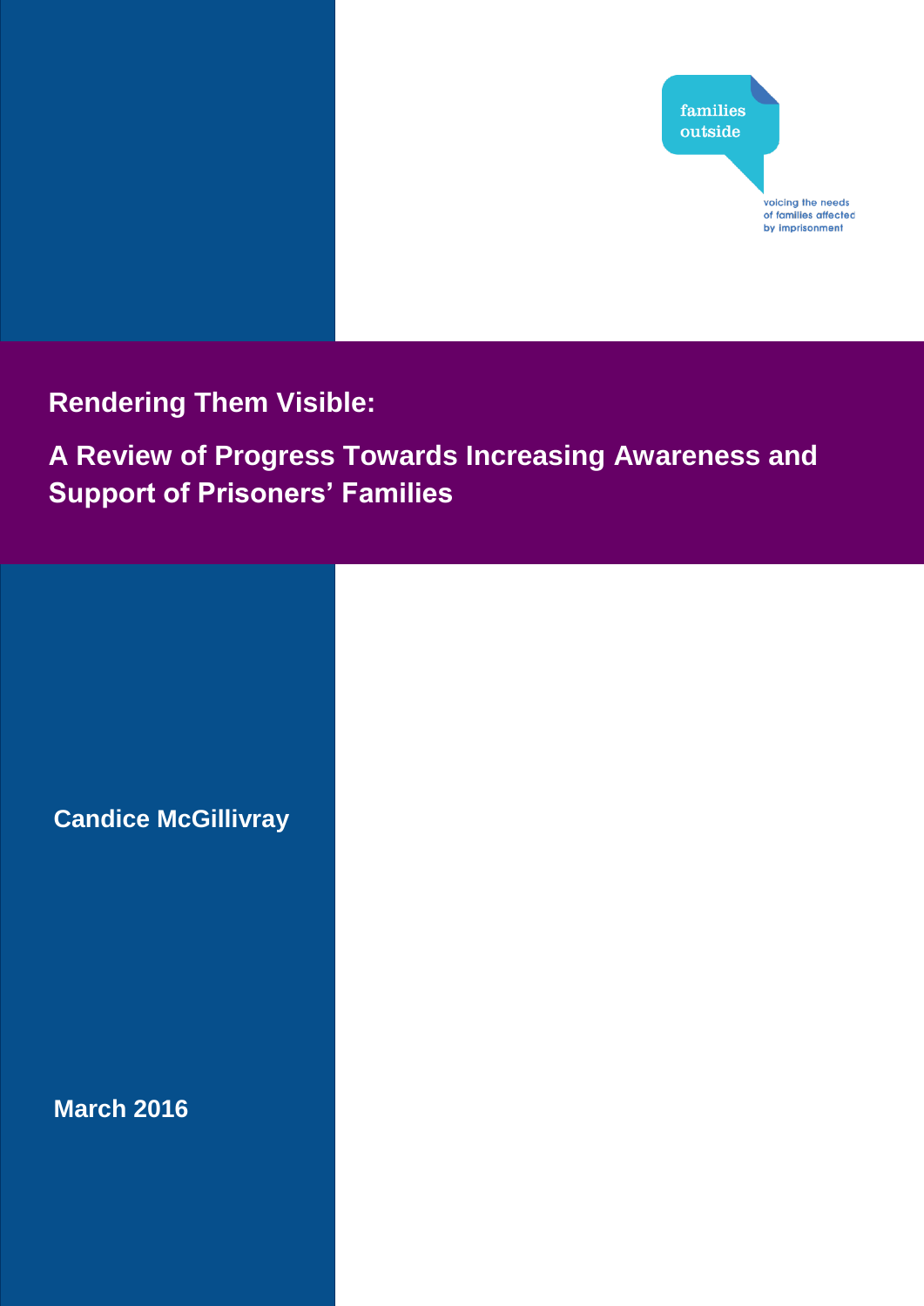families outside

voicing the needs of families affected by imprisonment

# Rendering Them Visible:

## A Review of Progress Towards Increasing Awareness and Support of Prisoners' Families

**Candice McGillivray**

**March 2016**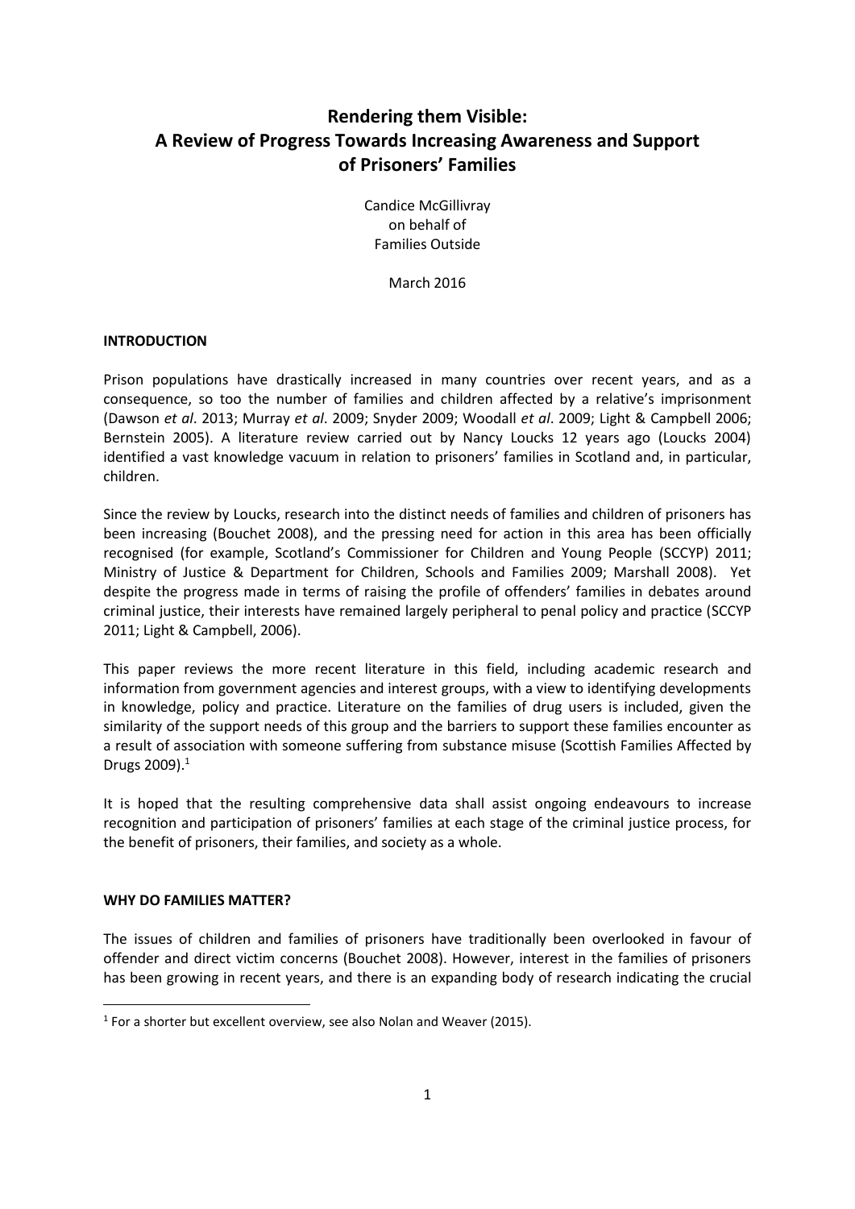# Rendering them Visible: A Review of Progress Towards Increasing Awareness and Support of Prisoners' Families

Candice McGillivray
on behalf of
Families Outside

March 2016

## INTRODUCTION

Prison populations have drastically increased in many countries over recent years, and as a consequence, so too the number of families and children affected by a relative's imprisonment (Dawson *et al*. 2013; Murray *et al*. 2009; Snyder 2009; Woodall *et al*. 2009; Light & Campbell 2006; Bernstein 2005). A literature review carried out by Nancy Loucks 12 years ago (Loucks 2004) identified a vast knowledge vacuum in relation to prisoners' families in Scotland and, in particular, children.

Since the review by Loucks, research into the distinct needs of families and children of prisoners has been increasing (Bouchet 2008), and the pressing need for action in this area has been officially recognised (for example, Scotland's Commissioner for Children and Young People (SCCYP) 2011; Ministry of Justice & Department for Children, Schools and Families 2009; Marshall 2008). Yet despite the progress made in terms of raising the profile of offenders' families in debates around criminal justice, their interests have remained largely peripheral to penal policy and practice (SCCYP 2011; Light & Campbell, 2006).

This paper reviews the more recent literature in this field, including academic research and information from government agencies and interest groups, with a view to identifying developments in knowledge, policy and practice. Literature on the families of drug users is included, given the similarity of the support needs of this group and the barriers to support these families encounter as a result of association with someone suffering from substance misuse (Scottish Families Affected by Drugs 2009).[1]

It is hoped that the resulting comprehensive data shall assist ongoing endeavours to increase recognition and participation of prisoners' families at each stage of the criminal justice process, for the benefit of prisoners, their families, and society as a whole.

## WHY DO FAMILIES MATTER?

The issues of children and families of prisoners have traditionally been overlooked in favour of offender and direct victim concerns (Bouchet 2008). However, interest in the families of prisoners has been growing in recent years, and there is an expanding body of research indicating the crucial

[1] For a shorter but excellent overview, see also Nolan and Weaver (2015).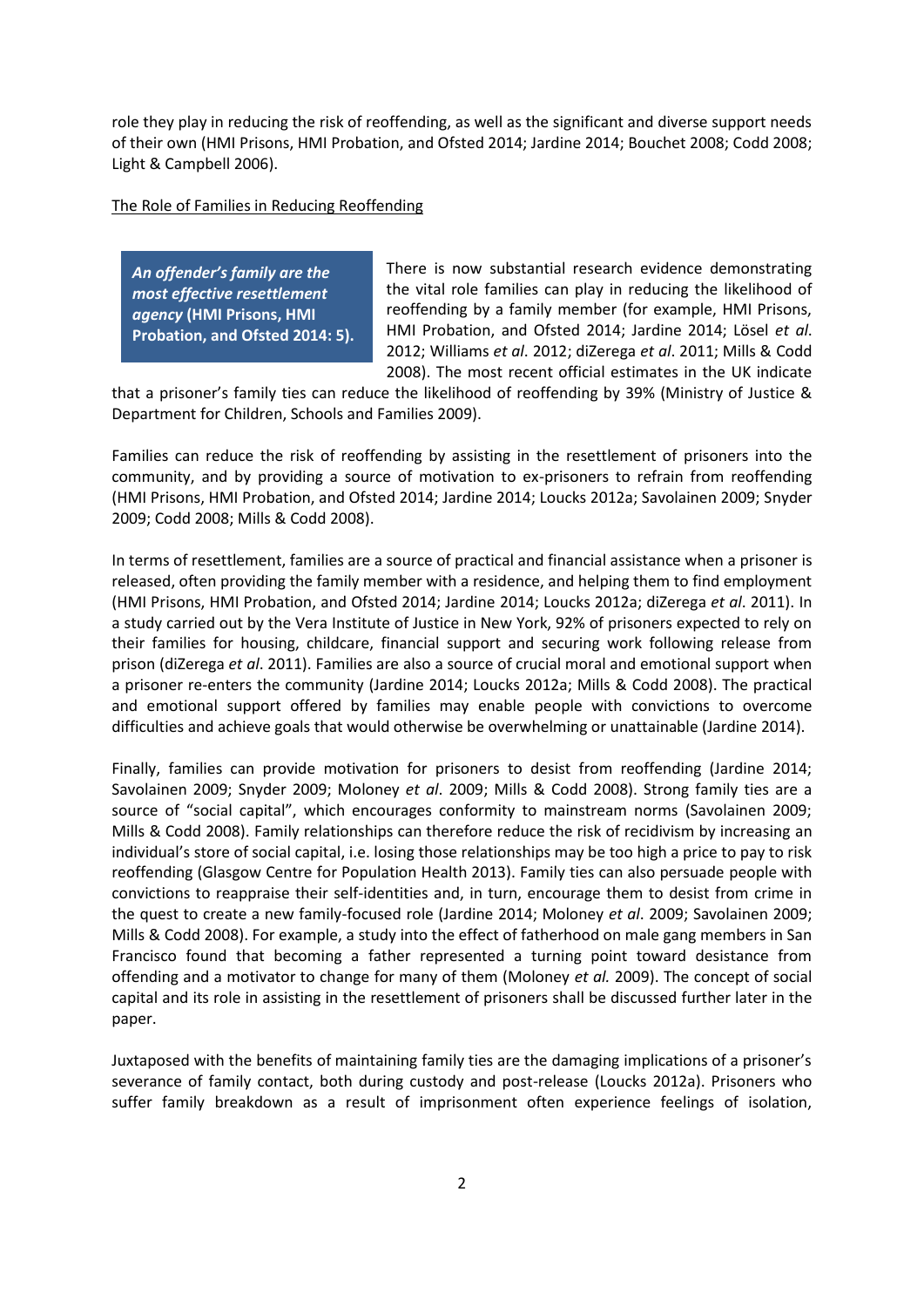role they play in reducing the risk of reoffending, as well as the significant and diverse support needs of their own (HMI Prisons, HMI Probation, and Ofsted 2014; Jardine 2014; Bouchet 2008; Codd 2008; Light & Campbell 2006).

The Role of Families in Reducing Reoffending

> ***An offender's family are the most effective resettlement agency* (HMI Prisons, HMI Probation, and Ofsted 2014: 5).**

There is now substantial research evidence demonstrating the vital role families can play in reducing the likelihood of reoffending by a family member (for example, HMI Prisons, HMI Probation, and Ofsted 2014; Jardine 2014; Lösel *et al*. 2012; Williams *et al*. 2012; diZerega *et al*. 2011; Mills & Codd 2008). The most recent official estimates in the UK indicate that a prisoner's family ties can reduce the likelihood of reoffending by 39% (Ministry of Justice & Department for Children, Schools and Families 2009).

Families can reduce the risk of reoffending by assisting in the resettlement of prisoners into the community, and by providing a source of motivation to ex-prisoners to refrain from reoffending (HMI Prisons, HMI Probation, and Ofsted 2014; Jardine 2014; Loucks 2012a; Savolainen 2009; Snyder 2009; Codd 2008; Mills & Codd 2008).

In terms of resettlement, families are a source of practical and financial assistance when a prisoner is released, often providing the family member with a residence, and helping them to find employment (HMI Prisons, HMI Probation, and Ofsted 2014; Jardine 2014; Loucks 2012a; diZerega *et al*. 2011). In a study carried out by the Vera Institute of Justice in New York, 92% of prisoners expected to rely on their families for housing, childcare, financial support and securing work following release from prison (diZerega *et al*. 2011). Families are also a source of crucial moral and emotional support when a prisoner re-enters the community (Jardine 2014; Loucks 2012a; Mills & Codd 2008). The practical and emotional support offered by families may enable people with convictions to overcome difficulties and achieve goals that would otherwise be overwhelming or unattainable (Jardine 2014).

Finally, families can provide motivation for prisoners to desist from reoffending (Jardine 2014; Savolainen 2009; Snyder 2009; Moloney *et al*. 2009; Mills & Codd 2008). Strong family ties are a source of "social capital", which encourages conformity to mainstream norms (Savolainen 2009; Mills & Codd 2008). Family relationships can therefore reduce the risk of recidivism by increasing an individual's store of social capital, i.e. losing those relationships may be too high a price to pay to risk reoffending (Glasgow Centre for Population Health 2013). Family ties can also persuade people with convictions to reappraise their self-identities and, in turn, encourage them to desist from crime in the quest to create a new family-focused role (Jardine 2014; Moloney *et al*. 2009; Savolainen 2009; Mills & Codd 2008). For example, a study into the effect of fatherhood on male gang members in San Francisco found that becoming a father represented a turning point toward desistance from offending and a motivator to change for many of them (Moloney *et al.* 2009). The concept of social capital and its role in assisting in the resettlement of prisoners shall be discussed further later in the paper.

Juxtaposed with the benefits of maintaining family ties are the damaging implications of a prisoner's severance of family contact, both during custody and post-release (Loucks 2012a). Prisoners who suffer family breakdown as a result of imprisonment often experience feelings of isolation,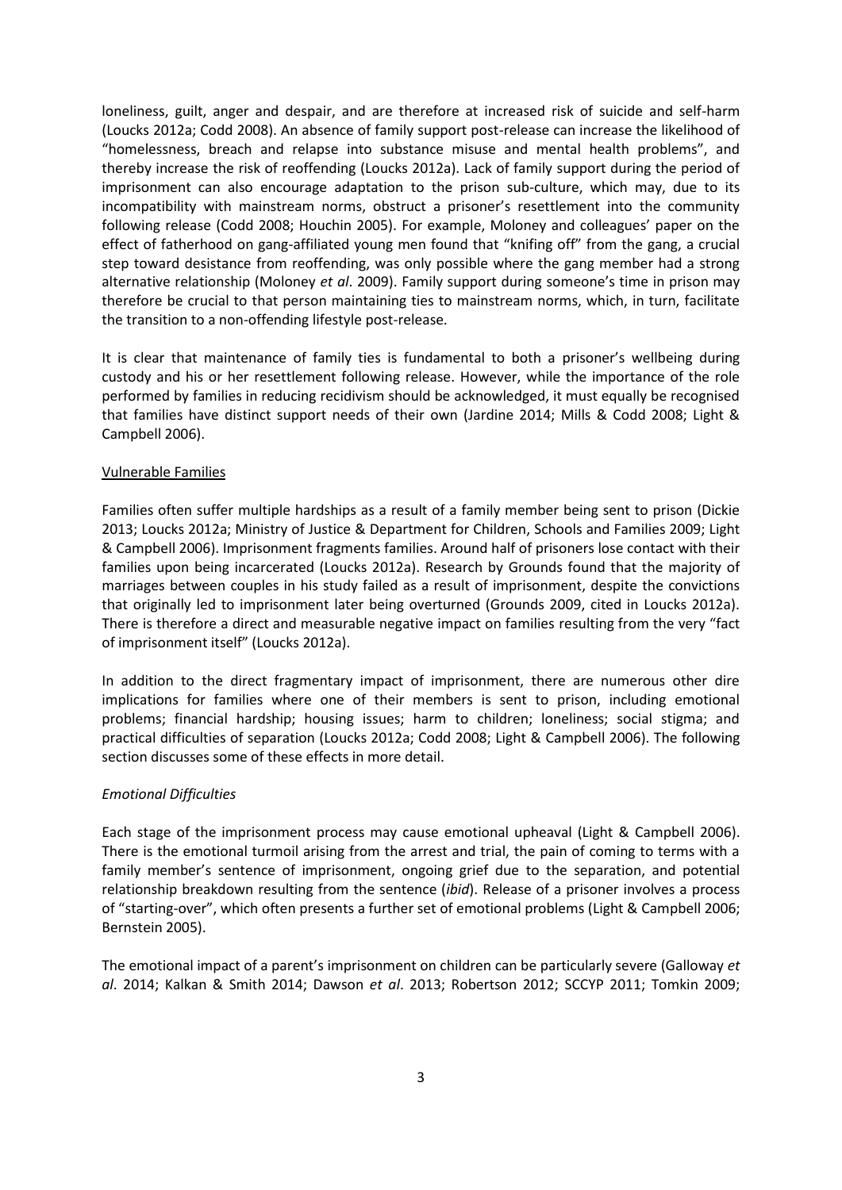loneliness, guilt, anger and despair, and are therefore at increased risk of suicide and self-harm (Loucks 2012a; Codd 2008). An absence of family support post-release can increase the likelihood of "homelessness, breach and relapse into substance misuse and mental health problems", and thereby increase the risk of reoffending (Loucks 2012a). Lack of family support during the period of imprisonment can also encourage adaptation to the prison sub-culture, which may, due to its incompatibility with mainstream norms, obstruct a prisoner's resettlement into the community following release (Codd 2008; Houchin 2005). For example, Moloney and colleagues' paper on the effect of fatherhood on gang-affiliated young men found that "knifing off" from the gang, a crucial step toward desistance from reoffending, was only possible where the gang member had a strong alternative relationship (Moloney *et al*. 2009). Family support during someone's time in prison may therefore be crucial to that person maintaining ties to mainstream norms, which, in turn, facilitate the transition to a non-offending lifestyle post-release.

It is clear that maintenance of family ties is fundamental to both a prisoner's wellbeing during custody and his or her resettlement following release. However, while the importance of the role performed by families in reducing recidivism should be acknowledged, it must equally be recognised that families have distinct support needs of their own (Jardine 2014; Mills & Codd 2008; Light & Campbell 2006).

## Vulnerable Families

Families often suffer multiple hardships as a result of a family member being sent to prison (Dickie 2013; Loucks 2012a; Ministry of Justice & Department for Children, Schools and Families 2009; Light & Campbell 2006). Imprisonment fragments families. Around half of prisoners lose contact with their families upon being incarcerated (Loucks 2012a). Research by Grounds found that the majority of marriages between couples in his study failed as a result of imprisonment, despite the convictions that originally led to imprisonment later being overturned (Grounds 2009, cited in Loucks 2012a). There is therefore a direct and measurable negative impact on families resulting from the very "fact of imprisonment itself" (Loucks 2012a).

In addition to the direct fragmentary impact of imprisonment, there are numerous other dire implications for families where one of their members is sent to prison, including emotional problems; financial hardship; housing issues; harm to children; loneliness; social stigma; and practical difficulties of separation (Loucks 2012a; Codd 2008; Light & Campbell 2006). The following section discusses some of these effects in more detail.

### *Emotional Difficulties*

Each stage of the imprisonment process may cause emotional upheaval (Light & Campbell 2006). There is the emotional turmoil arising from the arrest and trial, the pain of coming to terms with a family member's sentence of imprisonment, ongoing grief due to the separation, and potential relationship breakdown resulting from the sentence (*ibid*). Release of a prisoner involves a process of "starting-over", which often presents a further set of emotional problems (Light & Campbell 2006; Bernstein 2005).

The emotional impact of a parent's imprisonment on children can be particularly severe (Galloway *et al*. 2014; Kalkan & Smith 2014; Dawson *et al*. 2013; Robertson 2012; SCCYP 2011; Tomkin 2009;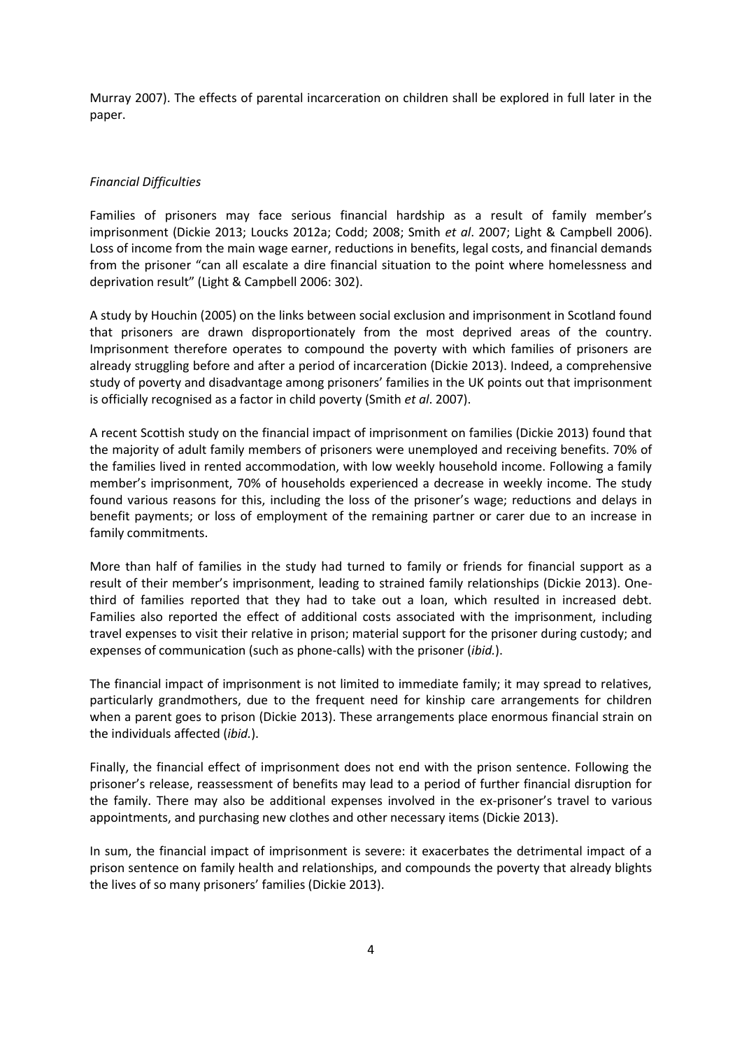Murray 2007). The effects of parental incarceration on children shall be explored in full later in the paper.

*Financial Difficulties*

Families of prisoners may face serious financial hardship as a result of family member's imprisonment (Dickie 2013; Loucks 2012a; Codd; 2008; Smith *et al*. 2007; Light & Campbell 2006). Loss of income from the main wage earner, reductions in benefits, legal costs, and financial demands from the prisoner "can all escalate a dire financial situation to the point where homelessness and deprivation result" (Light & Campbell 2006: 302).

A study by Houchin (2005) on the links between social exclusion and imprisonment in Scotland found that prisoners are drawn disproportionately from the most deprived areas of the country. Imprisonment therefore operates to compound the poverty with which families of prisoners are already struggling before and after a period of incarceration (Dickie 2013). Indeed, a comprehensive study of poverty and disadvantage among prisoners' families in the UK points out that imprisonment is officially recognised as a factor in child poverty (Smith *et al*. 2007).

A recent Scottish study on the financial impact of imprisonment on families (Dickie 2013) found that the majority of adult family members of prisoners were unemployed and receiving benefits. 70% of the families lived in rented accommodation, with low weekly household income. Following a family member's imprisonment, 70% of households experienced a decrease in weekly income. The study found various reasons for this, including the loss of the prisoner's wage; reductions and delays in benefit payments; or loss of employment of the remaining partner or carer due to an increase in family commitments.

More than half of families in the study had turned to family or friends for financial support as a result of their member's imprisonment, leading to strained family relationships (Dickie 2013). One-third of families reported that they had to take out a loan, which resulted in increased debt. Families also reported the effect of additional costs associated with the imprisonment, including travel expenses to visit their relative in prison; material support for the prisoner during custody; and expenses of communication (such as phone-calls) with the prisoner (*ibid.*).

The financial impact of imprisonment is not limited to immediate family; it may spread to relatives, particularly grandmothers, due to the frequent need for kinship care arrangements for children when a parent goes to prison (Dickie 2013). These arrangements place enormous financial strain on the individuals affected (*ibid.*).

Finally, the financial effect of imprisonment does not end with the prison sentence. Following the prisoner's release, reassessment of benefits may lead to a period of further financial disruption for the family. There may also be additional expenses involved in the ex-prisoner's travel to various appointments, and purchasing new clothes and other necessary items (Dickie 2013).

In sum, the financial impact of imprisonment is severe: it exacerbates the detrimental impact of a prison sentence on family health and relationships, and compounds the poverty that already blights the lives of so many prisoners' families (Dickie 2013).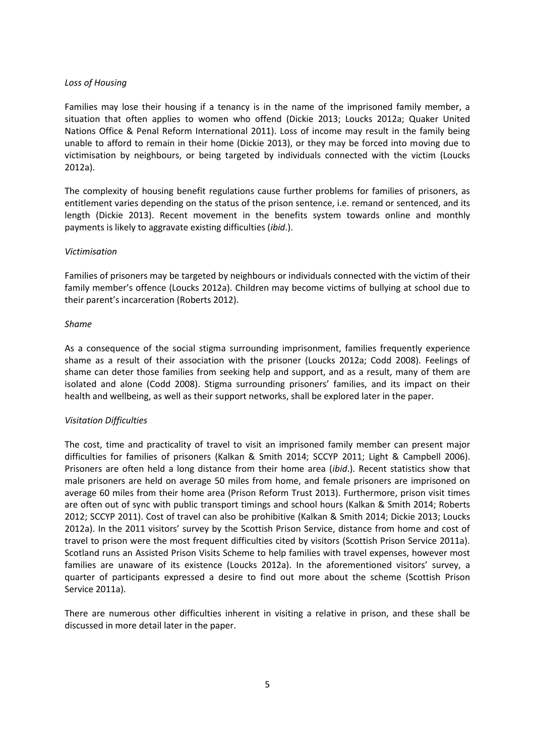*Loss of Housing*

Families may lose their housing if a tenancy is in the name of the imprisoned family member, a situation that often applies to women who offend (Dickie 2013; Loucks 2012a; Quaker United Nations Office & Penal Reform International 2011). Loss of income may result in the family being unable to afford to remain in their home (Dickie 2013), or they may be forced into moving due to victimisation by neighbours, or being targeted by individuals connected with the victim (Loucks 2012a).

The complexity of housing benefit regulations cause further problems for families of prisoners, as entitlement varies depending on the status of the prison sentence, i.e. remand or sentenced, and its length (Dickie 2013). Recent movement in the benefits system towards online and monthly payments is likely to aggravate existing difficulties (*ibid*.).

*Victimisation*

Families of prisoners may be targeted by neighbours or individuals connected with the victim of their family member's offence (Loucks 2012a). Children may become victims of bullying at school due to their parent's incarceration (Roberts 2012).

*Shame*

As a consequence of the social stigma surrounding imprisonment, families frequently experience shame as a result of their association with the prisoner (Loucks 2012a; Codd 2008). Feelings of shame can deter those families from seeking help and support, and as a result, many of them are isolated and alone (Codd 2008). Stigma surrounding prisoners' families, and its impact on their health and wellbeing, as well as their support networks, shall be explored later in the paper.

*Visitation Difficulties*

The cost, time and practicality of travel to visit an imprisoned family member can present major difficulties for families of prisoners (Kalkan & Smith 2014; SCCYP 2011; Light & Campbell 2006). Prisoners are often held a long distance from their home area (*ibid*.). Recent statistics show that male prisoners are held on average 50 miles from home, and female prisoners are imprisoned on average 60 miles from their home area (Prison Reform Trust 2013). Furthermore, prison visit times are often out of sync with public transport timings and school hours (Kalkan & Smith 2014; Roberts 2012; SCCYP 2011). Cost of travel can also be prohibitive (Kalkan & Smith 2014; Dickie 2013; Loucks 2012a). In the 2011 visitors' survey by the Scottish Prison Service, distance from home and cost of travel to prison were the most frequent difficulties cited by visitors (Scottish Prison Service 2011a). Scotland runs an Assisted Prison Visits Scheme to help families with travel expenses, however most families are unaware of its existence (Loucks 2012a). In the aforementioned visitors' survey, a quarter of participants expressed a desire to find out more about the scheme (Scottish Prison Service 2011a).

There are numerous other difficulties inherent in visiting a relative in prison, and these shall be discussed in more detail later in the paper.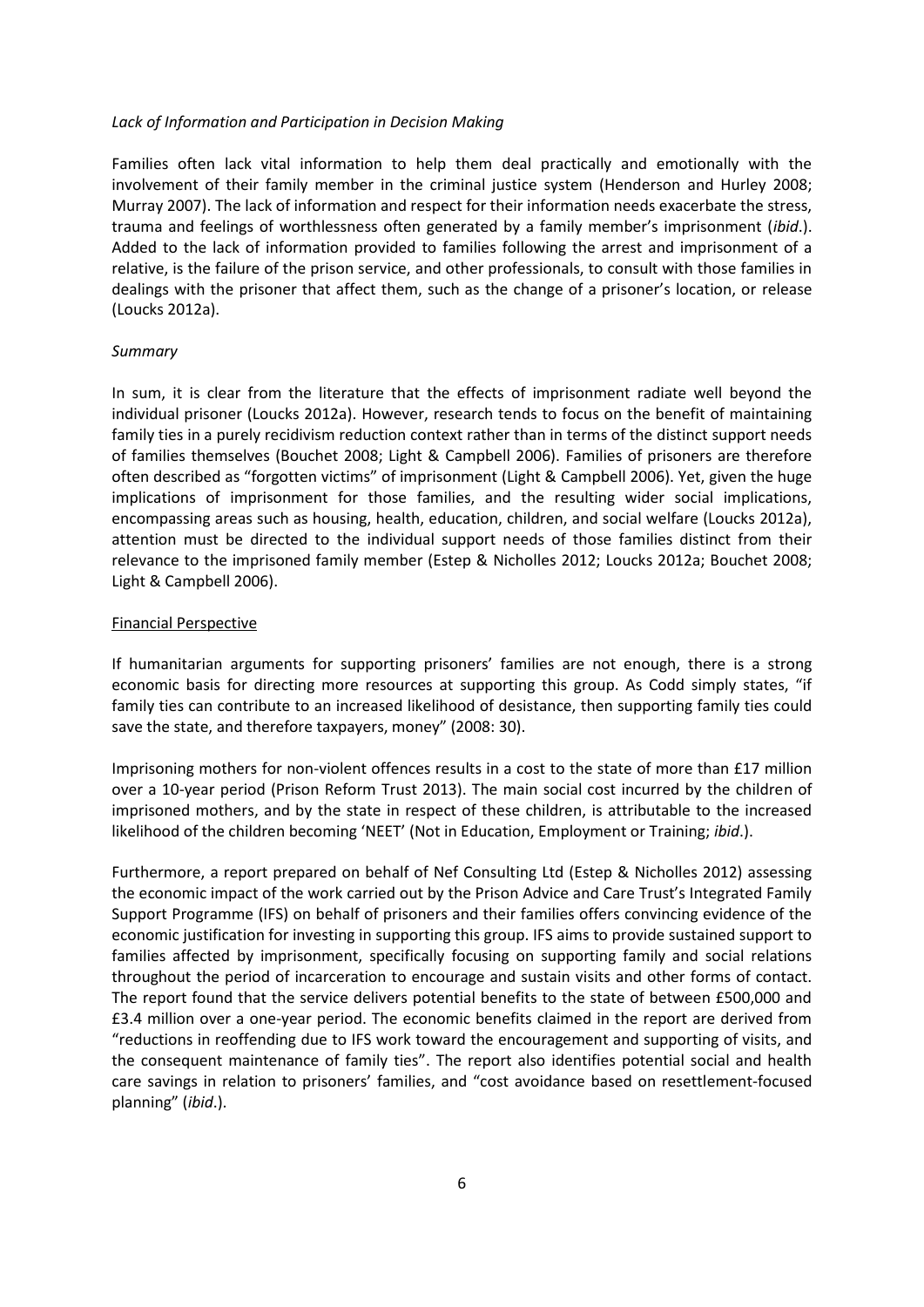*Lack of Information and Participation in Decision Making*

Families often lack vital information to help them deal practically and emotionally with the involvement of their family member in the criminal justice system (Henderson and Hurley 2008; Murray 2007). The lack of information and respect for their information needs exacerbate the stress, trauma and feelings of worthlessness often generated by a family member's imprisonment (*ibid*.). Added to the lack of information provided to families following the arrest and imprisonment of a relative, is the failure of the prison service, and other professionals, to consult with those families in dealings with the prisoner that affect them, such as the change of a prisoner's location, or release (Loucks 2012a).

*Summary*

In sum, it is clear from the literature that the effects of imprisonment radiate well beyond the individual prisoner (Loucks 2012a). However, research tends to focus on the benefit of maintaining family ties in a purely recidivism reduction context rather than in terms of the distinct support needs of families themselves (Bouchet 2008; Light & Campbell 2006). Families of prisoners are therefore often described as "forgotten victims" of imprisonment (Light & Campbell 2006). Yet, given the huge implications of imprisonment for those families, and the resulting wider social implications, encompassing areas such as housing, health, education, children, and social welfare (Loucks 2012a), attention must be directed to the individual support needs of those families distinct from their relevance to the imprisoned family member (Estep & Nicholles 2012; Loucks 2012a; Bouchet 2008; Light & Campbell 2006).

Financial Perspective

If humanitarian arguments for supporting prisoners' families are not enough, there is a strong economic basis for directing more resources at supporting this group. As Codd simply states, "if family ties can contribute to an increased likelihood of desistance, then supporting family ties could save the state, and therefore taxpayers, money" (2008: 30).

Imprisoning mothers for non-violent offences results in a cost to the state of more than £17 million over a 10-year period (Prison Reform Trust 2013). The main social cost incurred by the children of imprisoned mothers, and by the state in respect of these children, is attributable to the increased likelihood of the children becoming 'NEET' (Not in Education, Employment or Training; *ibid*.).

Furthermore, a report prepared on behalf of Nef Consulting Ltd (Estep & Nicholles 2012) assessing the economic impact of the work carried out by the Prison Advice and Care Trust's Integrated Family Support Programme (IFS) on behalf of prisoners and their families offers convincing evidence of the economic justification for investing in supporting this group. IFS aims to provide sustained support to families affected by imprisonment, specifically focusing on supporting family and social relations throughout the period of incarceration to encourage and sustain visits and other forms of contact. The report found that the service delivers potential benefits to the state of between £500,000 and £3.4 million over a one-year period. The economic benefits claimed in the report are derived from "reductions in reoffending due to IFS work toward the encouragement and supporting of visits, and the consequent maintenance of family ties". The report also identifies potential social and health care savings in relation to prisoners' families, and "cost avoidance based on resettlement-focused planning" (*ibid*.).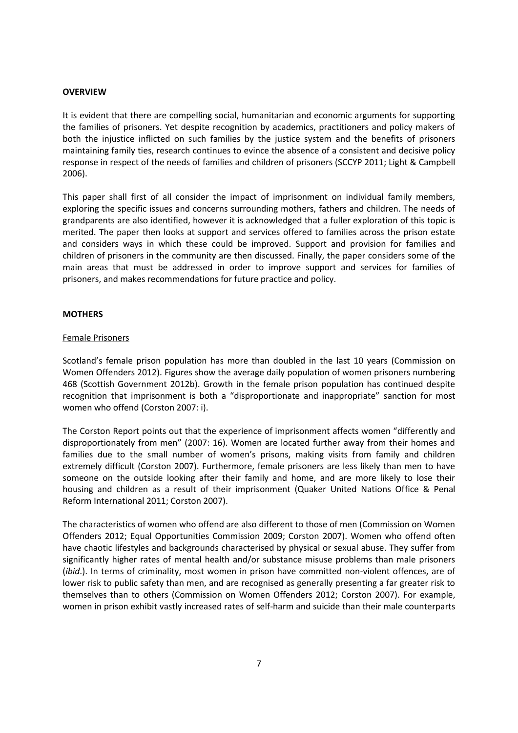## OVERVIEW

It is evident that there are compelling social, humanitarian and economic arguments for supporting the families of prisoners. Yet despite recognition by academics, practitioners and policy makers of both the injustice inflicted on such families by the justice system and the benefits of prisoners maintaining family ties, research continues to evince the absence of a consistent and decisive policy response in respect of the needs of families and children of prisoners (SCCYP 2011; Light & Campbell 2006).

This paper shall first of all consider the impact of imprisonment on individual family members, exploring the specific issues and concerns surrounding mothers, fathers and children. The needs of grandparents are also identified, however it is acknowledged that a fuller exploration of this topic is merited. The paper then looks at support and services offered to families across the prison estate and considers ways in which these could be improved. Support and provision for families and children of prisoners in the community are then discussed. Finally, the paper considers some of the main areas that must be addressed in order to improve support and services for families of prisoners, and makes recommendations for future practice and policy.

## MOTHERS

### Female Prisoners

Scotland's female prison population has more than doubled in the last 10 years (Commission on Women Offenders 2012). Figures show the average daily population of women prisoners numbering 468 (Scottish Government 2012b). Growth in the female prison population has continued despite recognition that imprisonment is both a "disproportionate and inappropriate" sanction for most women who offend (Corston 2007: i).

The Corston Report points out that the experience of imprisonment affects women "differently and disproportionately from men" (2007: 16). Women are located further away from their homes and families due to the small number of women's prisons, making visits from family and children extremely difficult (Corston 2007). Furthermore, female prisoners are less likely than men to have someone on the outside looking after their family and home, and are more likely to lose their housing and children as a result of their imprisonment (Quaker United Nations Office & Penal Reform International 2011; Corston 2007).

The characteristics of women who offend are also different to those of men (Commission on Women Offenders 2012; Equal Opportunities Commission 2009; Corston 2007). Women who offend often have chaotic lifestyles and backgrounds characterised by physical or sexual abuse. They suffer from significantly higher rates of mental health and/or substance misuse problems than male prisoners (*ibid*.). In terms of criminality, most women in prison have committed non-violent offences, are of lower risk to public safety than men, and are recognised as generally presenting a far greater risk to themselves than to others (Commission on Women Offenders 2012; Corston 2007). For example, women in prison exhibit vastly increased rates of self-harm and suicide than their male counterparts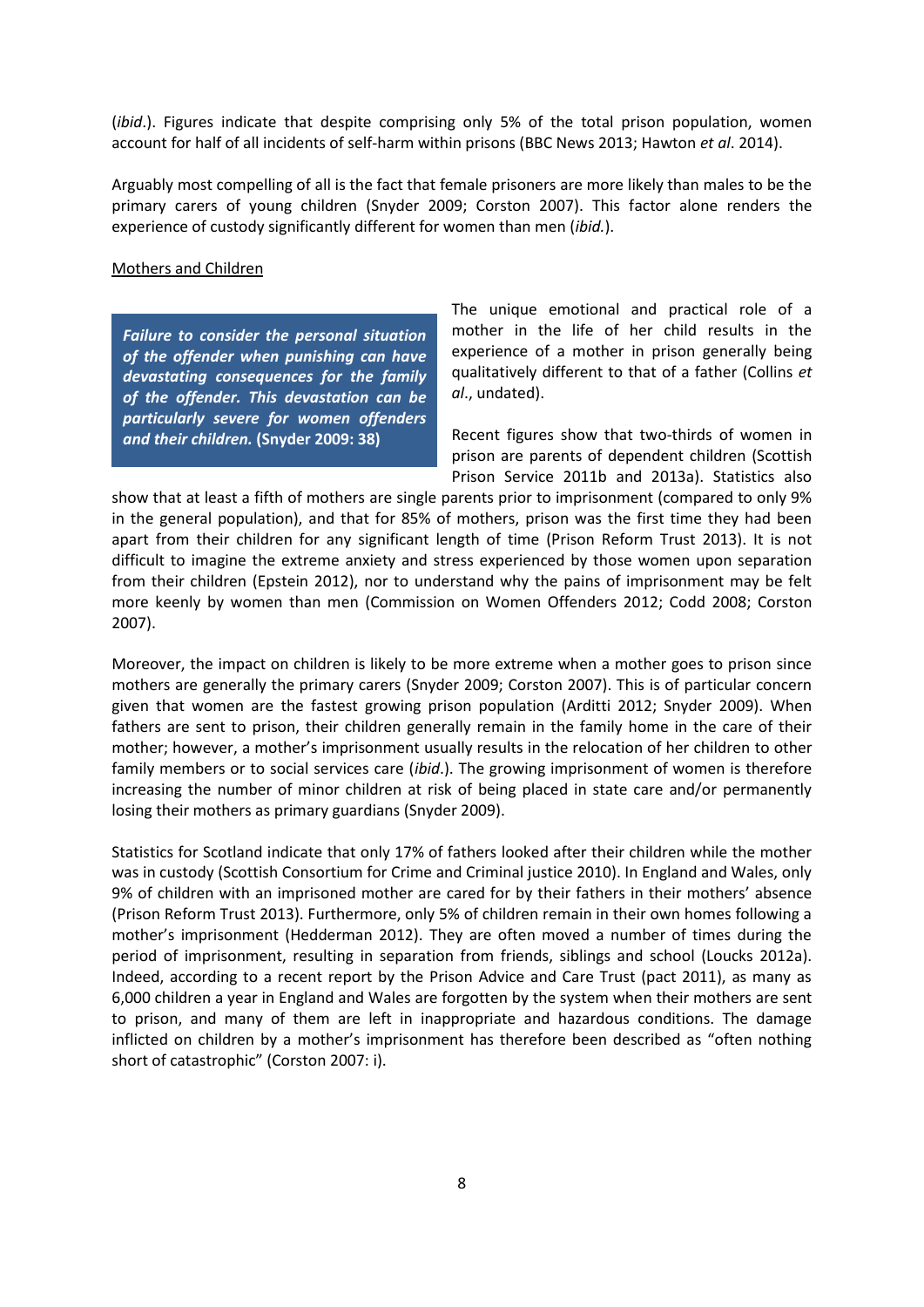(*ibid*.). Figures indicate that despite comprising only 5% of the total prison population, women account for half of all incidents of self-harm within prisons (BBC News 2013; Hawton *et al*. 2014).

Arguably most compelling of all is the fact that female prisoners are more likely than males to be the primary carers of young children (Snyder 2009; Corston 2007). This factor alone renders the experience of custody significantly different for women than men (*ibid.*).

Mothers and Children

> ***Failure to consider the personal situation of the offender when punishing can have devastating consequences for the family of the offender. This devastation can be particularly severe for women offenders and their children.*** **(Snyder 2009: 38)**

The unique emotional and practical role of a mother in the life of her child results in the experience of a mother in prison generally being qualitatively different to that of a father (Collins *et al*., undated).

Recent figures show that two-thirds of women in prison are parents of dependent children (Scottish Prison Service 2011b and 2013a). Statistics also show that at least a fifth of mothers are single parents prior to imprisonment (compared to only 9% in the general population), and that for 85% of mothers, prison was the first time they had been apart from their children for any significant length of time (Prison Reform Trust 2013). It is not difficult to imagine the extreme anxiety and stress experienced by those women upon separation from their children (Epstein 2012), nor to understand why the pains of imprisonment may be felt more keenly by women than men (Commission on Women Offenders 2012; Codd 2008; Corston 2007).

Moreover, the impact on children is likely to be more extreme when a mother goes to prison since mothers are generally the primary carers (Snyder 2009; Corston 2007). This is of particular concern given that women are the fastest growing prison population (Arditti 2012; Snyder 2009). When fathers are sent to prison, their children generally remain in the family home in the care of their mother; however, a mother's imprisonment usually results in the relocation of her children to other family members or to social services care (*ibid*.). The growing imprisonment of women is therefore increasing the number of minor children at risk of being placed in state care and/or permanently losing their mothers as primary guardians (Snyder 2009).

Statistics for Scotland indicate that only 17% of fathers looked after their children while the mother was in custody (Scottish Consortium for Crime and Criminal justice 2010). In England and Wales, only 9% of children with an imprisoned mother are cared for by their fathers in their mothers' absence (Prison Reform Trust 2013). Furthermore, only 5% of children remain in their own homes following a mother's imprisonment (Hedderman 2012). They are often moved a number of times during the period of imprisonment, resulting in separation from friends, siblings and school (Loucks 2012a). Indeed, according to a recent report by the Prison Advice and Care Trust (pact 2011), as many as 6,000 children a year in England and Wales are forgotten by the system when their mothers are sent to prison, and many of them are left in inappropriate and hazardous conditions. The damage inflicted on children by a mother's imprisonment has therefore been described as "often nothing short of catastrophic" (Corston 2007: i).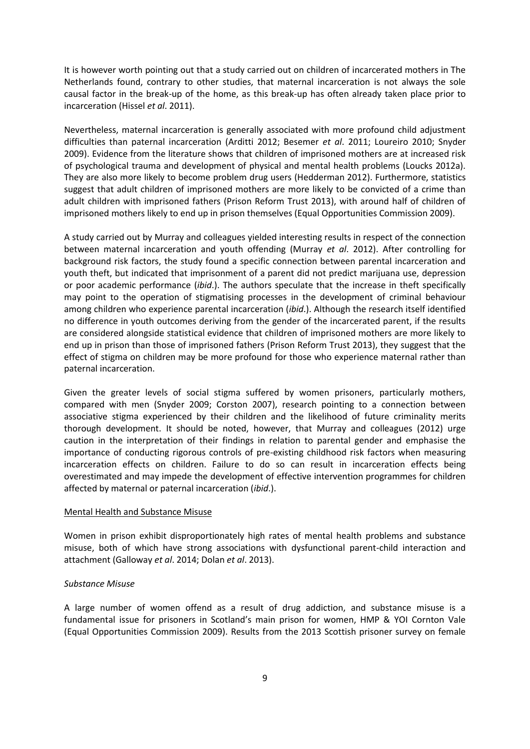It is however worth pointing out that a study carried out on children of incarcerated mothers in The Netherlands found, contrary to other studies, that maternal incarceration is not always the sole causal factor in the break-up of the home, as this break-up has often already taken place prior to incarceration (Hissel *et al*. 2011).

Nevertheless, maternal incarceration is generally associated with more profound child adjustment difficulties than paternal incarceration (Arditti 2012; Besemer *et al*. 2011; Loureiro 2010; Snyder 2009). Evidence from the literature shows that children of imprisoned mothers are at increased risk of psychological trauma and development of physical and mental health problems (Loucks 2012a). They are also more likely to become problem drug users (Hedderman 2012). Furthermore, statistics suggest that adult children of imprisoned mothers are more likely to be convicted of a crime than adult children with imprisoned fathers (Prison Reform Trust 2013), with around half of children of imprisoned mothers likely to end up in prison themselves (Equal Opportunities Commission 2009).

A study carried out by Murray and colleagues yielded interesting results in respect of the connection between maternal incarceration and youth offending (Murray *et al*. 2012). After controlling for background risk factors, the study found a specific connection between parental incarceration and youth theft, but indicated that imprisonment of a parent did not predict marijuana use, depression or poor academic performance (*ibid*.). The authors speculate that the increase in theft specifically may point to the operation of stigmatising processes in the development of criminal behaviour among children who experience parental incarceration (*ibid*.). Although the research itself identified no difference in youth outcomes deriving from the gender of the incarcerated parent, if the results are considered alongside statistical evidence that children of imprisoned mothers are more likely to end up in prison than those of imprisoned fathers (Prison Reform Trust 2013), they suggest that the effect of stigma on children may be more profound for those who experience maternal rather than paternal incarceration.

Given the greater levels of social stigma suffered by women prisoners, particularly mothers, compared with men (Snyder 2009; Corston 2007), research pointing to a connection between associative stigma experienced by their children and the likelihood of future criminality merits thorough development. It should be noted, however, that Murray and colleagues (2012) urge caution in the interpretation of their findings in relation to parental gender and emphasise the importance of conducting rigorous controls of pre-existing childhood risk factors when measuring incarceration effects on children. Failure to do so can result in incarceration effects being overestimated and may impede the development of effective intervention programmes for children affected by maternal or paternal incarceration (*ibid*.).

## Mental Health and Substance Misuse

Women in prison exhibit disproportionately high rates of mental health problems and substance misuse, both of which have strong associations with dysfunctional parent-child interaction and attachment (Galloway *et al*. 2014; Dolan *et al*. 2013).

### *Substance Misuse*

A large number of women offend as a result of drug addiction, and substance misuse is a fundamental issue for prisoners in Scotland's main prison for women, HMP & YOI Cornton Vale (Equal Opportunities Commission 2009). Results from the 2013 Scottish prisoner survey on female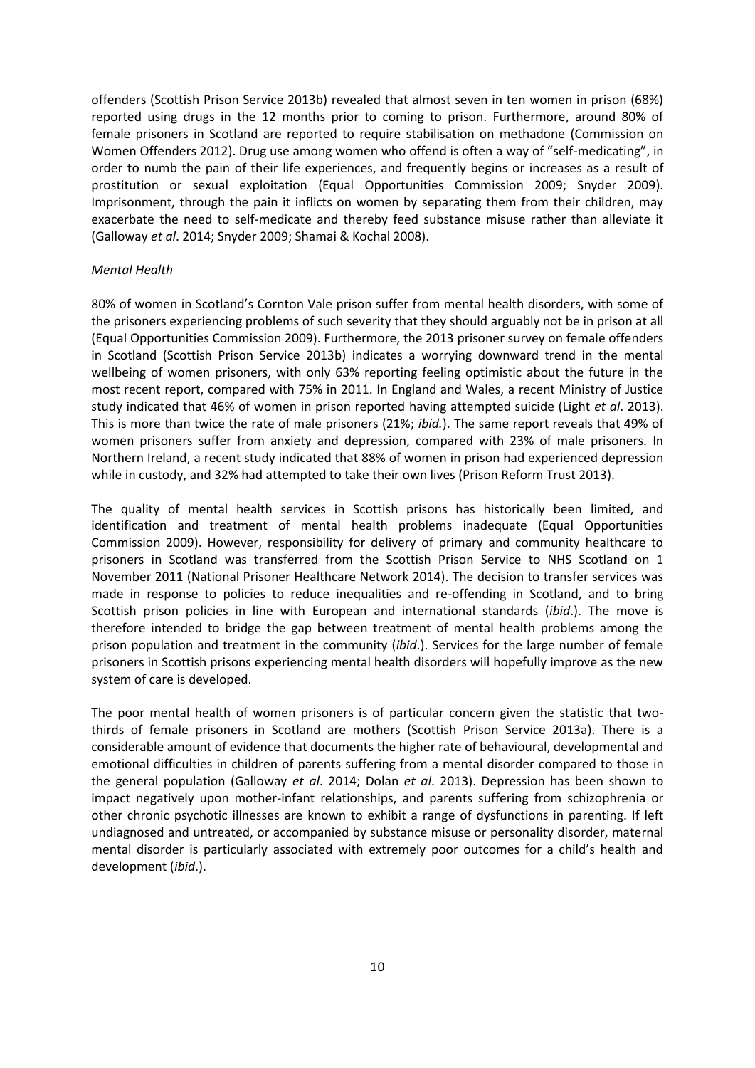offenders (Scottish Prison Service 2013b) revealed that almost seven in ten women in prison (68%) reported using drugs in the 12 months prior to coming to prison. Furthermore, around 80% of female prisoners in Scotland are reported to require stabilisation on methadone (Commission on Women Offenders 2012). Drug use among women who offend is often a way of "self-medicating", in order to numb the pain of their life experiences, and frequently begins or increases as a result of prostitution or sexual exploitation (Equal Opportunities Commission 2009; Snyder 2009). Imprisonment, through the pain it inflicts on women by separating them from their children, may exacerbate the need to self-medicate and thereby feed substance misuse rather than alleviate it (Galloway *et al*. 2014; Snyder 2009; Shamai & Kochal 2008).

*Mental Health*

80% of women in Scotland's Cornton Vale prison suffer from mental health disorders, with some of the prisoners experiencing problems of such severity that they should arguably not be in prison at all (Equal Opportunities Commission 2009). Furthermore, the 2013 prisoner survey on female offenders in Scotland (Scottish Prison Service 2013b) indicates a worrying downward trend in the mental wellbeing of women prisoners, with only 63% reporting feeling optimistic about the future in the most recent report, compared with 75% in 2011. In England and Wales, a recent Ministry of Justice study indicated that 46% of women in prison reported having attempted suicide (Light *et al*. 2013). This is more than twice the rate of male prisoners (21%; *ibid.*). The same report reveals that 49% of women prisoners suffer from anxiety and depression, compared with 23% of male prisoners. In Northern Ireland, a recent study indicated that 88% of women in prison had experienced depression while in custody, and 32% had attempted to take their own lives (Prison Reform Trust 2013).

The quality of mental health services in Scottish prisons has historically been limited, and identification and treatment of mental health problems inadequate (Equal Opportunities Commission 2009). However, responsibility for delivery of primary and community healthcare to prisoners in Scotland was transferred from the Scottish Prison Service to NHS Scotland on 1 November 2011 (National Prisoner Healthcare Network 2014). The decision to transfer services was made in response to policies to reduce inequalities and re-offending in Scotland, and to bring Scottish prison policies in line with European and international standards (*ibid*.). The move is therefore intended to bridge the gap between treatment of mental health problems among the prison population and treatment in the community (*ibid*.). Services for the large number of female prisoners in Scottish prisons experiencing mental health disorders will hopefully improve as the new system of care is developed.

The poor mental health of women prisoners is of particular concern given the statistic that two-thirds of female prisoners in Scotland are mothers (Scottish Prison Service 2013a). There is a considerable amount of evidence that documents the higher rate of behavioural, developmental and emotional difficulties in children of parents suffering from a mental disorder compared to those in the general population (Galloway *et al*. 2014; Dolan *et al*. 2013). Depression has been shown to impact negatively upon mother-infant relationships, and parents suffering from schizophrenia or other chronic psychotic illnesses are known to exhibit a range of dysfunctions in parenting. If left undiagnosed and untreated, or accompanied by substance misuse or personality disorder, maternal mental disorder is particularly associated with extremely poor outcomes for a child's health and development (*ibid*.).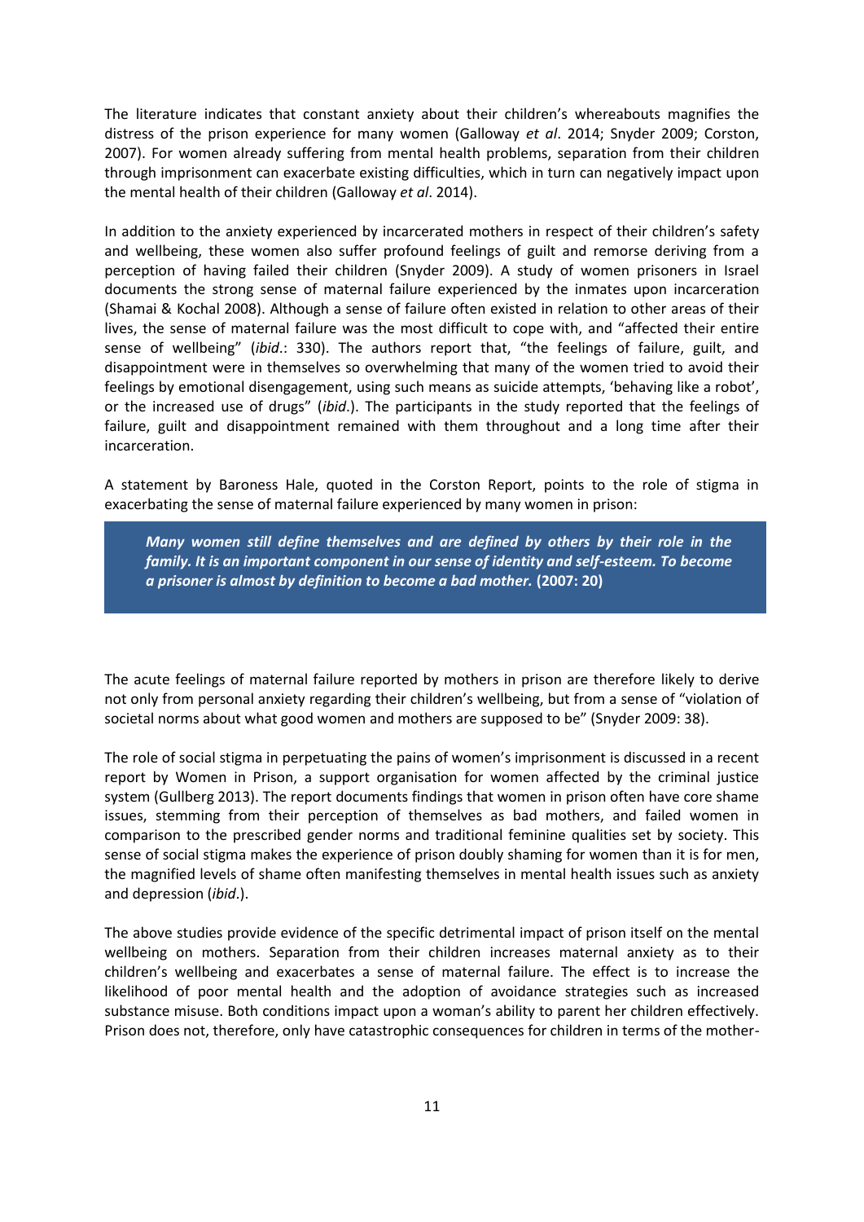The literature indicates that constant anxiety about their children's whereabouts magnifies the distress of the prison experience for many women (Galloway *et al*. 2014; Snyder 2009; Corston, 2007). For women already suffering from mental health problems, separation from their children through imprisonment can exacerbate existing difficulties, which in turn can negatively impact upon the mental health of their children (Galloway *et al*. 2014).

In addition to the anxiety experienced by incarcerated mothers in respect of their children's safety and wellbeing, these women also suffer profound feelings of guilt and remorse deriving from a perception of having failed their children (Snyder 2009). A study of women prisoners in Israel documents the strong sense of maternal failure experienced by the inmates upon incarceration (Shamai & Kochal 2008). Although a sense of failure often existed in relation to other areas of their lives, the sense of maternal failure was the most difficult to cope with, and "affected their entire sense of wellbeing" (*ibid*.: 330). The authors report that, "the feelings of failure, guilt, and disappointment were in themselves so overwhelming that many of the women tried to avoid their feelings by emotional disengagement, using such means as suicide attempts, 'behaving like a robot', or the increased use of drugs" (*ibid*.). The participants in the study reported that the feelings of failure, guilt and disappointment remained with them throughout and a long time after their incarceration.

A statement by Baroness Hale, quoted in the Corston Report, points to the role of stigma in exacerbating the sense of maternal failure experienced by many women in prison:

> ***Many women still define themselves and are defined by others by their role in the family. It is an important component in our sense of identity and self-esteem. To become a prisoner is almost by definition to become a bad mother.*** **(2007: 20)**

The acute feelings of maternal failure reported by mothers in prison are therefore likely to derive not only from personal anxiety regarding their children's wellbeing, but from a sense of "violation of societal norms about what good women and mothers are supposed to be" (Snyder 2009: 38).

The role of social stigma in perpetuating the pains of women's imprisonment is discussed in a recent report by Women in Prison, a support organisation for women affected by the criminal justice system (Gullberg 2013). The report documents findings that women in prison often have core shame issues, stemming from their perception of themselves as bad mothers, and failed women in comparison to the prescribed gender norms and traditional feminine qualities set by society. This sense of social stigma makes the experience of prison doubly shaming for women than it is for men, the magnified levels of shame often manifesting themselves in mental health issues such as anxiety and depression (*ibid*.).

The above studies provide evidence of the specific detrimental impact of prison itself on the mental wellbeing on mothers. Separation from their children increases maternal anxiety as to their children's wellbeing and exacerbates a sense of maternal failure. The effect is to increase the likelihood of poor mental health and the adoption of avoidance strategies such as increased substance misuse. Both conditions impact upon a woman's ability to parent her children effectively. Prison does not, therefore, only have catastrophic consequences for children in terms of the mother-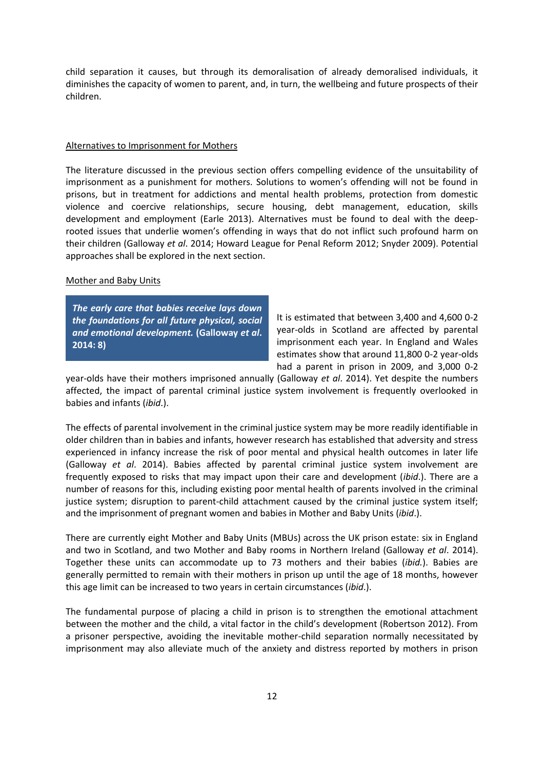child separation it causes, but through its demoralisation of already demoralised individuals, it diminishes the capacity of women to parent, and, in turn, the wellbeing and future prospects of their children.

## Alternatives to Imprisonment for Mothers

The literature discussed in the previous section offers compelling evidence of the unsuitability of imprisonment as a punishment for mothers. Solutions to women's offending will not be found in prisons, but in treatment for addictions and mental health problems, protection from domestic violence and coercive relationships, secure housing, debt management, education, skills development and employment (Earle 2013). Alternatives must be found to deal with the deep-rooted issues that underlie women's offending in ways that do not inflict such profound harm on their children (Galloway *et al*. 2014; Howard League for Penal Reform 2012; Snyder 2009). Potential approaches shall be explored in the next section.

### Mother and Baby Units

> ***The early care that babies receive lays down the foundations for all future physical, social and emotional development.*** **(Galloway *et al*. 2014: 8)**

It is estimated that between 3,400 and 4,600 0-2 year-olds in Scotland are affected by parental imprisonment each year. In England and Wales estimates show that around 11,800 0-2 year-olds had a parent in prison in 2009, and 3,000 0-2 year-olds have their mothers imprisoned annually (Galloway *et al*. 2014). Yet despite the numbers affected, the impact of parental criminal justice system involvement is frequently overlooked in babies and infants (*ibid*.).

The effects of parental involvement in the criminal justice system may be more readily identifiable in older children than in babies and infants, however research has established that adversity and stress experienced in infancy increase the risk of poor mental and physical health outcomes in later life (Galloway *et al*. 2014). Babies affected by parental criminal justice system involvement are frequently exposed to risks that may impact upon their care and development (*ibid*.). There are a number of reasons for this, including existing poor mental health of parents involved in the criminal justice system; disruption to parent-child attachment caused by the criminal justice system itself; and the imprisonment of pregnant women and babies in Mother and Baby Units (*ibid*.).

There are currently eight Mother and Baby Units (MBUs) across the UK prison estate: six in England and two in Scotland, and two Mother and Baby rooms in Northern Ireland (Galloway *et al*. 2014). Together these units can accommodate up to 73 mothers and their babies (*ibid*.). Babies are generally permitted to remain with their mothers in prison up until the age of 18 months, however this age limit can be increased to two years in certain circumstances (*ibid*.).

The fundamental purpose of placing a child in prison is to strengthen the emotional attachment between the mother and the child, a vital factor in the child's development (Robertson 2012). From a prisoner perspective, avoiding the inevitable mother-child separation normally necessitated by imprisonment may also alleviate much of the anxiety and distress reported by mothers in prison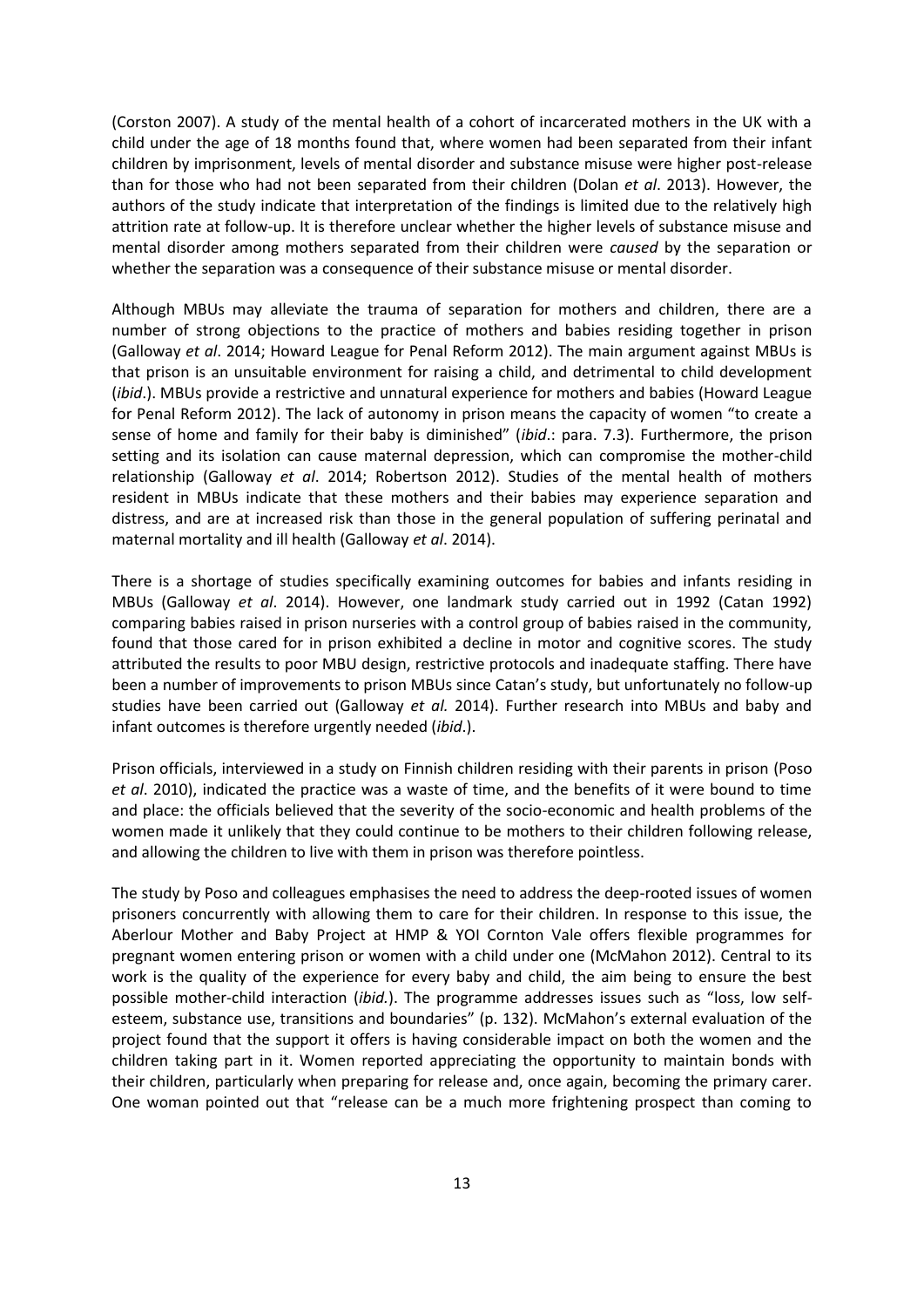(Corston 2007). A study of the mental health of a cohort of incarcerated mothers in the UK with a child under the age of 18 months found that, where women had been separated from their infant children by imprisonment, levels of mental disorder and substance misuse were higher post-release than for those who had not been separated from their children (Dolan *et al*. 2013). However, the authors of the study indicate that interpretation of the findings is limited due to the relatively high attrition rate at follow-up. It is therefore unclear whether the higher levels of substance misuse and mental disorder among mothers separated from their children were *caused* by the separation or whether the separation was a consequence of their substance misuse or mental disorder.

Although MBUs may alleviate the trauma of separation for mothers and children, there are a number of strong objections to the practice of mothers and babies residing together in prison (Galloway *et al*. 2014; Howard League for Penal Reform 2012). The main argument against MBUs is that prison is an unsuitable environment for raising a child, and detrimental to child development (*ibid*.). MBUs provide a restrictive and unnatural experience for mothers and babies (Howard League for Penal Reform 2012). The lack of autonomy in prison means the capacity of women "to create a sense of home and family for their baby is diminished" (*ibid*.: para. 7.3). Furthermore, the prison setting and its isolation can cause maternal depression, which can compromise the mother-child relationship (Galloway *et al*. 2014; Robertson 2012). Studies of the mental health of mothers resident in MBUs indicate that these mothers and their babies may experience separation and distress, and are at increased risk than those in the general population of suffering perinatal and maternal mortality and ill health (Galloway *et al*. 2014).

There is a shortage of studies specifically examining outcomes for babies and infants residing in MBUs (Galloway *et al*. 2014). However, one landmark study carried out in 1992 (Catan 1992) comparing babies raised in prison nurseries with a control group of babies raised in the community, found that those cared for in prison exhibited a decline in motor and cognitive scores. The study attributed the results to poor MBU design, restrictive protocols and inadequate staffing. There have been a number of improvements to prison MBUs since Catan's study, but unfortunately no follow-up studies have been carried out (Galloway *et al.* 2014). Further research into MBUs and baby and infant outcomes is therefore urgently needed (*ibid*.).

Prison officials, interviewed in a study on Finnish children residing with their parents in prison (Poso *et al*. 2010), indicated the practice was a waste of time, and the benefits of it were bound to time and place: the officials believed that the severity of the socio-economic and health problems of the women made it unlikely that they could continue to be mothers to their children following release, and allowing the children to live with them in prison was therefore pointless.

The study by Poso and colleagues emphasises the need to address the deep-rooted issues of women prisoners concurrently with allowing them to care for their children. In response to this issue, the Aberlour Mother and Baby Project at HMP & YOI Cornton Vale offers flexible programmes for pregnant women entering prison or women with a child under one (McMahon 2012). Central to its work is the quality of the experience for every baby and child, the aim being to ensure the best possible mother-child interaction (*ibid.*). The programme addresses issues such as "loss, low self-esteem, substance use, transitions and boundaries" (p. 132). McMahon's external evaluation of the project found that the support it offers is having considerable impact on both the women and the children taking part in it. Women reported appreciating the opportunity to maintain bonds with their children, particularly when preparing for release and, once again, becoming the primary carer. One woman pointed out that "release can be a much more frightening prospect than coming to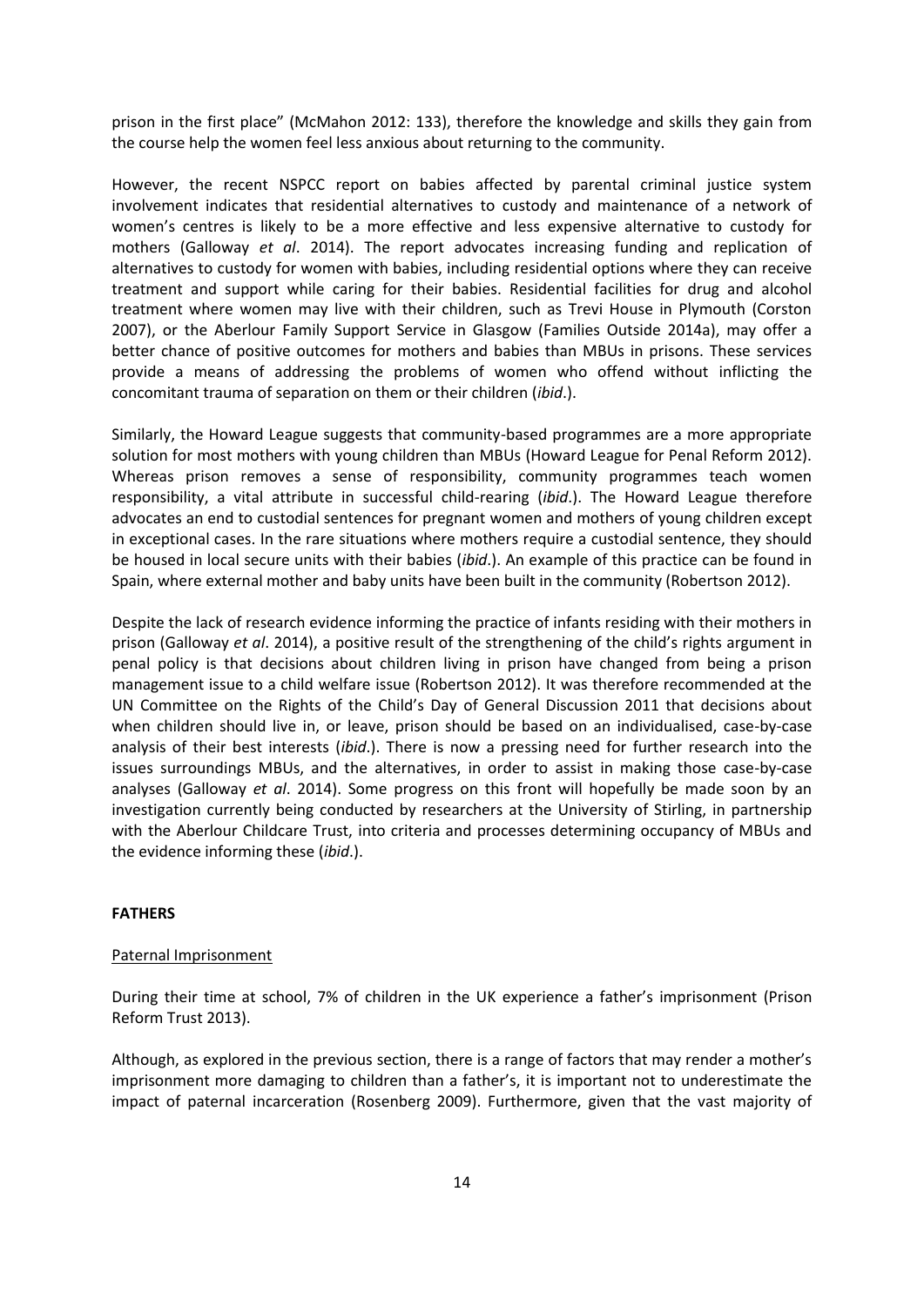prison in the first place" (McMahon 2012: 133), therefore the knowledge and skills they gain from the course help the women feel less anxious about returning to the community.

However, the recent NSPCC report on babies affected by parental criminal justice system involvement indicates that residential alternatives to custody and maintenance of a network of women's centres is likely to be a more effective and less expensive alternative to custody for mothers (Galloway *et al*. 2014). The report advocates increasing funding and replication of alternatives to custody for women with babies, including residential options where they can receive treatment and support while caring for their babies. Residential facilities for drug and alcohol treatment where women may live with their children, such as Trevi House in Plymouth (Corston 2007), or the Aberlour Family Support Service in Glasgow (Families Outside 2014a), may offer a better chance of positive outcomes for mothers and babies than MBUs in prisons. These services provide a means of addressing the problems of women who offend without inflicting the concomitant trauma of separation on them or their children (*ibid*.).

Similarly, the Howard League suggests that community-based programmes are a more appropriate solution for most mothers with young children than MBUs (Howard League for Penal Reform 2012). Whereas prison removes a sense of responsibility, community programmes teach women responsibility, a vital attribute in successful child-rearing (*ibid*.). The Howard League therefore advocates an end to custodial sentences for pregnant women and mothers of young children except in exceptional cases. In the rare situations where mothers require a custodial sentence, they should be housed in local secure units with their babies (*ibid*.). An example of this practice can be found in Spain, where external mother and baby units have been built in the community (Robertson 2012).

Despite the lack of research evidence informing the practice of infants residing with their mothers in prison (Galloway *et al*. 2014), a positive result of the strengthening of the child's rights argument in penal policy is that decisions about children living in prison have changed from being a prison management issue to a child welfare issue (Robertson 2012). It was therefore recommended at the UN Committee on the Rights of the Child's Day of General Discussion 2011 that decisions about when children should live in, or leave, prison should be based on an individualised, case-by-case analysis of their best interests (*ibid*.). There is now a pressing need for further research into the issues surroundings MBUs, and the alternatives, in order to assist in making those case-by-case analyses (Galloway *et al*. 2014). Some progress on this front will hopefully be made soon by an investigation currently being conducted by researchers at the University of Stirling, in partnership with the Aberlour Childcare Trust, into criteria and processes determining occupancy of MBUs and the evidence informing these (*ibid*.).

## FATHERS

### Paternal Imprisonment

During their time at school, 7% of children in the UK experience a father's imprisonment (Prison Reform Trust 2013).

Although, as explored in the previous section, there is a range of factors that may render a mother's imprisonment more damaging to children than a father's, it is important not to underestimate the impact of paternal incarceration (Rosenberg 2009). Furthermore, given that the vast majority of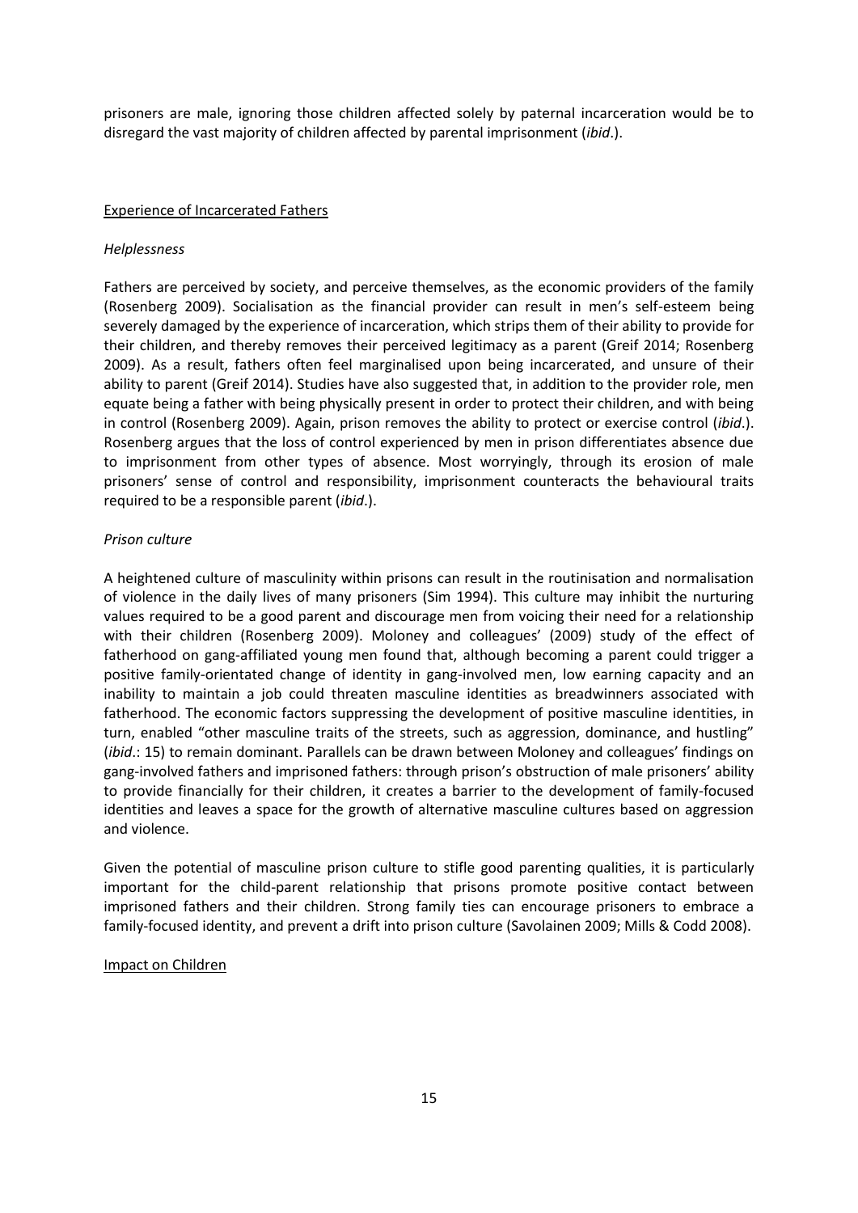prisoners are male, ignoring those children affected solely by paternal incarceration would be to disregard the vast majority of children affected by parental imprisonment (*ibid*.).

## Experience of Incarcerated Fathers

### *Helplessness*

Fathers are perceived by society, and perceive themselves, as the economic providers of the family (Rosenberg 2009). Socialisation as the financial provider can result in men's self-esteem being severely damaged by the experience of incarceration, which strips them of their ability to provide for their children, and thereby removes their perceived legitimacy as a parent (Greif 2014; Rosenberg 2009). As a result, fathers often feel marginalised upon being incarcerated, and unsure of their ability to parent (Greif 2014). Studies have also suggested that, in addition to the provider role, men equate being a father with being physically present in order to protect their children, and with being in control (Rosenberg 2009). Again, prison removes the ability to protect or exercise control (*ibid*.). Rosenberg argues that the loss of control experienced by men in prison differentiates absence due to imprisonment from other types of absence. Most worryingly, through its erosion of male prisoners' sense of control and responsibility, imprisonment counteracts the behavioural traits required to be a responsible parent (*ibid*.).

### *Prison culture*

A heightened culture of masculinity within prisons can result in the routinisation and normalisation of violence in the daily lives of many prisoners (Sim 1994). This culture may inhibit the nurturing values required to be a good parent and discourage men from voicing their need for a relationship with their children (Rosenberg 2009). Moloney and colleagues' (2009) study of the effect of fatherhood on gang-affiliated young men found that, although becoming a parent could trigger a positive family-orientated change of identity in gang-involved men, low earning capacity and an inability to maintain a job could threaten masculine identities as breadwinners associated with fatherhood. The economic factors suppressing the development of positive masculine identities, in turn, enabled "other masculine traits of the streets, such as aggression, dominance, and hustling" (*ibid*.: 15) to remain dominant. Parallels can be drawn between Moloney and colleagues' findings on gang-involved fathers and imprisoned fathers: through prison's obstruction of male prisoners' ability to provide financially for their children, it creates a barrier to the development of family-focused identities and leaves a space for the growth of alternative masculine cultures based on aggression and violence.

Given the potential of masculine prison culture to stifle good parenting qualities, it is particularly important for the child-parent relationship that prisons promote positive contact between imprisoned fathers and their children. Strong family ties can encourage prisoners to embrace a family-focused identity, and prevent a drift into prison culture (Savolainen 2009; Mills & Codd 2008).

## Impact on Children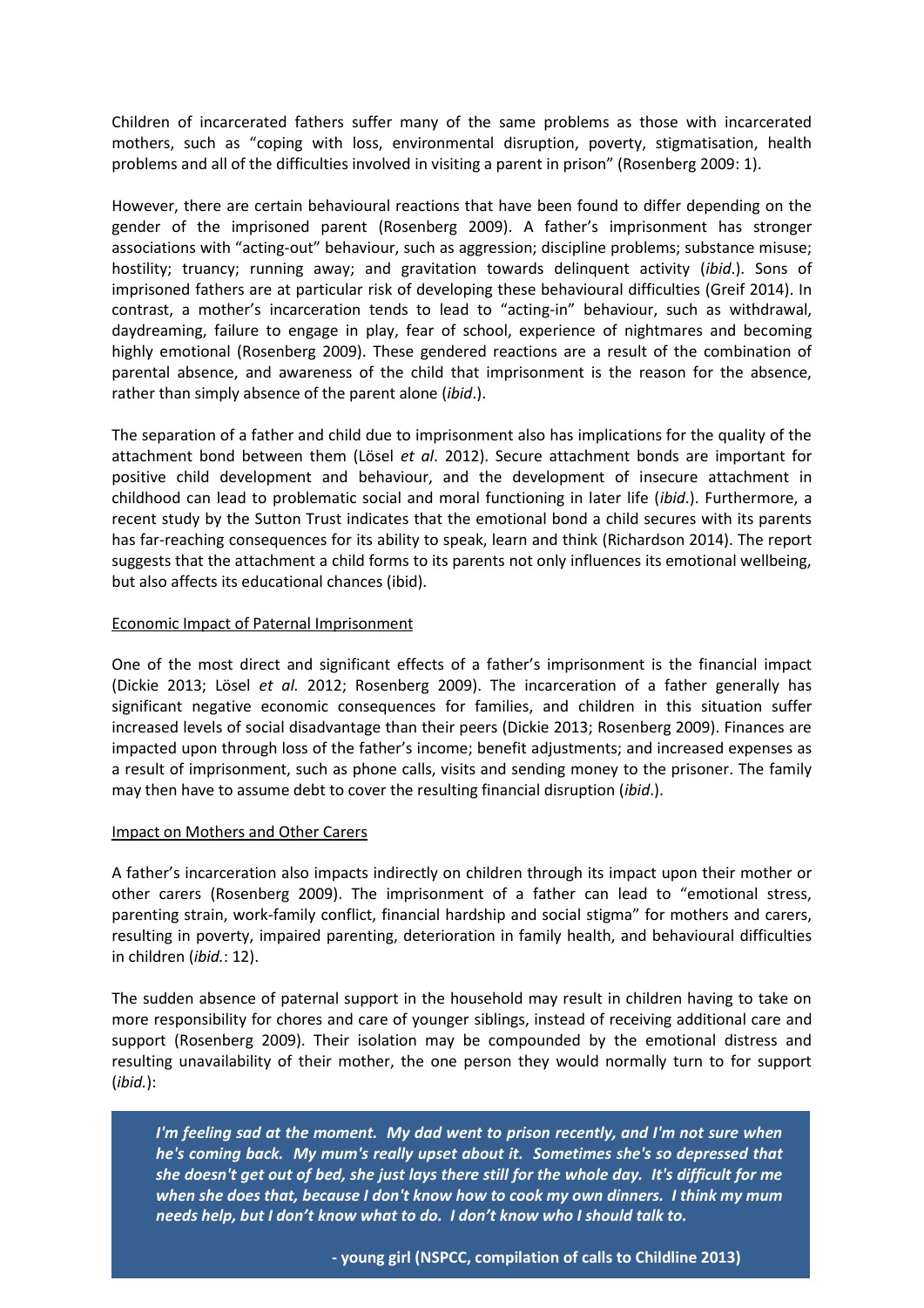Children of incarcerated fathers suffer many of the same problems as those with incarcerated mothers, such as "coping with loss, environmental disruption, poverty, stigmatisation, health problems and all of the difficulties involved in visiting a parent in prison" (Rosenberg 2009: 1).

However, there are certain behavioural reactions that have been found to differ depending on the gender of the imprisoned parent (Rosenberg 2009). A father's imprisonment has stronger associations with "acting-out" behaviour, such as aggression; discipline problems; substance misuse; hostility; truancy; running away; and gravitation towards delinquent activity (*ibid*.). Sons of imprisoned fathers are at particular risk of developing these behavioural difficulties (Greif 2014). In contrast, a mother's incarceration tends to lead to "acting-in" behaviour, such as withdrawal, daydreaming, failure to engage in play, fear of school, experience of nightmares and becoming highly emotional (Rosenberg 2009). These gendered reactions are a result of the combination of parental absence, and awareness of the child that imprisonment is the reason for the absence, rather than simply absence of the parent alone (*ibid*.).

The separation of a father and child due to imprisonment also has implications for the quality of the attachment bond between them (Lösel *et al*. 2012). Secure attachment bonds are important for positive child development and behaviour, and the development of insecure attachment in childhood can lead to problematic social and moral functioning in later life (*ibid*.). Furthermore, a recent study by the Sutton Trust indicates that the emotional bond a child secures with its parents has far-reaching consequences for its ability to speak, learn and think (Richardson 2014). The report suggests that the attachment a child forms to its parents not only influences its emotional wellbeing, but also affects its educational chances (ibid).

<u>Economic Impact of Paternal Imprisonment</u>

One of the most direct and significant effects of a father's imprisonment is the financial impact (Dickie 2013; Lösel *et al.* 2012; Rosenberg 2009). The incarceration of a father generally has significant negative economic consequences for families, and children in this situation suffer increased levels of social disadvantage than their peers (Dickie 2013; Rosenberg 2009). Finances are impacted upon through loss of the father's income; benefit adjustments; and increased expenses as a result of imprisonment, such as phone calls, visits and sending money to the prisoner. The family may then have to assume debt to cover the resulting financial disruption (*ibid*.).

<u>Impact on Mothers and Other Carers</u>

A father's incarceration also impacts indirectly on children through its impact upon their mother or other carers (Rosenberg 2009). The imprisonment of a father can lead to "emotional stress, parenting strain, work-family conflict, financial hardship and social stigma" for mothers and carers, resulting in poverty, impaired parenting, deterioration in family health, and behavioural difficulties in children (*ibid.*: 12).

The sudden absence of paternal support in the household may result in children having to take on more responsibility for chores and care of younger siblings, instead of receiving additional care and support (Rosenberg 2009). Their isolation may be compounded by the emotional distress and resulting unavailability of their mother, the one person they would normally turn to for support (*ibid.*):

> ***I'm feeling sad at the moment. My dad went to prison recently, and I'm not sure when he's coming back. My mum's really upset about it. Sometimes she's so depressed that she doesn't get out of bed, she just lays there still for the whole day. It's difficult for me when she does that, because I don't know how to cook my own dinners. I think my mum needs help, but I don't know what to do. I don't know who I should talk to.***
>
> **- young girl (NSPCC, compilation of calls to Childline 2013)**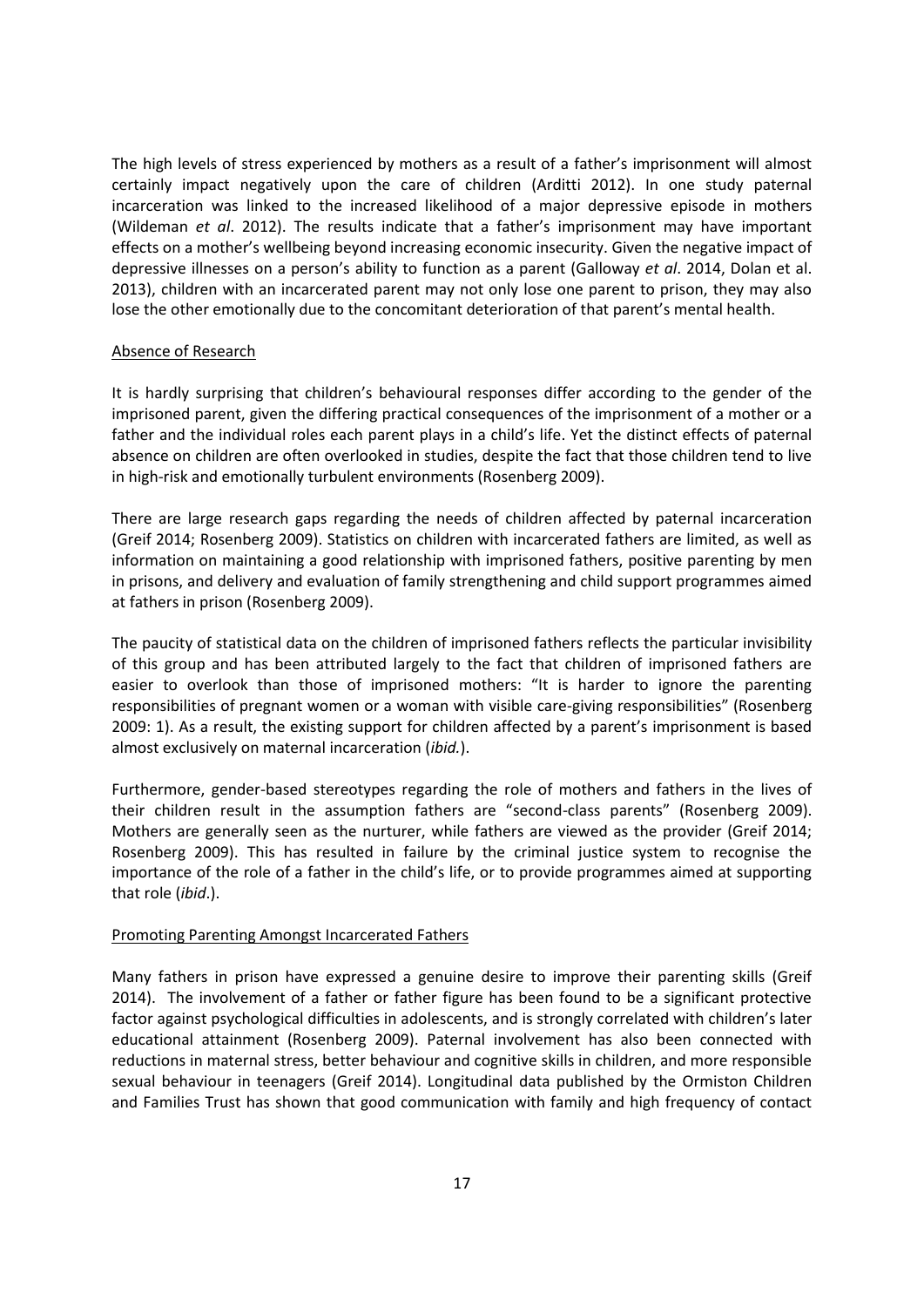The high levels of stress experienced by mothers as a result of a father's imprisonment will almost certainly impact negatively upon the care of children (Arditti 2012). In one study paternal incarceration was linked to the increased likelihood of a major depressive episode in mothers (Wildeman *et al*. 2012). The results indicate that a father's imprisonment may have important effects on a mother's wellbeing beyond increasing economic insecurity. Given the negative impact of depressive illnesses on a person's ability to function as a parent (Galloway *et al*. 2014, Dolan et al. 2013), children with an incarcerated parent may not only lose one parent to prison, they may also lose the other emotionally due to the concomitant deterioration of that parent's mental health.

## Absence of Research

It is hardly surprising that children's behavioural responses differ according to the gender of the imprisoned parent, given the differing practical consequences of the imprisonment of a mother or a father and the individual roles each parent plays in a child's life. Yet the distinct effects of paternal absence on children are often overlooked in studies, despite the fact that those children tend to live in high-risk and emotionally turbulent environments (Rosenberg 2009).

There are large research gaps regarding the needs of children affected by paternal incarceration (Greif 2014; Rosenberg 2009). Statistics on children with incarcerated fathers are limited, as well as information on maintaining a good relationship with imprisoned fathers, positive parenting by men in prisons, and delivery and evaluation of family strengthening and child support programmes aimed at fathers in prison (Rosenberg 2009).

The paucity of statistical data on the children of imprisoned fathers reflects the particular invisibility of this group and has been attributed largely to the fact that children of imprisoned fathers are easier to overlook than those of imprisoned mothers: "It is harder to ignore the parenting responsibilities of pregnant women or a woman with visible care-giving responsibilities" (Rosenberg 2009: 1). As a result, the existing support for children affected by a parent's imprisonment is based almost exclusively on maternal incarceration (*ibid.*).

Furthermore, gender-based stereotypes regarding the role of mothers and fathers in the lives of their children result in the assumption fathers are "second-class parents" (Rosenberg 2009). Mothers are generally seen as the nurturer, while fathers are viewed as the provider (Greif 2014; Rosenberg 2009). This has resulted in failure by the criminal justice system to recognise the importance of the role of a father in the child's life, or to provide programmes aimed at supporting that role (*ibid*.).

## Promoting Parenting Amongst Incarcerated Fathers

Many fathers in prison have expressed a genuine desire to improve their parenting skills (Greif 2014). The involvement of a father or father figure has been found to be a significant protective factor against psychological difficulties in adolescents, and is strongly correlated with children's later educational attainment (Rosenberg 2009). Paternal involvement has also been connected with reductions in maternal stress, better behaviour and cognitive skills in children, and more responsible sexual behaviour in teenagers (Greif 2014). Longitudinal data published by the Ormiston Children and Families Trust has shown that good communication with family and high frequency of contact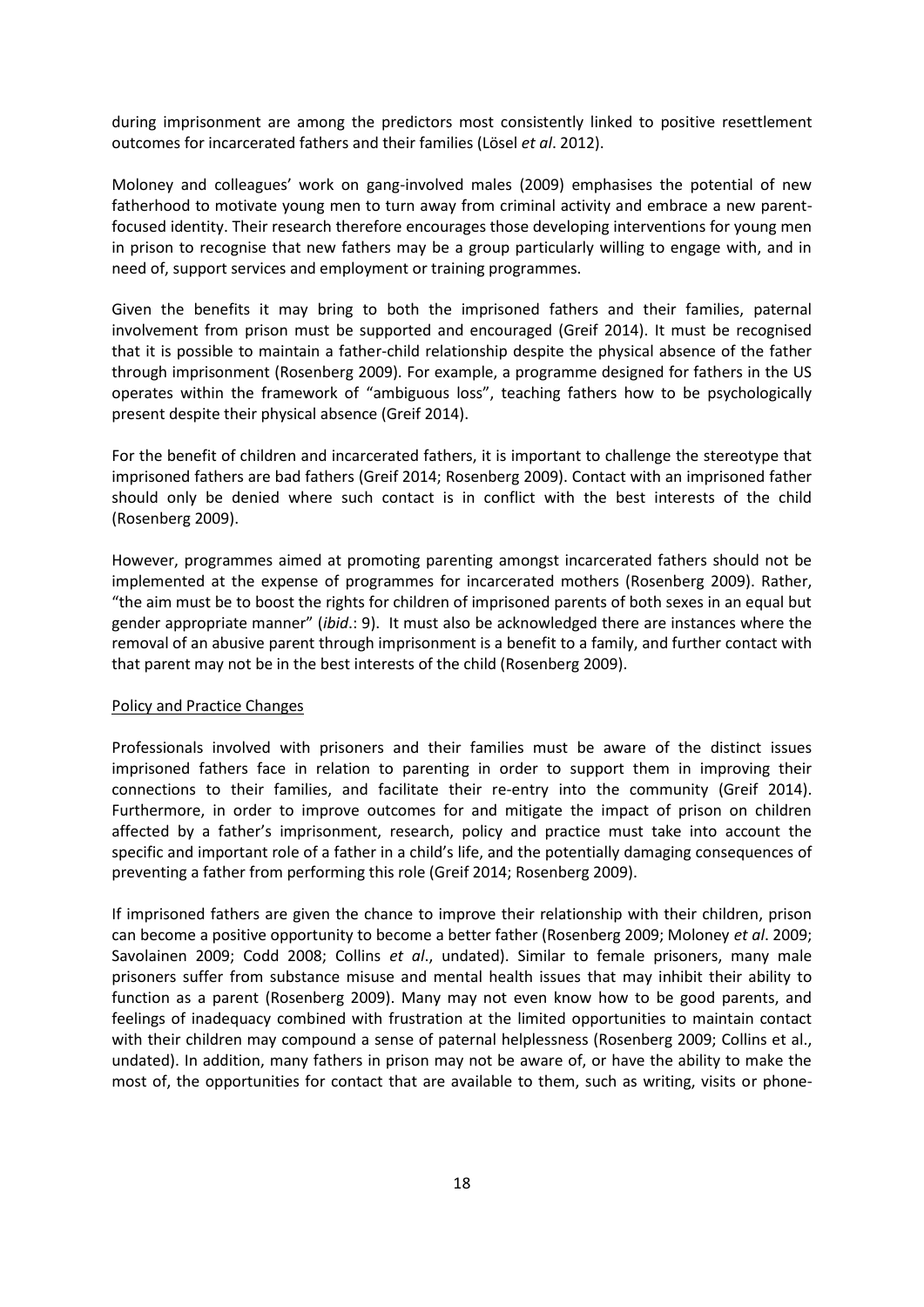during imprisonment are among the predictors most consistently linked to positive resettlement outcomes for incarcerated fathers and their families (Lösel *et al*. 2012).

Moloney and colleagues' work on gang-involved males (2009) emphasises the potential of new fatherhood to motivate young men to turn away from criminal activity and embrace a new parent-focused identity. Their research therefore encourages those developing interventions for young men in prison to recognise that new fathers may be a group particularly willing to engage with, and in need of, support services and employment or training programmes.

Given the benefits it may bring to both the imprisoned fathers and their families, paternal involvement from prison must be supported and encouraged (Greif 2014). It must be recognised that it is possible to maintain a father-child relationship despite the physical absence of the father through imprisonment (Rosenberg 2009). For example, a programme designed for fathers in the US operates within the framework of "ambiguous loss", teaching fathers how to be psychologically present despite their physical absence (Greif 2014).

For the benefit of children and incarcerated fathers, it is important to challenge the stereotype that imprisoned fathers are bad fathers (Greif 2014; Rosenberg 2009). Contact with an imprisoned father should only be denied where such contact is in conflict with the best interests of the child (Rosenberg 2009).

However, programmes aimed at promoting parenting amongst incarcerated fathers should not be implemented at the expense of programmes for incarcerated mothers (Rosenberg 2009). Rather, "the aim must be to boost the rights for children of imprisoned parents of both sexes in an equal but gender appropriate manner" (*ibid*.: 9). It must also be acknowledged there are instances where the removal of an abusive parent through imprisonment is a benefit to a family, and further contact with that parent may not be in the best interests of the child (Rosenberg 2009).

<u>Policy and Practice Changes</u>

Professionals involved with prisoners and their families must be aware of the distinct issues imprisoned fathers face in relation to parenting in order to support them in improving their connections to their families, and facilitate their re-entry into the community (Greif 2014). Furthermore, in order to improve outcomes for and mitigate the impact of prison on children affected by a father's imprisonment, research, policy and practice must take into account the specific and important role of a father in a child's life, and the potentially damaging consequences of preventing a father from performing this role (Greif 2014; Rosenberg 2009).

If imprisoned fathers are given the chance to improve their relationship with their children, prison can become a positive opportunity to become a better father (Rosenberg 2009; Moloney *et al*. 2009; Savolainen 2009; Codd 2008; Collins *et al*., undated). Similar to female prisoners, many male prisoners suffer from substance misuse and mental health issues that may inhibit their ability to function as a parent (Rosenberg 2009). Many may not even know how to be good parents, and feelings of inadequacy combined with frustration at the limited opportunities to maintain contact with their children may compound a sense of paternal helplessness (Rosenberg 2009; Collins et al., undated). In addition, many fathers in prison may not be aware of, or have the ability to make the most of, the opportunities for contact that are available to them, such as writing, visits or phone-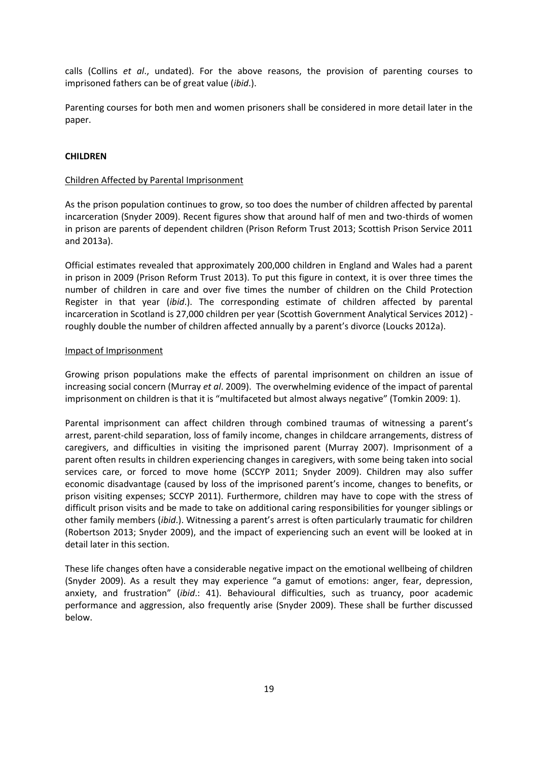calls (Collins *et al*., undated). For the above reasons, the provision of parenting courses to imprisoned fathers can be of great value (*ibid*.).

Parenting courses for both men and women prisoners shall be considered in more detail later in the paper.

## CHILDREN

### Children Affected by Parental Imprisonment

As the prison population continues to grow, so too does the number of children affected by parental incarceration (Snyder 2009). Recent figures show that around half of men and two-thirds of women in prison are parents of dependent children (Prison Reform Trust 2013; Scottish Prison Service 2011 and 2013a).

Official estimates revealed that approximately 200,000 children in England and Wales had a parent in prison in 2009 (Prison Reform Trust 2013). To put this figure in context, it is over three times the number of children in care and over five times the number of children on the Child Protection Register in that year (*ibid*.). The corresponding estimate of children affected by parental incarceration in Scotland is 27,000 children per year (Scottish Government Analytical Services 2012) - roughly double the number of children affected annually by a parent's divorce (Loucks 2012a).

### Impact of Imprisonment

Growing prison populations make the effects of parental imprisonment on children an issue of increasing social concern (Murray *et al*. 2009). The overwhelming evidence of the impact of parental imprisonment on children is that it is "multifaceted but almost always negative" (Tomkin 2009: 1).

Parental imprisonment can affect children through combined traumas of witnessing a parent's arrest, parent-child separation, loss of family income, changes in childcare arrangements, distress of caregivers, and difficulties in visiting the imprisoned parent (Murray 2007). Imprisonment of a parent often results in children experiencing changes in caregivers, with some being taken into social services care, or forced to move home (SCCYP 2011; Snyder 2009). Children may also suffer economic disadvantage (caused by loss of the imprisoned parent's income, changes to benefits, or prison visiting expenses; SCCYP 2011). Furthermore, children may have to cope with the stress of difficult prison visits and be made to take on additional caring responsibilities for younger siblings or other family members (*ibid*.). Witnessing a parent's arrest is often particularly traumatic for children (Robertson 2013; Snyder 2009), and the impact of experiencing such an event will be looked at in detail later in this section.

These life changes often have a considerable negative impact on the emotional wellbeing of children (Snyder 2009). As a result they may experience "a gamut of emotions: anger, fear, depression, anxiety, and frustration" (*ibid*.: 41). Behavioural difficulties, such as truancy, poor academic performance and aggression, also frequently arise (Snyder 2009). These shall be further discussed below.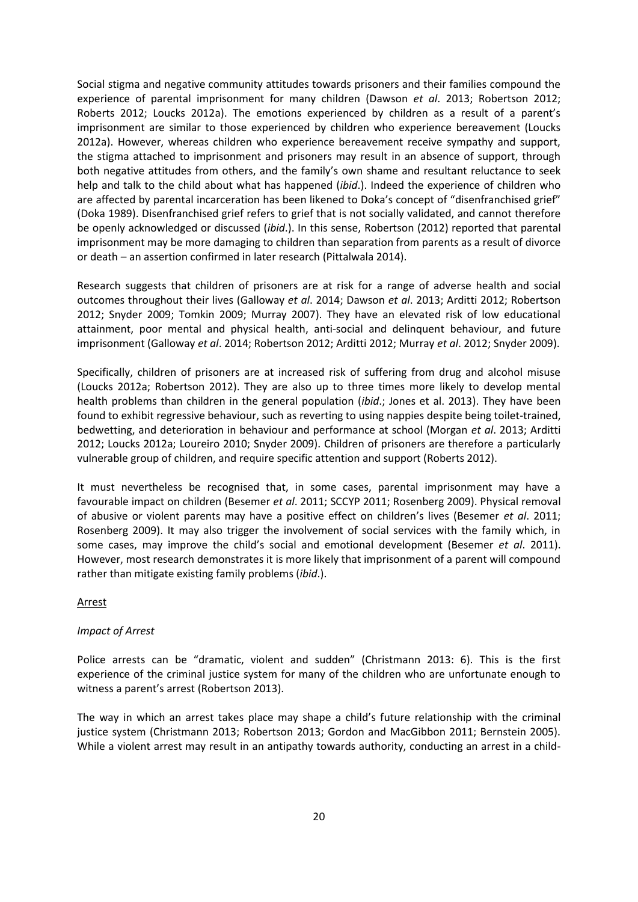Social stigma and negative community attitudes towards prisoners and their families compound the experience of parental imprisonment for many children (Dawson *et al*. 2013; Robertson 2012; Roberts 2012; Loucks 2012a). The emotions experienced by children as a result of a parent's imprisonment are similar to those experienced by children who experience bereavement (Loucks 2012a). However, whereas children who experience bereavement receive sympathy and support, the stigma attached to imprisonment and prisoners may result in an absence of support, through both negative attitudes from others, and the family's own shame and resultant reluctance to seek help and talk to the child about what has happened (*ibid*.). Indeed the experience of children who are affected by parental incarceration has been likened to Doka's concept of "disenfranchised grief" (Doka 1989). Disenfranchised grief refers to grief that is not socially validated, and cannot therefore be openly acknowledged or discussed (*ibid*.). In this sense, Robertson (2012) reported that parental imprisonment may be more damaging to children than separation from parents as a result of divorce or death – an assertion confirmed in later research (Pittalwala 2014).

Research suggests that children of prisoners are at risk for a range of adverse health and social outcomes throughout their lives (Galloway *et al*. 2014; Dawson *et al*. 2013; Arditti 2012; Robertson 2012; Snyder 2009; Tomkin 2009; Murray 2007). They have an elevated risk of low educational attainment, poor mental and physical health, anti-social and delinquent behaviour, and future imprisonment (Galloway *et al*. 2014; Robertson 2012; Arditti 2012; Murray *et al*. 2012; Snyder 2009).

Specifically, children of prisoners are at increased risk of suffering from drug and alcohol misuse (Loucks 2012a; Robertson 2012). They are also up to three times more likely to develop mental health problems than children in the general population (*ibid*.; Jones et al. 2013). They have been found to exhibit regressive behaviour, such as reverting to using nappies despite being toilet-trained, bedwetting, and deterioration in behaviour and performance at school (Morgan *et al*. 2013; Arditti 2012; Loucks 2012a; Loureiro 2010; Snyder 2009). Children of prisoners are therefore a particularly vulnerable group of children, and require specific attention and support (Roberts 2012).

It must nevertheless be recognised that, in some cases, parental imprisonment may have a favourable impact on children (Besemer *et al*. 2011; SCCYP 2011; Rosenberg 2009). Physical removal of abusive or violent parents may have a positive effect on children's lives (Besemer *et al*. 2011; Rosenberg 2009). It may also trigger the involvement of social services with the family which, in some cases, may improve the child's social and emotional development (Besemer *et al*. 2011). However, most research demonstrates it is more likely that imprisonment of a parent will compound rather than mitigate existing family problems (*ibid*.).

## Arrest

### *Impact of Arrest*

Police arrests can be "dramatic, violent and sudden" (Christmann 2013: 6). This is the first experience of the criminal justice system for many of the children who are unfortunate enough to witness a parent's arrest (Robertson 2013).

The way in which an arrest takes place may shape a child's future relationship with the criminal justice system (Christmann 2013; Robertson 2013; Gordon and MacGibbon 2011; Bernstein 2005). While a violent arrest may result in an antipathy towards authority, conducting an arrest in a child-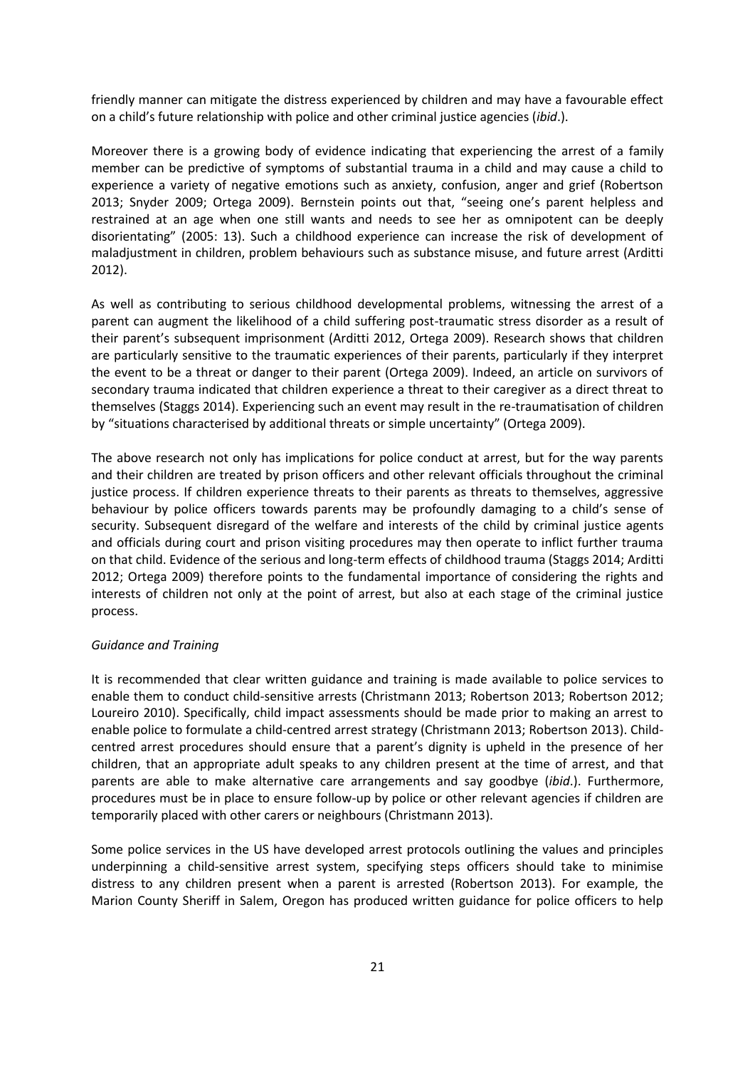friendly manner can mitigate the distress experienced by children and may have a favourable effect on a child's future relationship with police and other criminal justice agencies (*ibid*.).

Moreover there is a growing body of evidence indicating that experiencing the arrest of a family member can be predictive of symptoms of substantial trauma in a child and may cause a child to experience a variety of negative emotions such as anxiety, confusion, anger and grief (Robertson 2013; Snyder 2009; Ortega 2009). Bernstein points out that, "seeing one's parent helpless and restrained at an age when one still wants and needs to see her as omnipotent can be deeply disorientating" (2005: 13). Such a childhood experience can increase the risk of development of maladjustment in children, problem behaviours such as substance misuse, and future arrest (Arditti 2012).

As well as contributing to serious childhood developmental problems, witnessing the arrest of a parent can augment the likelihood of a child suffering post-traumatic stress disorder as a result of their parent's subsequent imprisonment (Arditti 2012, Ortega 2009). Research shows that children are particularly sensitive to the traumatic experiences of their parents, particularly if they interpret the event to be a threat or danger to their parent (Ortega 2009). Indeed, an article on survivors of secondary trauma indicated that children experience a threat to their caregiver as a direct threat to themselves (Staggs 2014). Experiencing such an event may result in the re-traumatisation of children by "situations characterised by additional threats or simple uncertainty" (Ortega 2009).

The above research not only has implications for police conduct at arrest, but for the way parents and their children are treated by prison officers and other relevant officials throughout the criminal justice process. If children experience threats to their parents as threats to themselves, aggressive behaviour by police officers towards parents may be profoundly damaging to a child's sense of security. Subsequent disregard of the welfare and interests of the child by criminal justice agents and officials during court and prison visiting procedures may then operate to inflict further trauma on that child. Evidence of the serious and long-term effects of childhood trauma (Staggs 2014; Arditti 2012; Ortega 2009) therefore points to the fundamental importance of considering the rights and interests of children not only at the point of arrest, but also at each stage of the criminal justice process.

*Guidance and Training*

It is recommended that clear written guidance and training is made available to police services to enable them to conduct child-sensitive arrests (Christmann 2013; Robertson 2013; Robertson 2012; Loureiro 2010). Specifically, child impact assessments should be made prior to making an arrest to enable police to formulate a child-centred arrest strategy (Christmann 2013; Robertson 2013). Child-centred arrest procedures should ensure that a parent's dignity is upheld in the presence of her children, that an appropriate adult speaks to any children present at the time of arrest, and that parents are able to make alternative care arrangements and say goodbye (*ibid*.). Furthermore, procedures must be in place to ensure follow-up by police or other relevant agencies if children are temporarily placed with other carers or neighbours (Christmann 2013).

Some police services in the US have developed arrest protocols outlining the values and principles underpinning a child-sensitive arrest system, specifying steps officers should take to minimise distress to any children present when a parent is arrested (Robertson 2013). For example, the Marion County Sheriff in Salem, Oregon has produced written guidance for police officers to help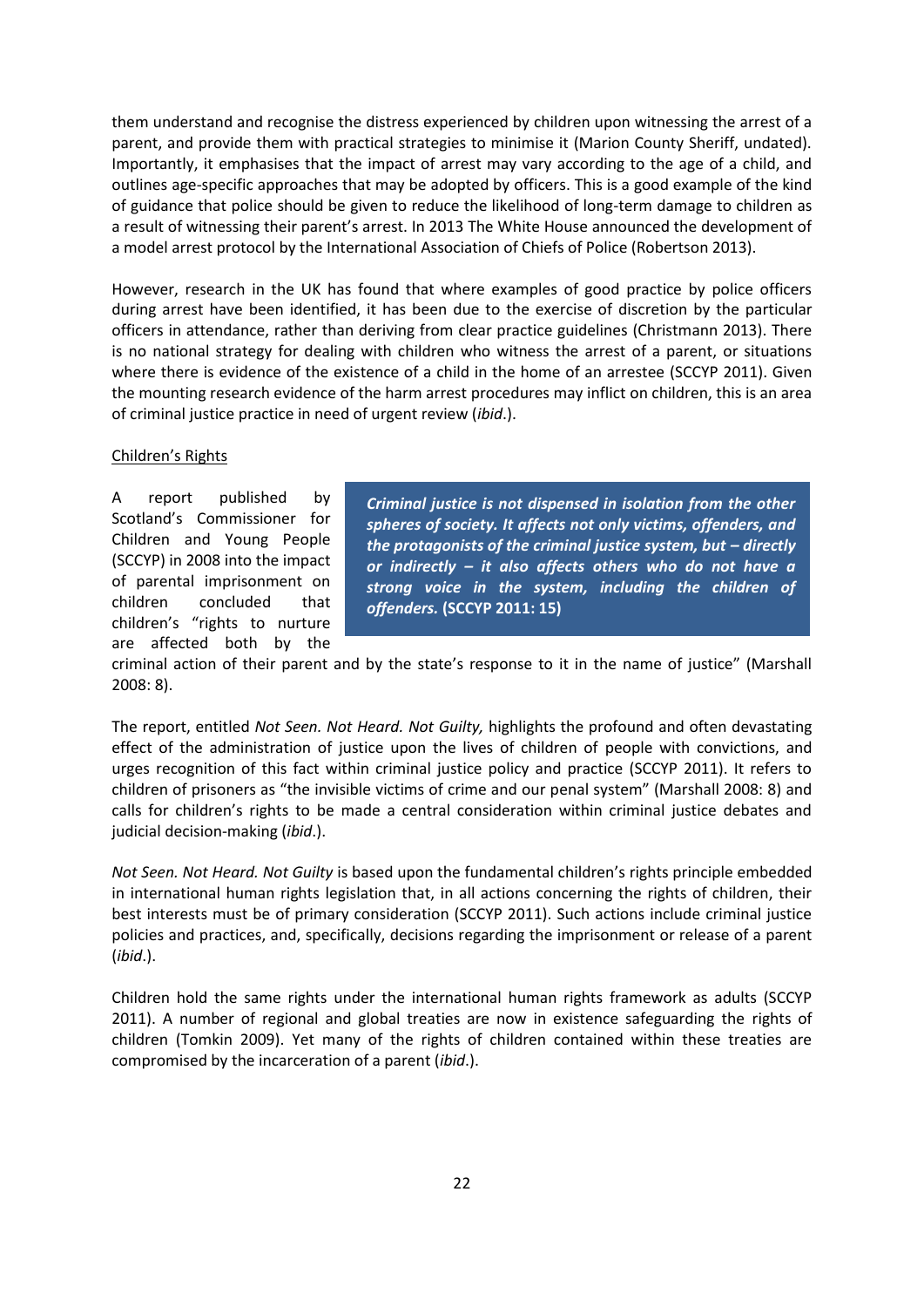them understand and recognise the distress experienced by children upon witnessing the arrest of a parent, and provide them with practical strategies to minimise it (Marion County Sheriff, undated). Importantly, it emphasises that the impact of arrest may vary according to the age of a child, and outlines age-specific approaches that may be adopted by officers. This is a good example of the kind of guidance that police should be given to reduce the likelihood of long-term damage to children as a result of witnessing their parent's arrest. In 2013 The White House announced the development of a model arrest protocol by the International Association of Chiefs of Police (Robertson 2013).

However, research in the UK has found that where examples of good practice by police officers during arrest have been identified, it has been due to the exercise of discretion by the particular officers in attendance, rather than deriving from clear practice guidelines (Christmann 2013). There is no national strategy for dealing with children who witness the arrest of a parent, or situations where there is evidence of the existence of a child in the home of an arrestee (SCCYP 2011). Given the mounting research evidence of the harm arrest procedures may inflict on children, this is an area of criminal justice practice in need of urgent review (*ibid*.).

Children's Rights

> ***Criminal justice is not dispensed in isolation from the other spheres of society. It affects not only victims, offenders, and the protagonists of the criminal justice system, but – directly or indirectly – it also affects others who do not have a strong voice in the system, including the children of offenders.*** **(SCCYP 2011: 15)**

A report published by Scotland's Commissioner for Children and Young People (SCCYP) in 2008 into the impact of parental imprisonment on children concluded that children's "rights to nurture are affected both by the criminal action of their parent and by the state's response to it in the name of justice" (Marshall 2008: 8).

The report, entitled *Not Seen. Not Heard. Not Guilty,* highlights the profound and often devastating effect of the administration of justice upon the lives of children of people with convictions, and urges recognition of this fact within criminal justice policy and practice (SCCYP 2011). It refers to children of prisoners as "the invisible victims of crime and our penal system" (Marshall 2008: 8) and calls for children's rights to be made a central consideration within criminal justice debates and judicial decision-making (*ibid*.).

*Not Seen. Not Heard. Not Guilty* is based upon the fundamental children's rights principle embedded in international human rights legislation that, in all actions concerning the rights of children, their best interests must be of primary consideration (SCCYP 2011). Such actions include criminal justice policies and practices, and, specifically, decisions regarding the imprisonment or release of a parent (*ibid*.).

Children hold the same rights under the international human rights framework as adults (SCCYP 2011). A number of regional and global treaties are now in existence safeguarding the rights of children (Tomkin 2009). Yet many of the rights of children contained within these treaties are compromised by the incarceration of a parent (*ibid*.).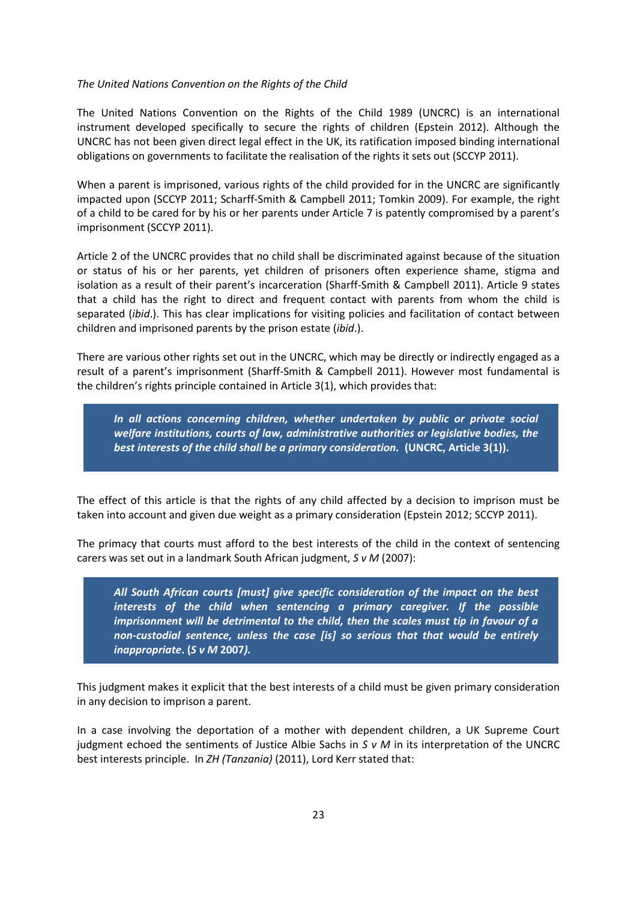*The United Nations Convention on the Rights of the Child*

The United Nations Convention on the Rights of the Child 1989 (UNCRC) is an international instrument developed specifically to secure the rights of children (Epstein 2012). Although the UNCRC has not been given direct legal effect in the UK, its ratification imposed binding international obligations on governments to facilitate the realisation of the rights it sets out (SCCYP 2011).

When a parent is imprisoned, various rights of the child provided for in the UNCRC are significantly impacted upon (SCCYP 2011; Scharff-Smith & Campbell 2011; Tomkin 2009). For example, the right of a child to be cared for by his or her parents under Article 7 is patently compromised by a parent's imprisonment (SCCYP 2011).

Article 2 of the UNCRC provides that no child shall be discriminated against because of the situation or status of his or her parents, yet children of prisoners often experience shame, stigma and isolation as a result of their parent's incarceration (Sharff-Smith & Campbell 2011). Article 9 states that a child has the right to direct and frequent contact with parents from whom the child is separated (*ibid*.). This has clear implications for visiting policies and facilitation of contact between children and imprisoned parents by the prison estate (*ibid*.).

There are various other rights set out in the UNCRC, which may be directly or indirectly engaged as a result of a parent's imprisonment (Sharff-Smith & Campbell 2011). However most fundamental is the children's rights principle contained in Article 3(1), which provides that:

> ***In all actions concerning children, whether undertaken by public or private social welfare institutions, courts of law, administrative authorities or legislative bodies, the best interests of the child shall be a primary consideration.*** **(UNCRC, Article 3(1)).**

The effect of this article is that the rights of any child affected by a decision to imprison must be taken into account and given due weight as a primary consideration (Epstein 2012; SCCYP 2011).

The primacy that courts must afford to the best interests of the child in the context of sentencing carers was set out in a landmark South African judgment, *S v M* (2007):

> ***All South African courts [must] give specific consideration of the impact on the best interests of the child when sentencing a primary caregiver. If the possible imprisonment will be detrimental to the child, then the scales must tip in favour of a non-custodial sentence, unless the case [is] so serious that that would be entirely inappropriate*. (*S v M* 2007*).***

This judgment makes it explicit that the best interests of a child must be given primary consideration in any decision to imprison a parent.

In a case involving the deportation of a mother with dependent children, a UK Supreme Court judgment echoed the sentiments of Justice Albie Sachs in *S v M* in its interpretation of the UNCRC best interests principle. In *ZH (Tanzania)* (2011), Lord Kerr stated that: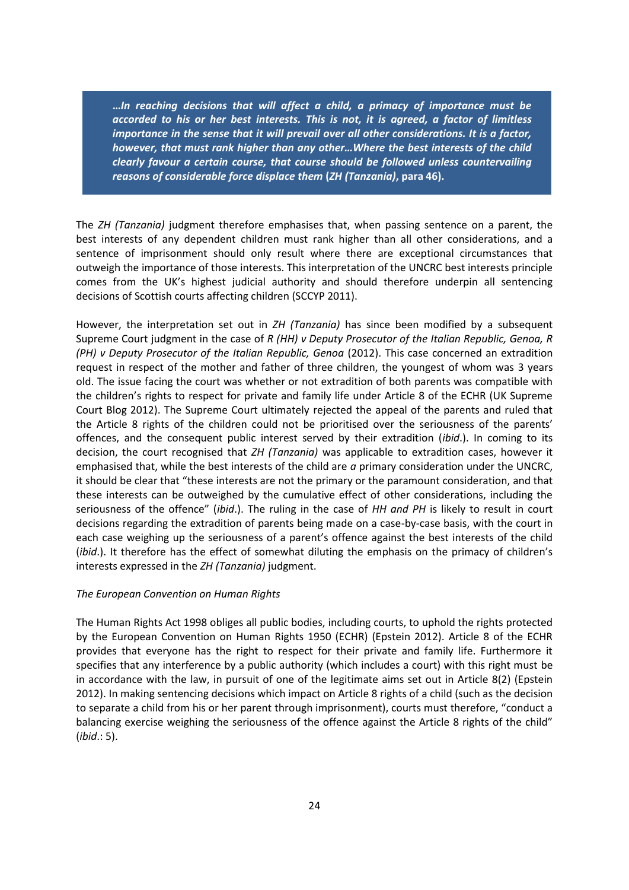> ***…In reaching decisions that will affect a child, a primacy of importance must be accorded to his or her best interests. This is not, it is agreed, a factor of limitless importance in the sense that it will prevail over all other considerations. It is a factor, however, that must rank higher than any other…Where the best interests of the child clearly favour a certain course, that course should be followed unless countervailing reasons of considerable force displace them* (*ZH (Tanzania)*, para 46).**

The *ZH (Tanzania)* judgment therefore emphasises that, when passing sentence on a parent, the best interests of any dependent children must rank higher than all other considerations, and a sentence of imprisonment should only result where there are exceptional circumstances that outweigh the importance of those interests. This interpretation of the UNCRC best interests principle comes from the UK's highest judicial authority and should therefore underpin all sentencing decisions of Scottish courts affecting children (SCCYP 2011).

However, the interpretation set out in *ZH (Tanzania)* has since been modified by a subsequent Supreme Court judgment in the case of *R (HH) v Deputy Prosecutor of the Italian Republic, Genoa, R (PH) v Deputy Prosecutor of the Italian Republic, Genoa* (2012). This case concerned an extradition request in respect of the mother and father of three children, the youngest of whom was 3 years old. The issue facing the court was whether or not extradition of both parents was compatible with the children's rights to respect for private and family life under Article 8 of the ECHR (UK Supreme Court Blog 2012). The Supreme Court ultimately rejected the appeal of the parents and ruled that the Article 8 rights of the children could not be prioritised over the seriousness of the parents' offences, and the consequent public interest served by their extradition (*ibid*.). In coming to its decision, the court recognised that *ZH (Tanzania)* was applicable to extradition cases, however it emphasised that, while the best interests of the child are *a* primary consideration under the UNCRC, it should be clear that "these interests are not the primary or the paramount consideration, and that these interests can be outweighed by the cumulative effect of other considerations, including the seriousness of the offence" (*ibid*.). The ruling in the case of *HH and PH* is likely to result in court decisions regarding the extradition of parents being made on a case-by-case basis, with the court in each case weighing up the seriousness of a parent's offence against the best interests of the child (*ibid*.). It therefore has the effect of somewhat diluting the emphasis on the primacy of children's interests expressed in the *ZH (Tanzania)* judgment.

*The European Convention on Human Rights*

The Human Rights Act 1998 obliges all public bodies, including courts, to uphold the rights protected by the European Convention on Human Rights 1950 (ECHR) (Epstein 2012). Article 8 of the ECHR provides that everyone has the right to respect for their private and family life. Furthermore it specifies that any interference by a public authority (which includes a court) with this right must be in accordance with the law, in pursuit of one of the legitimate aims set out in Article 8(2) (Epstein 2012). In making sentencing decisions which impact on Article 8 rights of a child (such as the decision to separate a child from his or her parent through imprisonment), courts must therefore, "conduct a balancing exercise weighing the seriousness of the offence against the Article 8 rights of the child" (*ibid*.: 5).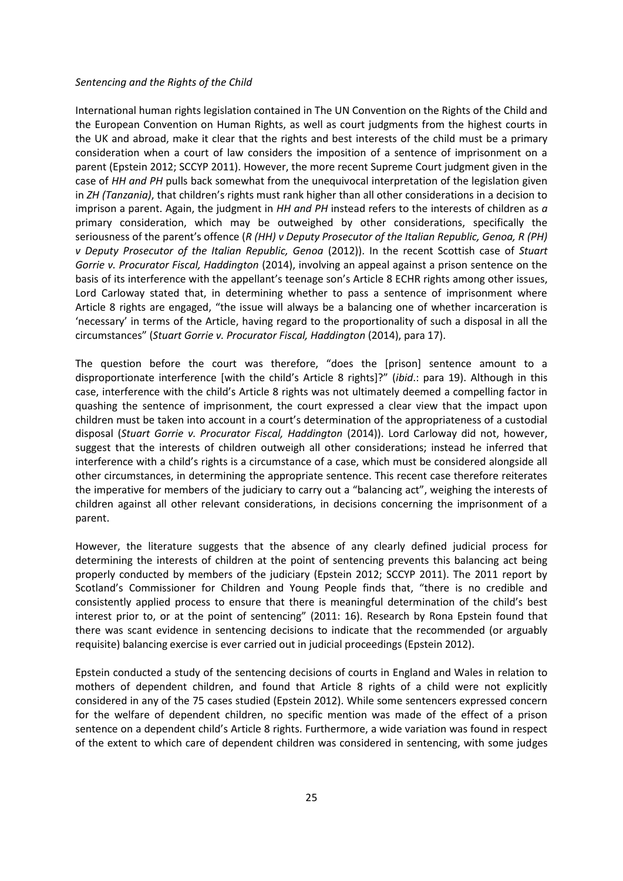*Sentencing and the Rights of the Child*

International human rights legislation contained in The UN Convention on the Rights of the Child and the European Convention on Human Rights, as well as court judgments from the highest courts in the UK and abroad, make it clear that the rights and best interests of the child must be a primary consideration when a court of law considers the imposition of a sentence of imprisonment on a parent (Epstein 2012; SCCYP 2011). However, the more recent Supreme Court judgment given in the case of *HH and PH* pulls back somewhat from the unequivocal interpretation of the legislation given in *ZH (Tanzania)*, that children's rights must rank higher than all other considerations in a decision to imprison a parent. Again, the judgment in *HH and PH* instead refers to the interests of children as *a* primary consideration, which may be outweighed by other considerations, specifically the seriousness of the parent's offence (*R (HH) v Deputy Prosecutor of the Italian Republic, Genoa, R (PH) v Deputy Prosecutor of the Italian Republic, Genoa* (2012)). In the recent Scottish case of *Stuart Gorrie v. Procurator Fiscal, Haddington* (2014), involving an appeal against a prison sentence on the basis of its interference with the appellant's teenage son's Article 8 ECHR rights among other issues, Lord Carloway stated that, in determining whether to pass a sentence of imprisonment where Article 8 rights are engaged, "the issue will always be a balancing one of whether incarceration is 'necessary' in terms of the Article, having regard to the proportionality of such a disposal in all the circumstances" (*Stuart Gorrie v. Procurator Fiscal, Haddington* (2014), para 17).

The question before the court was therefore, "does the [prison] sentence amount to a disproportionate interference [with the child's Article 8 rights]?" (*ibid*.: para 19). Although in this case, interference with the child's Article 8 rights was not ultimately deemed a compelling factor in quashing the sentence of imprisonment, the court expressed a clear view that the impact upon children must be taken into account in a court's determination of the appropriateness of a custodial disposal (*Stuart Gorrie v. Procurator Fiscal, Haddington* (2014)). Lord Carloway did not, however, suggest that the interests of children outweigh all other considerations; instead he inferred that interference with a child's rights is a circumstance of a case, which must be considered alongside all other circumstances, in determining the appropriate sentence. This recent case therefore reiterates the imperative for members of the judiciary to carry out a "balancing act", weighing the interests of children against all other relevant considerations, in decisions concerning the imprisonment of a parent.

However, the literature suggests that the absence of any clearly defined judicial process for determining the interests of children at the point of sentencing prevents this balancing act being properly conducted by members of the judiciary (Epstein 2012; SCCYP 2011). The 2011 report by Scotland's Commissioner for Children and Young People finds that, "there is no credible and consistently applied process to ensure that there is meaningful determination of the child's best interest prior to, or at the point of sentencing" (2011: 16). Research by Rona Epstein found that there was scant evidence in sentencing decisions to indicate that the recommended (or arguably requisite) balancing exercise is ever carried out in judicial proceedings (Epstein 2012).

Epstein conducted a study of the sentencing decisions of courts in England and Wales in relation to mothers of dependent children, and found that Article 8 rights of a child were not explicitly considered in any of the 75 cases studied (Epstein 2012). While some sentencers expressed concern for the welfare of dependent children, no specific mention was made of the effect of a prison sentence on a dependent child's Article 8 rights. Furthermore, a wide variation was found in respect of the extent to which care of dependent children was considered in sentencing, with some judges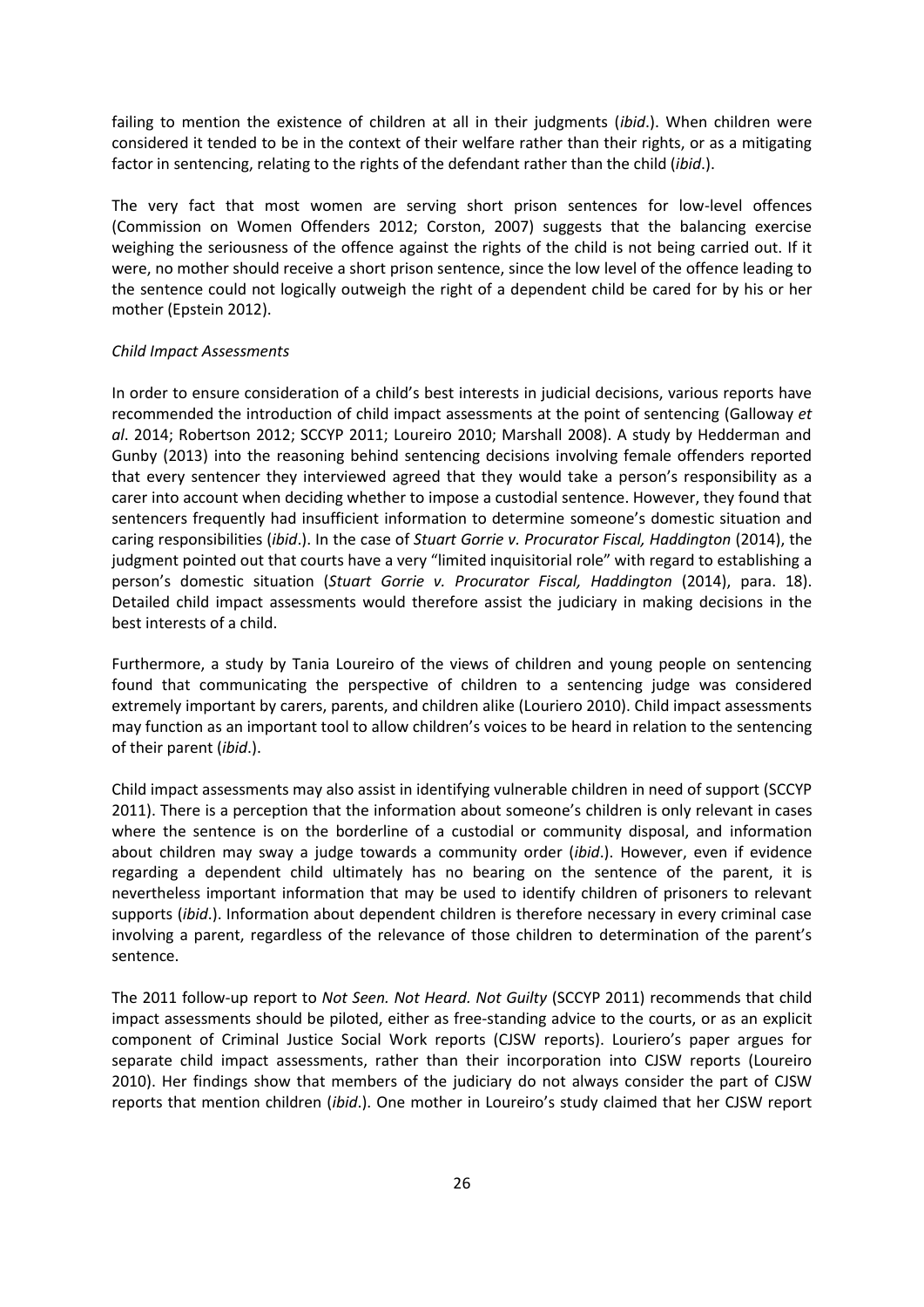failing to mention the existence of children at all in their judgments (*ibid*.). When children were considered it tended to be in the context of their welfare rather than their rights, or as a mitigating factor in sentencing, relating to the rights of the defendant rather than the child (*ibid*.).

The very fact that most women are serving short prison sentences for low-level offences (Commission on Women Offenders 2012; Corston, 2007) suggests that the balancing exercise weighing the seriousness of the offence against the rights of the child is not being carried out. If it were, no mother should receive a short prison sentence, since the low level of the offence leading to the sentence could not logically outweigh the right of a dependent child be cared for by his or her mother (Epstein 2012).

*Child Impact Assessments*

In order to ensure consideration of a child's best interests in judicial decisions, various reports have recommended the introduction of child impact assessments at the point of sentencing (Galloway *et al*. 2014; Robertson 2012; SCCYP 2011; Loureiro 2010; Marshall 2008). A study by Hedderman and Gunby (2013) into the reasoning behind sentencing decisions involving female offenders reported that every sentencer they interviewed agreed that they would take a person's responsibility as a carer into account when deciding whether to impose a custodial sentence. However, they found that sentencers frequently had insufficient information to determine someone's domestic situation and caring responsibilities (*ibid*.). In the case of *Stuart Gorrie v. Procurator Fiscal, Haddington* (2014), the judgment pointed out that courts have a very "limited inquisitorial role" with regard to establishing a person's domestic situation (*Stuart Gorrie v. Procurator Fiscal, Haddington* (2014), para. 18). Detailed child impact assessments would therefore assist the judiciary in making decisions in the best interests of a child.

Furthermore, a study by Tania Loureiro of the views of children and young people on sentencing found that communicating the perspective of children to a sentencing judge was considered extremely important by carers, parents, and children alike (Louriero 2010). Child impact assessments may function as an important tool to allow children's voices to be heard in relation to the sentencing of their parent (*ibid*.).

Child impact assessments may also assist in identifying vulnerable children in need of support (SCCYP 2011). There is a perception that the information about someone's children is only relevant in cases where the sentence is on the borderline of a custodial or community disposal, and information about children may sway a judge towards a community order (*ibid*.). However, even if evidence regarding a dependent child ultimately has no bearing on the sentence of the parent, it is nevertheless important information that may be used to identify children of prisoners to relevant supports (*ibid*.). Information about dependent children is therefore necessary in every criminal case involving a parent, regardless of the relevance of those children to determination of the parent's sentence.

The 2011 follow-up report to *Not Seen. Not Heard. Not Guilty* (SCCYP 2011) recommends that child impact assessments should be piloted, either as free-standing advice to the courts, or as an explicit component of Criminal Justice Social Work reports (CJSW reports). Louriero's paper argues for separate child impact assessments, rather than their incorporation into CJSW reports (Loureiro 2010). Her findings show that members of the judiciary do not always consider the part of CJSW reports that mention children (*ibid*.). One mother in Loureiro's study claimed that her CJSW report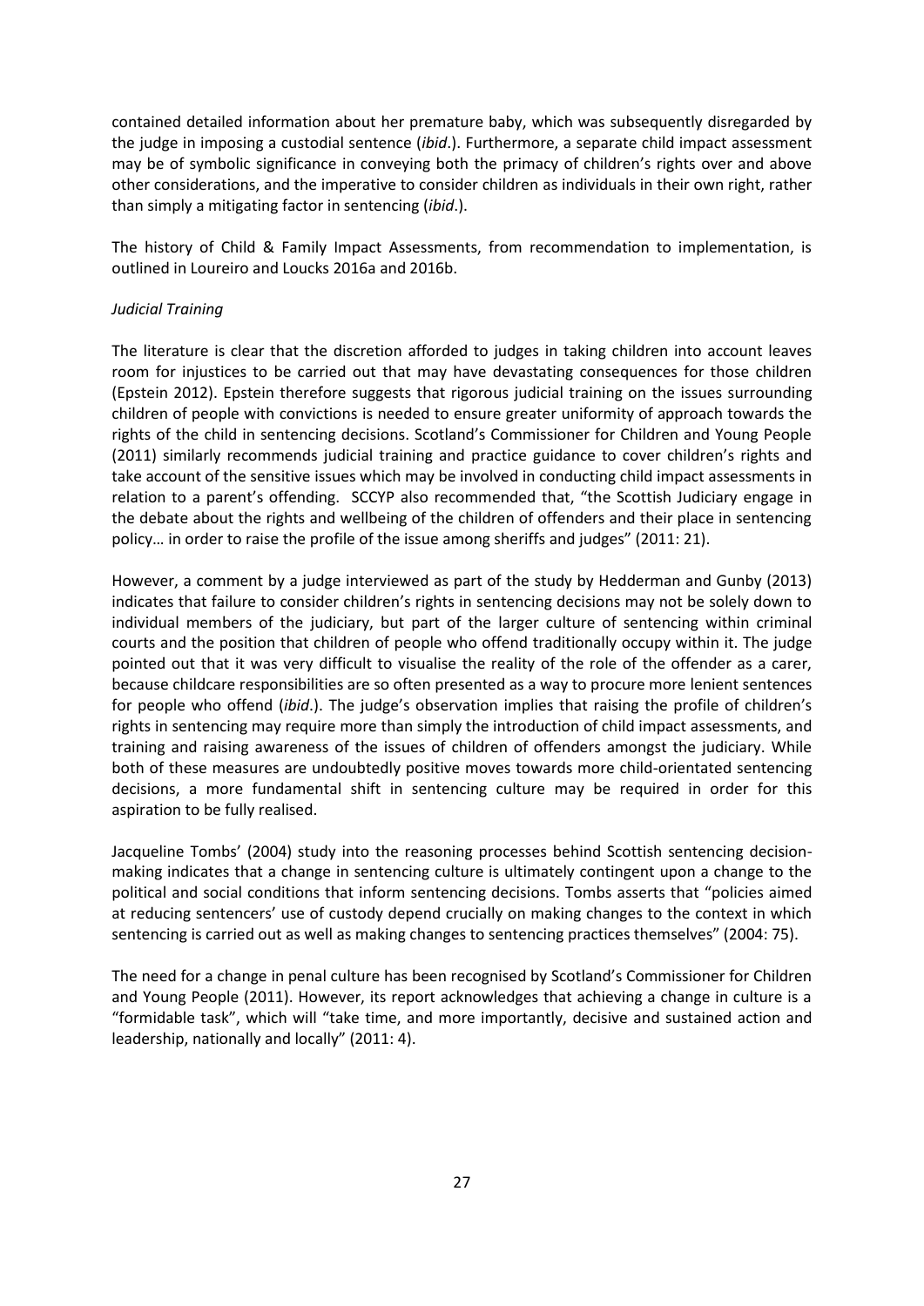contained detailed information about her premature baby, which was subsequently disregarded by the judge in imposing a custodial sentence (*ibid*.). Furthermore, a separate child impact assessment may be of symbolic significance in conveying both the primacy of children's rights over and above other considerations, and the imperative to consider children as individuals in their own right, rather than simply a mitigating factor in sentencing (*ibid*.).

The history of Child & Family Impact Assessments, from recommendation to implementation, is outlined in Loureiro and Loucks 2016a and 2016b.

*Judicial Training*

The literature is clear that the discretion afforded to judges in taking children into account leaves room for injustices to be carried out that may have devastating consequences for those children (Epstein 2012). Epstein therefore suggests that rigorous judicial training on the issues surrounding children of people with convictions is needed to ensure greater uniformity of approach towards the rights of the child in sentencing decisions. Scotland's Commissioner for Children and Young People (2011) similarly recommends judicial training and practice guidance to cover children's rights and take account of the sensitive issues which may be involved in conducting child impact assessments in relation to a parent's offending. SCCYP also recommended that, "the Scottish Judiciary engage in the debate about the rights and wellbeing of the children of offenders and their place in sentencing policy… in order to raise the profile of the issue among sheriffs and judges" (2011: 21).

However, a comment by a judge interviewed as part of the study by Hedderman and Gunby (2013) indicates that failure to consider children's rights in sentencing decisions may not be solely down to individual members of the judiciary, but part of the larger culture of sentencing within criminal courts and the position that children of people who offend traditionally occupy within it. The judge pointed out that it was very difficult to visualise the reality of the role of the offender as a carer, because childcare responsibilities are so often presented as a way to procure more lenient sentences for people who offend (*ibid*.). The judge's observation implies that raising the profile of children's rights in sentencing may require more than simply the introduction of child impact assessments, and training and raising awareness of the issues of children of offenders amongst the judiciary. While both of these measures are undoubtedly positive moves towards more child-orientated sentencing decisions, a more fundamental shift in sentencing culture may be required in order for this aspiration to be fully realised.

Jacqueline Tombs' (2004) study into the reasoning processes behind Scottish sentencing decision-making indicates that a change in sentencing culture is ultimately contingent upon a change to the political and social conditions that inform sentencing decisions. Tombs asserts that "policies aimed at reducing sentencers' use of custody depend crucially on making changes to the context in which sentencing is carried out as well as making changes to sentencing practices themselves" (2004: 75).

The need for a change in penal culture has been recognised by Scotland's Commissioner for Children and Young People (2011). However, its report acknowledges that achieving a change in culture is a "formidable task", which will "take time, and more importantly, decisive and sustained action and leadership, nationally and locally" (2011: 4).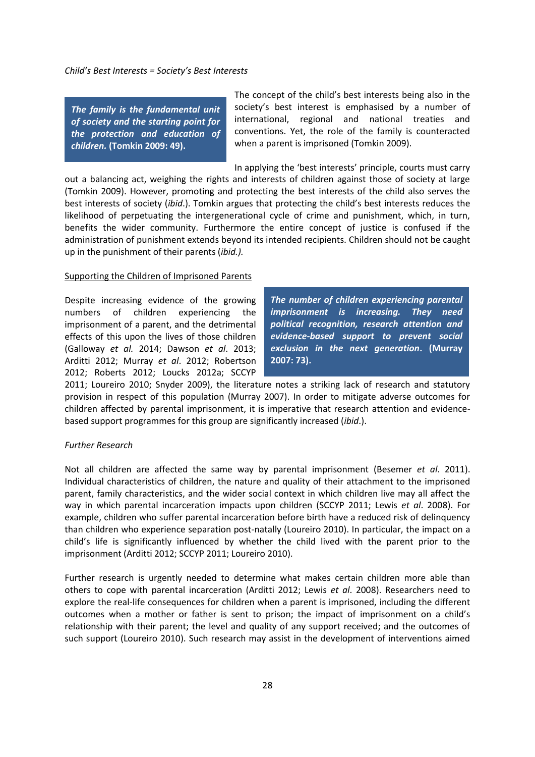*Child's Best Interests = Society's Best Interests*

> ***The family is the fundamental unit of society and the starting point for the protection and education of children.*** **(Tomkin 2009: 49).**

The concept of the child's best interests being also in the society's best interest is emphasised by a number of international, regional and national treaties and conventions. Yet, the role of the family is counteracted when a parent is imprisoned (Tomkin 2009).

In applying the 'best interests' principle, courts must carry out a balancing act, weighing the rights and interests of children against those of society at large (Tomkin 2009). However, promoting and protecting the best interests of the child also serves the best interests of society (*ibid*.). Tomkin argues that protecting the child's best interests reduces the likelihood of perpetuating the intergenerational cycle of crime and punishment, which, in turn, benefits the wider community. Furthermore the entire concept of justice is confused if the administration of punishment extends beyond its intended recipients. Children should not be caught up in the punishment of their parents (*ibid.).*

Supporting the Children of Imprisoned Parents

> ***The number of children experiencing parental imprisonment is increasing. They need political recognition, research attention and evidence-based support to prevent social exclusion in the next generation*****. (Murray 2007: 73).**

Despite increasing evidence of the growing numbers of children experiencing the imprisonment of a parent, and the detrimental effects of this upon the lives of those children (Galloway *et al.* 2014; Dawson *et al*. 2013; Arditti 2012; Murray *et al*. 2012; Robertson 2012; Roberts 2012; Loucks 2012a; SCCYP 2011; Loureiro 2010; Snyder 2009), the literature notes a striking lack of research and statutory provision in respect of this population (Murray 2007). In order to mitigate adverse outcomes for children affected by parental imprisonment, it is imperative that research attention and evidence-based support programmes for this group are significantly increased (*ibid*.).

*Further Research*

Not all children are affected the same way by parental imprisonment (Besemer *et al*. 2011). Individual characteristics of children, the nature and quality of their attachment to the imprisoned parent, family characteristics, and the wider social context in which children live may all affect the way in which parental incarceration impacts upon children (SCCYP 2011; Lewis *et al*. 2008). For example, children who suffer parental incarceration before birth have a reduced risk of delinquency than children who experience separation post-natally (Loureiro 2010). In particular, the impact on a child's life is significantly influenced by whether the child lived with the parent prior to the imprisonment (Arditti 2012; SCCYP 2011; Loureiro 2010).

Further research is urgently needed to determine what makes certain children more able than others to cope with parental incarceration (Arditti 2012; Lewis *et al*. 2008). Researchers need to explore the real-life consequences for children when a parent is imprisoned, including the different outcomes when a mother or father is sent to prison; the impact of imprisonment on a child's relationship with their parent; the level and quality of any support received; and the outcomes of such support (Loureiro 2010). Such research may assist in the development of interventions aimed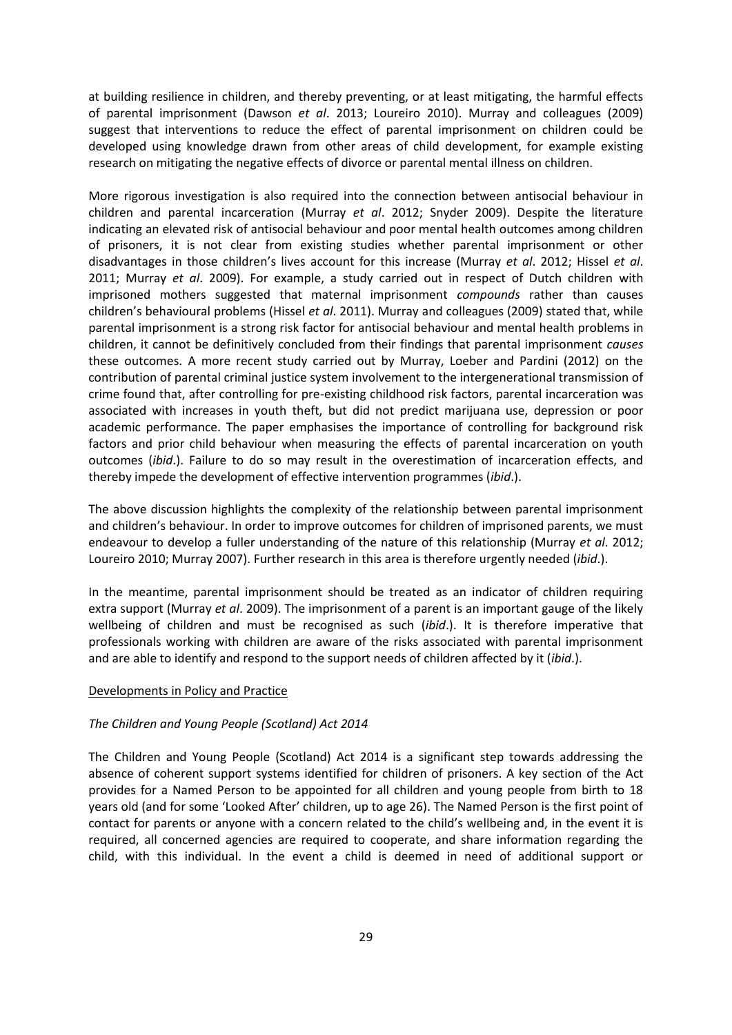at building resilience in children, and thereby preventing, or at least mitigating, the harmful effects of parental imprisonment (Dawson *et al*. 2013; Loureiro 2010). Murray and colleagues (2009) suggest that interventions to reduce the effect of parental imprisonment on children could be developed using knowledge drawn from other areas of child development, for example existing research on mitigating the negative effects of divorce or parental mental illness on children.

More rigorous investigation is also required into the connection between antisocial behaviour in children and parental incarceration (Murray *et al*. 2012; Snyder 2009). Despite the literature indicating an elevated risk of antisocial behaviour and poor mental health outcomes among children of prisoners, it is not clear from existing studies whether parental imprisonment or other disadvantages in those children's lives account for this increase (Murray *et al*. 2012; Hissel *et al*. 2011; Murray *et al*. 2009). For example, a study carried out in respect of Dutch children with imprisoned mothers suggested that maternal imprisonment *compounds* rather than causes children's behavioural problems (Hissel *et al*. 2011). Murray and colleagues (2009) stated that, while parental imprisonment is a strong risk factor for antisocial behaviour and mental health problems in children, it cannot be definitively concluded from their findings that parental imprisonment *causes* these outcomes. A more recent study carried out by Murray, Loeber and Pardini (2012) on the contribution of parental criminal justice system involvement to the intergenerational transmission of crime found that, after controlling for pre-existing childhood risk factors, parental incarceration was associated with increases in youth theft, but did not predict marijuana use, depression or poor academic performance. The paper emphasises the importance of controlling for background risk factors and prior child behaviour when measuring the effects of parental incarceration on youth outcomes (*ibid*.). Failure to do so may result in the overestimation of incarceration effects, and thereby impede the development of effective intervention programmes (*ibid*.).

The above discussion highlights the complexity of the relationship between parental imprisonment and children's behaviour. In order to improve outcomes for children of imprisoned parents, we must endeavour to develop a fuller understanding of the nature of this relationship (Murray *et al*. 2012; Loureiro 2010; Murray 2007). Further research in this area is therefore urgently needed (*ibid*.).

In the meantime, parental imprisonment should be treated as an indicator of children requiring extra support (Murray *et al*. 2009). The imprisonment of a parent is an important gauge of the likely wellbeing of children and must be recognised as such (*ibid*.). It is therefore imperative that professionals working with children are aware of the risks associated with parental imprisonment and are able to identify and respond to the support needs of children affected by it (*ibid*.).

## Developments in Policy and Practice

### *The Children and Young People (Scotland) Act 2014*

The Children and Young People (Scotland) Act 2014 is a significant step towards addressing the absence of coherent support systems identified for children of prisoners. A key section of the Act provides for a Named Person to be appointed for all children and young people from birth to 18 years old (and for some 'Looked After' children, up to age 26). The Named Person is the first point of contact for parents or anyone with a concern related to the child's wellbeing and, in the event it is required, all concerned agencies are required to cooperate, and share information regarding the child, with this individual. In the event a child is deemed in need of additional support or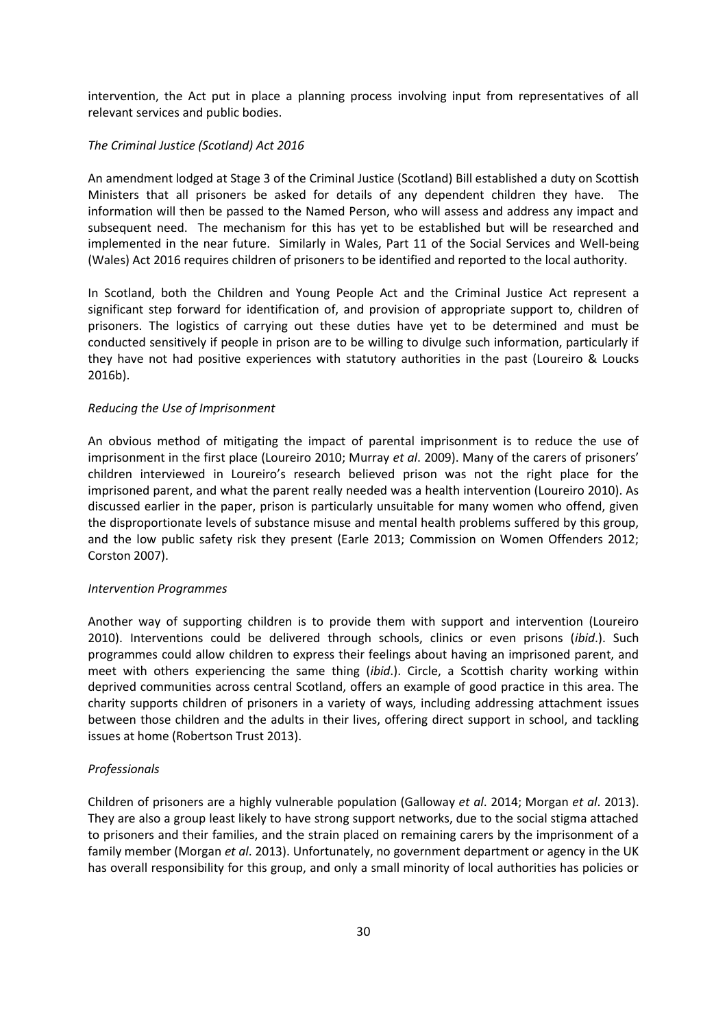intervention, the Act put in place a planning process involving input from representatives of all relevant services and public bodies.

*The Criminal Justice (Scotland) Act 2016*

An amendment lodged at Stage 3 of the Criminal Justice (Scotland) Bill established a duty on Scottish Ministers that all prisoners be asked for details of any dependent children they have. The information will then be passed to the Named Person, who will assess and address any impact and subsequent need. The mechanism for this has yet to be established but will be researched and implemented in the near future. Similarly in Wales, Part 11 of the Social Services and Well-being (Wales) Act 2016 requires children of prisoners to be identified and reported to the local authority.

In Scotland, both the Children and Young People Act and the Criminal Justice Act represent a significant step forward for identification of, and provision of appropriate support to, children of prisoners. The logistics of carrying out these duties have yet to be determined and must be conducted sensitively if people in prison are to be willing to divulge such information, particularly if they have not had positive experiences with statutory authorities in the past (Loureiro & Loucks 2016b).

*Reducing the Use of Imprisonment*

An obvious method of mitigating the impact of parental imprisonment is to reduce the use of imprisonment in the first place (Loureiro 2010; Murray *et al*. 2009). Many of the carers of prisoners' children interviewed in Loureiro's research believed prison was not the right place for the imprisoned parent, and what the parent really needed was a health intervention (Loureiro 2010). As discussed earlier in the paper, prison is particularly unsuitable for many women who offend, given the disproportionate levels of substance misuse and mental health problems suffered by this group, and the low public safety risk they present (Earle 2013; Commission on Women Offenders 2012; Corston 2007).

*Intervention Programmes*

Another way of supporting children is to provide them with support and intervention (Loureiro 2010). Interventions could be delivered through schools, clinics or even prisons (*ibid*.). Such programmes could allow children to express their feelings about having an imprisoned parent, and meet with others experiencing the same thing (*ibid*.). Circle, a Scottish charity working within deprived communities across central Scotland, offers an example of good practice in this area. The charity supports children of prisoners in a variety of ways, including addressing attachment issues between those children and the adults in their lives, offering direct support in school, and tackling issues at home (Robertson Trust 2013).

*Professionals*

Children of prisoners are a highly vulnerable population (Galloway *et al*. 2014; Morgan *et al*. 2013). They are also a group least likely to have strong support networks, due to the social stigma attached to prisoners and their families, and the strain placed on remaining carers by the imprisonment of a family member (Morgan *et al*. 2013). Unfortunately, no government department or agency in the UK has overall responsibility for this group, and only a small minority of local authorities has policies or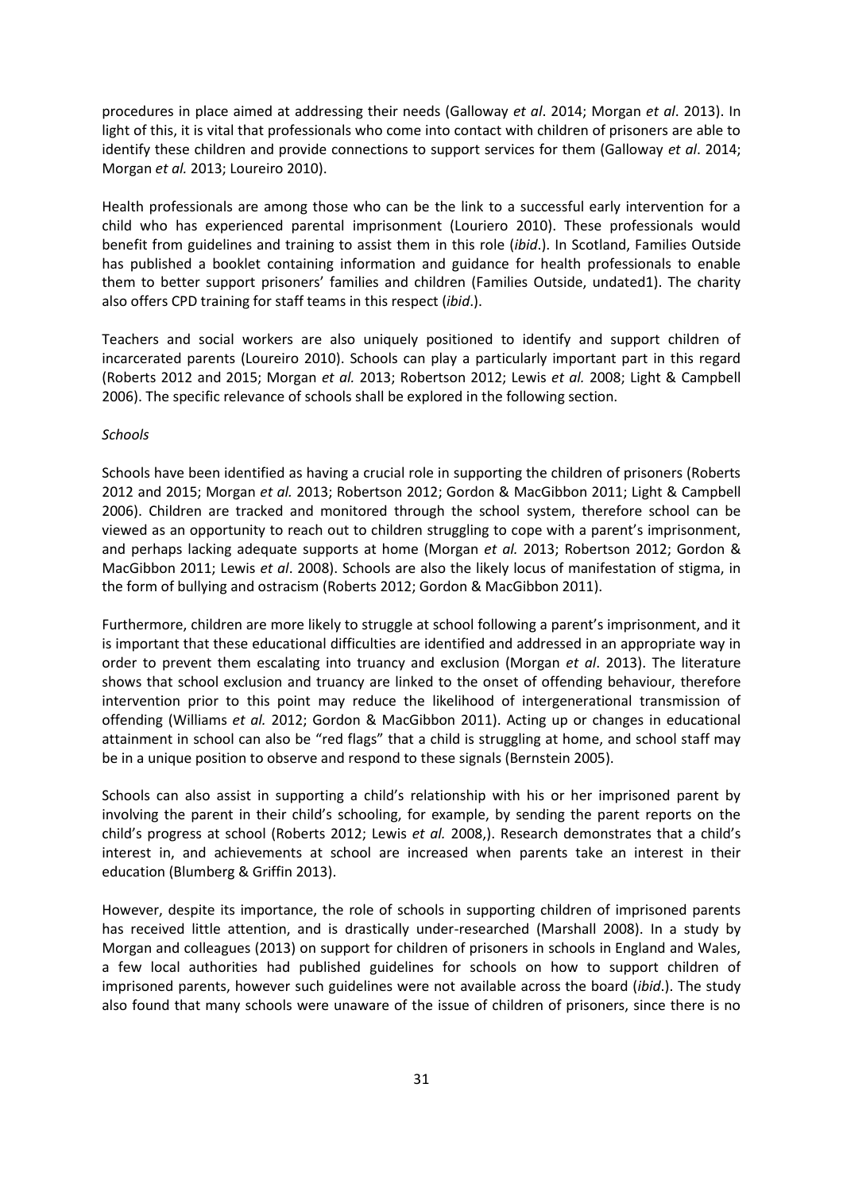procedures in place aimed at addressing their needs (Galloway *et al*. 2014; Morgan *et al*. 2013). In light of this, it is vital that professionals who come into contact with children of prisoners are able to identify these children and provide connections to support services for them (Galloway *et al*. 2014; Morgan *et al.* 2013; Loureiro 2010).

Health professionals are among those who can be the link to a successful early intervention for a child who has experienced parental imprisonment (Louriero 2010). These professionals would benefit from guidelines and training to assist them in this role (*ibid*.). In Scotland, Families Outside has published a booklet containing information and guidance for health professionals to enable them to better support prisoners' families and children (Families Outside, undated1). The charity also offers CPD training for staff teams in this respect (*ibid*.).

Teachers and social workers are also uniquely positioned to identify and support children of incarcerated parents (Loureiro 2010). Schools can play a particularly important part in this regard (Roberts 2012 and 2015; Morgan *et al.* 2013; Robertson 2012; Lewis *et al.* 2008; Light & Campbell 2006). The specific relevance of schools shall be explored in the following section.

*Schools*

Schools have been identified as having a crucial role in supporting the children of prisoners (Roberts 2012 and 2015; Morgan *et al.* 2013; Robertson 2012; Gordon & MacGibbon 2011; Light & Campbell 2006). Children are tracked and monitored through the school system, therefore school can be viewed as an opportunity to reach out to children struggling to cope with a parent's imprisonment, and perhaps lacking adequate supports at home (Morgan *et al.* 2013; Robertson 2012; Gordon & MacGibbon 2011; Lewis *et al*. 2008). Schools are also the likely locus of manifestation of stigma, in the form of bullying and ostracism (Roberts 2012; Gordon & MacGibbon 2011).

Furthermore, children are more likely to struggle at school following a parent's imprisonment, and it is important that these educational difficulties are identified and addressed in an appropriate way in order to prevent them escalating into truancy and exclusion (Morgan *et al*. 2013). The literature shows that school exclusion and truancy are linked to the onset of offending behaviour, therefore intervention prior to this point may reduce the likelihood of intergenerational transmission of offending (Williams *et al.* 2012; Gordon & MacGibbon 2011). Acting up or changes in educational attainment in school can also be "red flags" that a child is struggling at home, and school staff may be in a unique position to observe and respond to these signals (Bernstein 2005).

Schools can also assist in supporting a child's relationship with his or her imprisoned parent by involving the parent in their child's schooling, for example, by sending the parent reports on the child's progress at school (Roberts 2012; Lewis *et al.* 2008,). Research demonstrates that a child's interest in, and achievements at school are increased when parents take an interest in their education (Blumberg & Griffin 2013).

However, despite its importance, the role of schools in supporting children of imprisoned parents has received little attention, and is drastically under-researched (Marshall 2008). In a study by Morgan and colleagues (2013) on support for children of prisoners in schools in England and Wales, a few local authorities had published guidelines for schools on how to support children of imprisoned parents, however such guidelines were not available across the board (*ibid*.). The study also found that many schools were unaware of the issue of children of prisoners, since there is no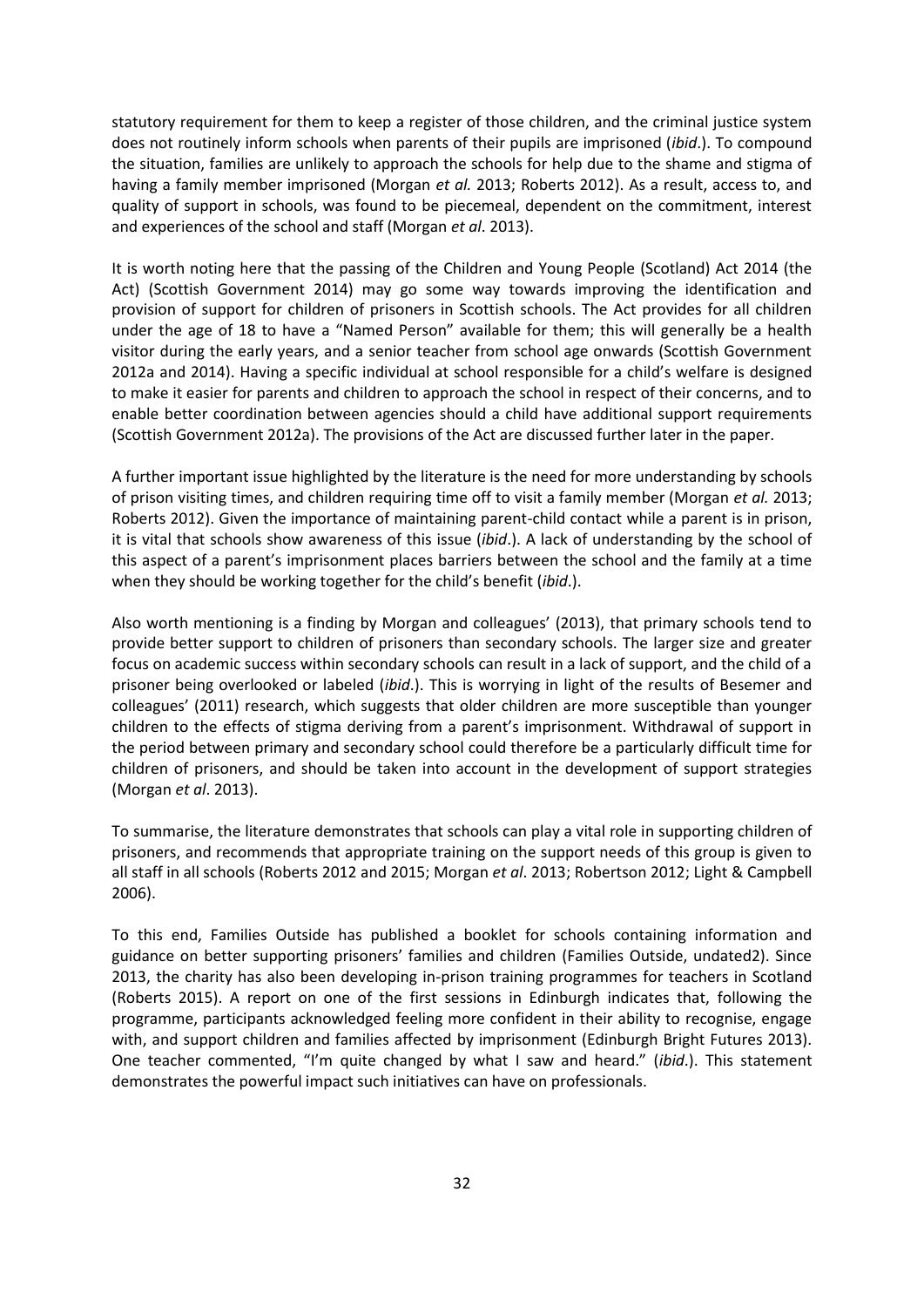statutory requirement for them to keep a register of those children, and the criminal justice system does not routinely inform schools when parents of their pupils are imprisoned (*ibid*.). To compound the situation, families are unlikely to approach the schools for help due to the shame and stigma of having a family member imprisoned (Morgan *et al.* 2013; Roberts 2012). As a result, access to, and quality of support in schools, was found to be piecemeal, dependent on the commitment, interest and experiences of the school and staff (Morgan *et al*. 2013).

It is worth noting here that the passing of the Children and Young People (Scotland) Act 2014 (the Act) (Scottish Government 2014) may go some way towards improving the identification and provision of support for children of prisoners in Scottish schools. The Act provides for all children under the age of 18 to have a "Named Person" available for them; this will generally be a health visitor during the early years, and a senior teacher from school age onwards (Scottish Government 2012a and 2014). Having a specific individual at school responsible for a child's welfare is designed to make it easier for parents and children to approach the school in respect of their concerns, and to enable better coordination between agencies should a child have additional support requirements (Scottish Government 2012a). The provisions of the Act are discussed further later in the paper.

A further important issue highlighted by the literature is the need for more understanding by schools of prison visiting times, and children requiring time off to visit a family member (Morgan *et al.* 2013; Roberts 2012). Given the importance of maintaining parent-child contact while a parent is in prison, it is vital that schools show awareness of this issue (*ibid*.). A lack of understanding by the school of this aspect of a parent's imprisonment places barriers between the school and the family at a time when they should be working together for the child's benefit (*ibid*.).

Also worth mentioning is a finding by Morgan and colleagues' (2013), that primary schools tend to provide better support to children of prisoners than secondary schools. The larger size and greater focus on academic success within secondary schools can result in a lack of support, and the child of a prisoner being overlooked or labeled (*ibid*.). This is worrying in light of the results of Besemer and colleagues' (2011) research, which suggests that older children are more susceptible than younger children to the effects of stigma deriving from a parent's imprisonment. Withdrawal of support in the period between primary and secondary school could therefore be a particularly difficult time for children of prisoners, and should be taken into account in the development of support strategies (Morgan *et al*. 2013).

To summarise, the literature demonstrates that schools can play a vital role in supporting children of prisoners, and recommends that appropriate training on the support needs of this group is given to all staff in all schools (Roberts 2012 and 2015; Morgan *et al*. 2013; Robertson 2012; Light & Campbell 2006).

To this end, Families Outside has published a booklet for schools containing information and guidance on better supporting prisoners' families and children (Families Outside, undated2). Since 2013, the charity has also been developing in-prison training programmes for teachers in Scotland (Roberts 2015). A report on one of the first sessions in Edinburgh indicates that, following the programme, participants acknowledged feeling more confident in their ability to recognise, engage with, and support children and families affected by imprisonment (Edinburgh Bright Futures 2013). One teacher commented, "I'm quite changed by what I saw and heard." (*ibid*.). This statement demonstrates the powerful impact such initiatives can have on professionals.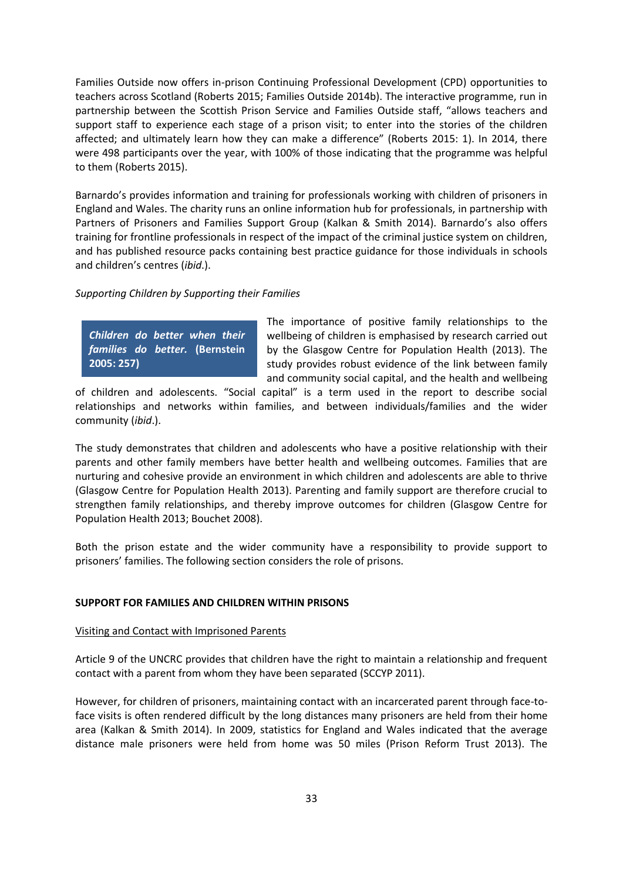Families Outside now offers in-prison Continuing Professional Development (CPD) opportunities to teachers across Scotland (Roberts 2015; Families Outside 2014b). The interactive programme, run in partnership between the Scottish Prison Service and Families Outside staff, "allows teachers and support staff to experience each stage of a prison visit; to enter into the stories of the children affected; and ultimately learn how they can make a difference" (Roberts 2015: 1). In 2014, there were 498 participants over the year, with 100% of those indicating that the programme was helpful to them (Roberts 2015).

Barnardo's provides information and training for professionals working with children of prisoners in England and Wales. The charity runs an online information hub for professionals, in partnership with Partners of Prisoners and Families Support Group (Kalkan & Smith 2014). Barnardo's also offers training for frontline professionals in respect of the impact of the criminal justice system on children, and has published resource packs containing best practice guidance for those individuals in schools and children's centres (*ibid*.).

*Supporting Children by Supporting their Families*

> ***Children do better when their families do better.*** **(Bernstein 2005: 257)**

The importance of positive family relationships to the wellbeing of children is emphasised by research carried out by the Glasgow Centre for Population Health (2013). The study provides robust evidence of the link between family and community social capital, and the health and wellbeing of children and adolescents. "Social capital" is a term used in the report to describe social relationships and networks within families, and between individuals/families and the wider community (*ibid*.).

The study demonstrates that children and adolescents who have a positive relationship with their parents and other family members have better health and wellbeing outcomes. Families that are nurturing and cohesive provide an environment in which children and adolescents are able to thrive (Glasgow Centre for Population Health 2013). Parenting and family support are therefore crucial to strengthen family relationships, and thereby improve outcomes for children (Glasgow Centre for Population Health 2013; Bouchet 2008).

Both the prison estate and the wider community have a responsibility to provide support to prisoners' families. The following section considers the role of prisons.

## SUPPORT FOR FAMILIES AND CHILDREN WITHIN PRISONS

<u>Visiting and Contact with Imprisoned Parents</u>

Article 9 of the UNCRC provides that children have the right to maintain a relationship and frequent contact with a parent from whom they have been separated (SCCYP 2011).

However, for children of prisoners, maintaining contact with an incarcerated parent through face-to-face visits is often rendered difficult by the long distances many prisoners are held from their home area (Kalkan & Smith 2014). In 2009, statistics for England and Wales indicated that the average distance male prisoners were held from home was 50 miles (Prison Reform Trust 2013). The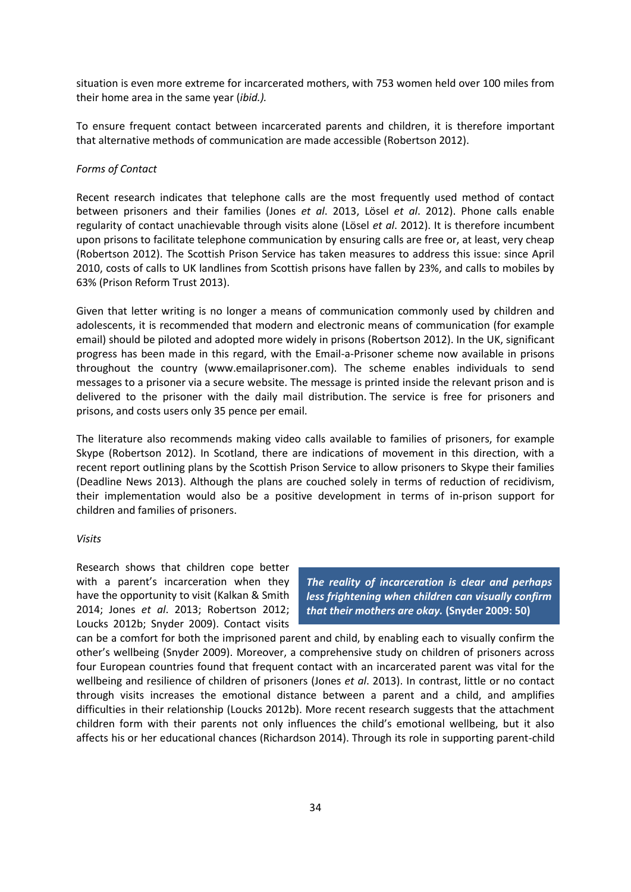situation is even more extreme for incarcerated mothers, with 753 women held over 100 miles from their home area in the same year (*ibid.)*.

To ensure frequent contact between incarcerated parents and children, it is therefore important that alternative methods of communication are made accessible (Robertson 2012).

*Forms of Contact*

Recent research indicates that telephone calls are the most frequently used method of contact between prisoners and their families (Jones *et al*. 2013, Lösel *et al*. 2012). Phone calls enable regularity of contact unachievable through visits alone (Lösel *et al*. 2012). It is therefore incumbent upon prisons to facilitate telephone communication by ensuring calls are free or, at least, very cheap (Robertson 2012). The Scottish Prison Service has taken measures to address this issue: since April 2010, costs of calls to UK landlines from Scottish prisons have fallen by 23%, and calls to mobiles by 63% (Prison Reform Trust 2013).

Given that letter writing is no longer a means of communication commonly used by children and adolescents, it is recommended that modern and electronic means of communication (for example email) should be piloted and adopted more widely in prisons (Robertson 2012). In the UK, significant progress has been made in this regard, with the Email-a-Prisoner scheme now available in prisons throughout the country (www.emailaprisoner.com). The scheme enables individuals to send messages to a prisoner via a secure website. The message is printed inside the relevant prison and is delivered to the prisoner with the daily mail distribution. The service is free for prisoners and prisons, and costs users only 35 pence per email.

The literature also recommends making video calls available to families of prisoners, for example Skype (Robertson 2012). In Scotland, there are indications of movement in this direction, with a recent report outlining plans by the Scottish Prison Service to allow prisoners to Skype their families (Deadline News 2013). Although the plans are couched solely in terms of reduction of recidivism, their implementation would also be a positive development in terms of in-prison support for children and families of prisoners.

*Visits*

> ***The reality of incarceration is clear and perhaps less frightening when children can visually confirm that their mothers are okay.*** **(Snyder 2009: 50)**

Research shows that children cope better with a parent's incarceration when they have the opportunity to visit (Kalkan & Smith 2014; Jones *et al*. 2013; Robertson 2012; Loucks 2012b; Snyder 2009). Contact visits can be a comfort for both the imprisoned parent and child, by enabling each to visually confirm the other's wellbeing (Snyder 2009). Moreover, a comprehensive study on children of prisoners across four European countries found that frequent contact with an incarcerated parent was vital for the wellbeing and resilience of children of prisoners (Jones *et al*. 2013). In contrast, little or no contact through visits increases the emotional distance between a parent and a child, and amplifies difficulties in their relationship (Loucks 2012b). More recent research suggests that the attachment children form with their parents not only influences the child's emotional wellbeing, but it also affects his or her educational chances (Richardson 2014). Through its role in supporting parent-child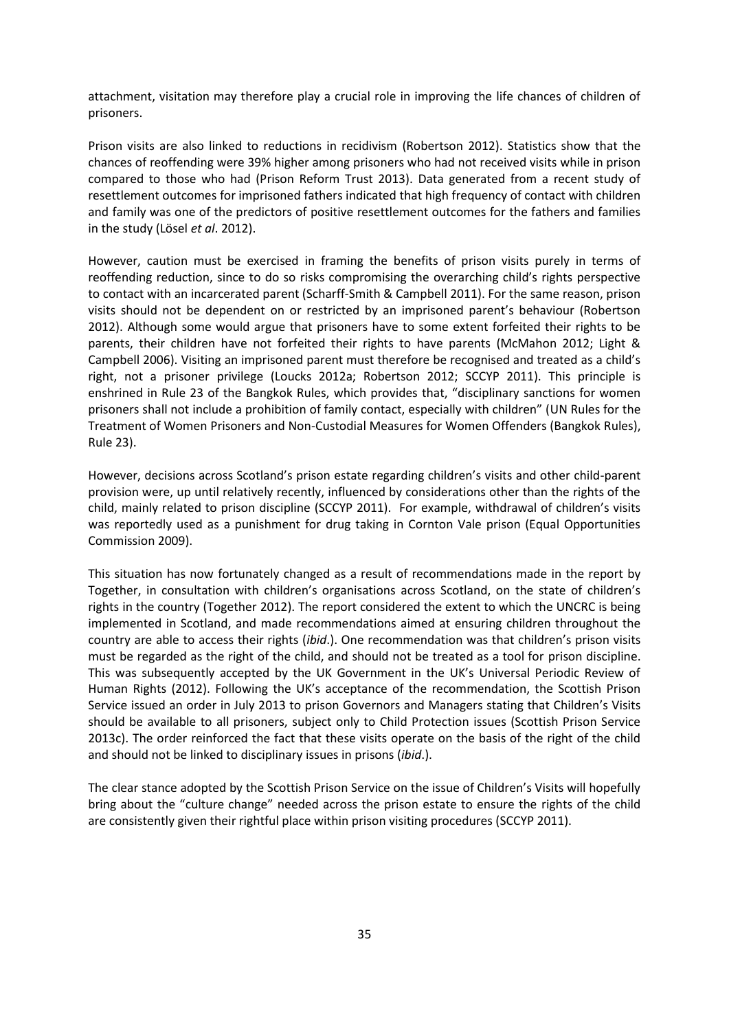attachment, visitation may therefore play a crucial role in improving the life chances of children of prisoners.

Prison visits are also linked to reductions in recidivism (Robertson 2012). Statistics show that the chances of reoffending were 39% higher among prisoners who had not received visits while in prison compared to those who had (Prison Reform Trust 2013). Data generated from a recent study of resettlement outcomes for imprisoned fathers indicated that high frequency of contact with children and family was one of the predictors of positive resettlement outcomes for the fathers and families in the study (Lösel *et al*. 2012).

However, caution must be exercised in framing the benefits of prison visits purely in terms of reoffending reduction, since to do so risks compromising the overarching child's rights perspective to contact with an incarcerated parent (Scharff-Smith & Campbell 2011). For the same reason, prison visits should not be dependent on or restricted by an imprisoned parent's behaviour (Robertson 2012). Although some would argue that prisoners have to some extent forfeited their rights to be parents, their children have not forfeited their rights to have parents (McMahon 2012; Light & Campbell 2006). Visiting an imprisoned parent must therefore be recognised and treated as a child's right, not a prisoner privilege (Loucks 2012a; Robertson 2012; SCCYP 2011). This principle is enshrined in Rule 23 of the Bangkok Rules, which provides that, "disciplinary sanctions for women prisoners shall not include a prohibition of family contact, especially with children" (UN Rules for the Treatment of Women Prisoners and Non-Custodial Measures for Women Offenders (Bangkok Rules), Rule 23).

However, decisions across Scotland's prison estate regarding children's visits and other child-parent provision were, up until relatively recently, influenced by considerations other than the rights of the child, mainly related to prison discipline (SCCYP 2011). For example, withdrawal of children's visits was reportedly used as a punishment for drug taking in Cornton Vale prison (Equal Opportunities Commission 2009).

This situation has now fortunately changed as a result of recommendations made in the report by Together, in consultation with children's organisations across Scotland, on the state of children's rights in the country (Together 2012). The report considered the extent to which the UNCRC is being implemented in Scotland, and made recommendations aimed at ensuring children throughout the country are able to access their rights (*ibid*.). One recommendation was that children's prison visits must be regarded as the right of the child, and should not be treated as a tool for prison discipline. This was subsequently accepted by the UK Government in the UK's Universal Periodic Review of Human Rights (2012). Following the UK's acceptance of the recommendation, the Scottish Prison Service issued an order in July 2013 to prison Governors and Managers stating that Children's Visits should be available to all prisoners, subject only to Child Protection issues (Scottish Prison Service 2013c). The order reinforced the fact that these visits operate on the basis of the right of the child and should not be linked to disciplinary issues in prisons (*ibid*.).

The clear stance adopted by the Scottish Prison Service on the issue of Children's Visits will hopefully bring about the "culture change" needed across the prison estate to ensure the rights of the child are consistently given their rightful place within prison visiting procedures (SCCYP 2011).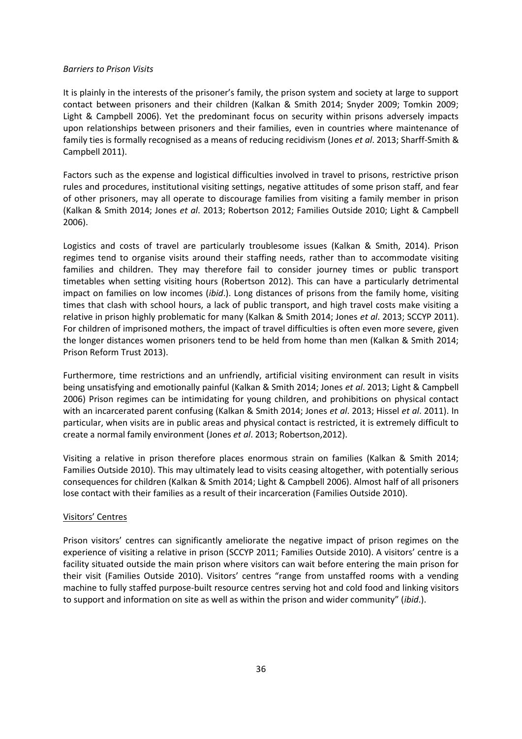*Barriers to Prison Visits*

It is plainly in the interests of the prisoner's family, the prison system and society at large to support contact between prisoners and their children (Kalkan & Smith 2014; Snyder 2009; Tomkin 2009; Light & Campbell 2006). Yet the predominant focus on security within prisons adversely impacts upon relationships between prisoners and their families, even in countries where maintenance of family ties is formally recognised as a means of reducing recidivism (Jones *et al*. 2013; Sharff-Smith & Campbell 2011).

Factors such as the expense and logistical difficulties involved in travel to prisons, restrictive prison rules and procedures, institutional visiting settings, negative attitudes of some prison staff, and fear of other prisoners, may all operate to discourage families from visiting a family member in prison (Kalkan & Smith 2014; Jones *et al*. 2013; Robertson 2012; Families Outside 2010; Light & Campbell 2006).

Logistics and costs of travel are particularly troublesome issues (Kalkan & Smith, 2014). Prison regimes tend to organise visits around their staffing needs, rather than to accommodate visiting families and children. They may therefore fail to consider journey times or public transport timetables when setting visiting hours (Robertson 2012). This can have a particularly detrimental impact on families on low incomes (*ibid*.). Long distances of prisons from the family home, visiting times that clash with school hours, a lack of public transport, and high travel costs make visiting a relative in prison highly problematic for many (Kalkan & Smith 2014; Jones *et al*. 2013; SCCYP 2011). For children of imprisoned mothers, the impact of travel difficulties is often even more severe, given the longer distances women prisoners tend to be held from home than men (Kalkan & Smith 2014; Prison Reform Trust 2013).

Furthermore, time restrictions and an unfriendly, artificial visiting environment can result in visits being unsatisfying and emotionally painful (Kalkan & Smith 2014; Jones *et al*. 2013; Light & Campbell 2006) Prison regimes can be intimidating for young children, and prohibitions on physical contact with an incarcerated parent confusing (Kalkan & Smith 2014; Jones *et al*. 2013; Hissel *et al*. 2011). In particular, when visits are in public areas and physical contact is restricted, it is extremely difficult to create a normal family environment (Jones *et al*. 2013; Robertson,2012).

Visiting a relative in prison therefore places enormous strain on families (Kalkan & Smith 2014; Families Outside 2010). This may ultimately lead to visits ceasing altogether, with potentially serious consequences for children (Kalkan & Smith 2014; Light & Campbell 2006). Almost half of all prisoners lose contact with their families as a result of their incarceration (Families Outside 2010).

Visitors' Centres

Prison visitors' centres can significantly ameliorate the negative impact of prison regimes on the experience of visiting a relative in prison (SCCYP 2011; Families Outside 2010). A visitors' centre is a facility situated outside the main prison where visitors can wait before entering the main prison for their visit (Families Outside 2010). Visitors' centres "range from unstaffed rooms with a vending machine to fully staffed purpose-built resource centres serving hot and cold food and linking visitors to support and information on site as well as within the prison and wider community" (*ibid*.).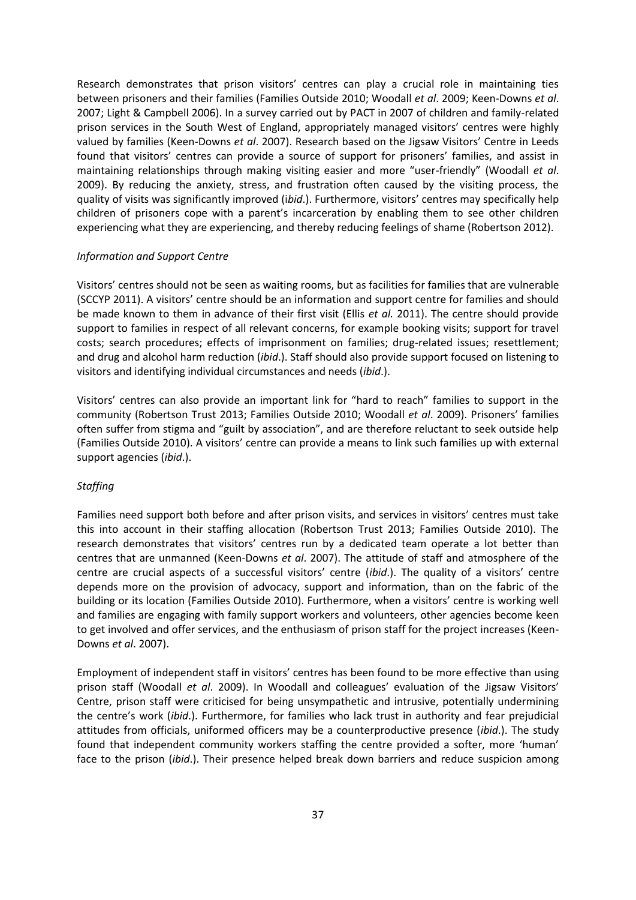Research demonstrates that prison visitors' centres can play a crucial role in maintaining ties between prisoners and their families (Families Outside 2010; Woodall *et al*. 2009; Keen-Downs *et al*. 2007; Light & Campbell 2006). In a survey carried out by PACT in 2007 of children and family-related prison services in the South West of England, appropriately managed visitors' centres were highly valued by families (Keen-Downs *et al*. 2007). Research based on the Jigsaw Visitors' Centre in Leeds found that visitors' centres can provide a source of support for prisoners' families, and assist in maintaining relationships through making visiting easier and more "user-friendly" (Woodall *et al*. 2009). By reducing the anxiety, stress, and frustration often caused by the visiting process, the quality of visits was significantly improved (i*bid*.). Furthermore, visitors' centres may specifically help children of prisoners cope with a parent's incarceration by enabling them to see other children experiencing what they are experiencing, and thereby reducing feelings of shame (Robertson 2012).

*Information and Support Centre*

Visitors' centres should not be seen as waiting rooms, but as facilities for families that are vulnerable (SCCYP 2011). A visitors' centre should be an information and support centre for families and should be made known to them in advance of their first visit (Ellis *et al.* 2011). The centre should provide support to families in respect of all relevant concerns, for example booking visits; support for travel costs; search procedures; effects of imprisonment on families; drug-related issues; resettlement; and drug and alcohol harm reduction (*ibid*.). Staff should also provide support focused on listening to visitors and identifying individual circumstances and needs (*ibid*.).

Visitors' centres can also provide an important link for "hard to reach" families to support in the community (Robertson Trust 2013; Families Outside 2010; Woodall *et al*. 2009). Prisoners' families often suffer from stigma and "guilt by association", and are therefore reluctant to seek outside help (Families Outside 2010). A visitors' centre can provide a means to link such families up with external support agencies (*ibid*.).

*Staffing*

Families need support both before and after prison visits, and services in visitors' centres must take this into account in their staffing allocation (Robertson Trust 2013; Families Outside 2010). The research demonstrates that visitors' centres run by a dedicated team operate a lot better than centres that are unmanned (Keen-Downs *et al*. 2007). The attitude of staff and atmosphere of the centre are crucial aspects of a successful visitors' centre (*ibid*.). The quality of a visitors' centre depends more on the provision of advocacy, support and information, than on the fabric of the building or its location (Families Outside 2010). Furthermore, when a visitors' centre is working well and families are engaging with family support workers and volunteers, other agencies become keen to get involved and offer services, and the enthusiasm of prison staff for the project increases (Keen-Downs *et al*. 2007).

Employment of independent staff in visitors' centres has been found to be more effective than using prison staff (Woodall *et al*. 2009). In Woodall and colleagues' evaluation of the Jigsaw Visitors' Centre, prison staff were criticised for being unsympathetic and intrusive, potentially undermining the centre's work (*ibid*.). Furthermore, for families who lack trust in authority and fear prejudicial attitudes from officials, uniformed officers may be a counterproductive presence (*ibid*.). The study found that independent community workers staffing the centre provided a softer, more 'human' face to the prison (*ibid*.). Their presence helped break down barriers and reduce suspicion among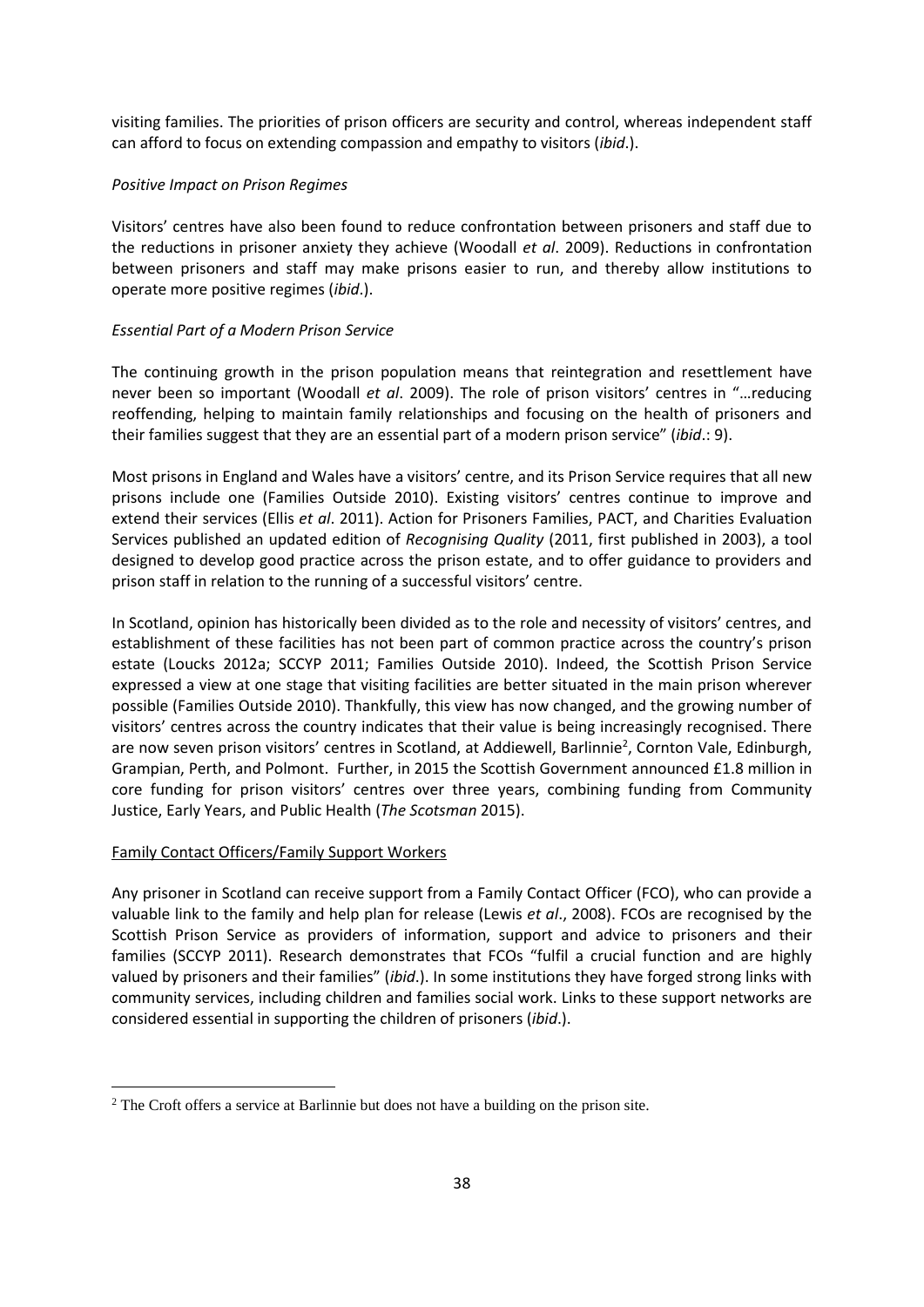visiting families. The priorities of prison officers are security and control, whereas independent staff can afford to focus on extending compassion and empathy to visitors (*ibid*.).

*Positive Impact on Prison Regimes*

Visitors' centres have also been found to reduce confrontation between prisoners and staff due to the reductions in prisoner anxiety they achieve (Woodall *et al*. 2009). Reductions in confrontation between prisoners and staff may make prisons easier to run, and thereby allow institutions to operate more positive regimes (*ibid*.).

*Essential Part of a Modern Prison Service*

The continuing growth in the prison population means that reintegration and resettlement have never been so important (Woodall *et al*. 2009). The role of prison visitors' centres in "…reducing reoffending, helping to maintain family relationships and focusing on the health of prisoners and their families suggest that they are an essential part of a modern prison service" (*ibid*.: 9).

Most prisons in England and Wales have a visitors' centre, and its Prison Service requires that all new prisons include one (Families Outside 2010). Existing visitors' centres continue to improve and extend their services (Ellis *et al*. 2011). Action for Prisoners Families, PACT, and Charities Evaluation Services published an updated edition of *Recognising Quality* (2011, first published in 2003), a tool designed to develop good practice across the prison estate, and to offer guidance to providers and prison staff in relation to the running of a successful visitors' centre.

In Scotland, opinion has historically been divided as to the role and necessity of visitors' centres, and establishment of these facilities has not been part of common practice across the country's prison estate (Loucks 2012a; SCCYP 2011; Families Outside 2010). Indeed, the Scottish Prison Service expressed a view at one stage that visiting facilities are better situated in the main prison wherever possible (Families Outside 2010). Thankfully, this view has now changed, and the growing number of visitors' centres across the country indicates that their value is being increasingly recognised. There are now seven prison visitors' centres in Scotland, at Addiewell, Barlinnie[2], Cornton Vale, Edinburgh, Grampian, Perth, and Polmont. Further, in 2015 the Scottish Government announced £1.8 million in core funding for prison visitors' centres over three years, combining funding from Community Justice, Early Years, and Public Health (*The Scotsman* 2015).

Family Contact Officers/Family Support Workers

Any prisoner in Scotland can receive support from a Family Contact Officer (FCO), who can provide a valuable link to the family and help plan for release (Lewis *et al*., 2008). FCOs are recognised by the Scottish Prison Service as providers of information, support and advice to prisoners and their families (SCCYP 2011). Research demonstrates that FCOs "fulfil a crucial function and are highly valued by prisoners and their families" (*ibid*.). In some institutions they have forged strong links with community services, including children and families social work. Links to these support networks are considered essential in supporting the children of prisoners (*ibid*.).

[2] The Croft offers a service at Barlinnie but does not have a building on the prison site.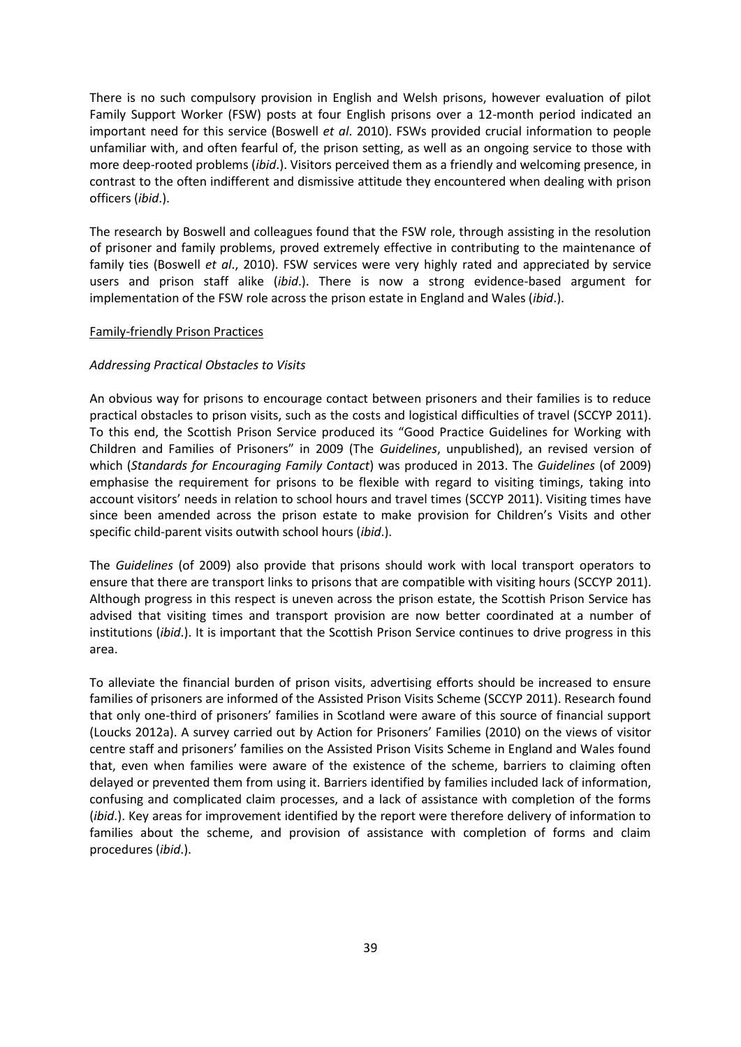There is no such compulsory provision in English and Welsh prisons, however evaluation of pilot Family Support Worker (FSW) posts at four English prisons over a 12-month period indicated an important need for this service (Boswell *et al*. 2010). FSWs provided crucial information to people unfamiliar with, and often fearful of, the prison setting, as well as an ongoing service to those with more deep-rooted problems (*ibid*.). Visitors perceived them as a friendly and welcoming presence, in contrast to the often indifferent and dismissive attitude they encountered when dealing with prison officers (*ibid*.).

The research by Boswell and colleagues found that the FSW role, through assisting in the resolution of prisoner and family problems, proved extremely effective in contributing to the maintenance of family ties (Boswell *et al*., 2010). FSW services were very highly rated and appreciated by service users and prison staff alike (*ibid*.). There is now a strong evidence-based argument for implementation of the FSW role across the prison estate in England and Wales (*ibid*.).

## Family-friendly Prison Practices

### *Addressing Practical Obstacles to Visits*

An obvious way for prisons to encourage contact between prisoners and their families is to reduce practical obstacles to prison visits, such as the costs and logistical difficulties of travel (SCCYP 2011). To this end, the Scottish Prison Service produced its "Good Practice Guidelines for Working with Children and Families of Prisoners" in 2009 (The *Guidelines*, unpublished), an revised version of which (*Standards for Encouraging Family Contact*) was produced in 2013. The *Guidelines* (of 2009) emphasise the requirement for prisons to be flexible with regard to visiting timings, taking into account visitors' needs in relation to school hours and travel times (SCCYP 2011). Visiting times have since been amended across the prison estate to make provision for Children's Visits and other specific child-parent visits outwith school hours (*ibid*.).

The *Guidelines* (of 2009) also provide that prisons should work with local transport operators to ensure that there are transport links to prisons that are compatible with visiting hours (SCCYP 2011). Although progress in this respect is uneven across the prison estate, the Scottish Prison Service has advised that visiting times and transport provision are now better coordinated at a number of institutions (*ibid*.). It is important that the Scottish Prison Service continues to drive progress in this area.

To alleviate the financial burden of prison visits, advertising efforts should be increased to ensure families of prisoners are informed of the Assisted Prison Visits Scheme (SCCYP 2011). Research found that only one-third of prisoners' families in Scotland were aware of this source of financial support (Loucks 2012a). A survey carried out by Action for Prisoners' Families (2010) on the views of visitor centre staff and prisoners' families on the Assisted Prison Visits Scheme in England and Wales found that, even when families were aware of the existence of the scheme, barriers to claiming often delayed or prevented them from using it. Barriers identified by families included lack of information, confusing and complicated claim processes, and a lack of assistance with completion of the forms (*ibid*.). Key areas for improvement identified by the report were therefore delivery of information to families about the scheme, and provision of assistance with completion of forms and claim procedures (*ibid*.).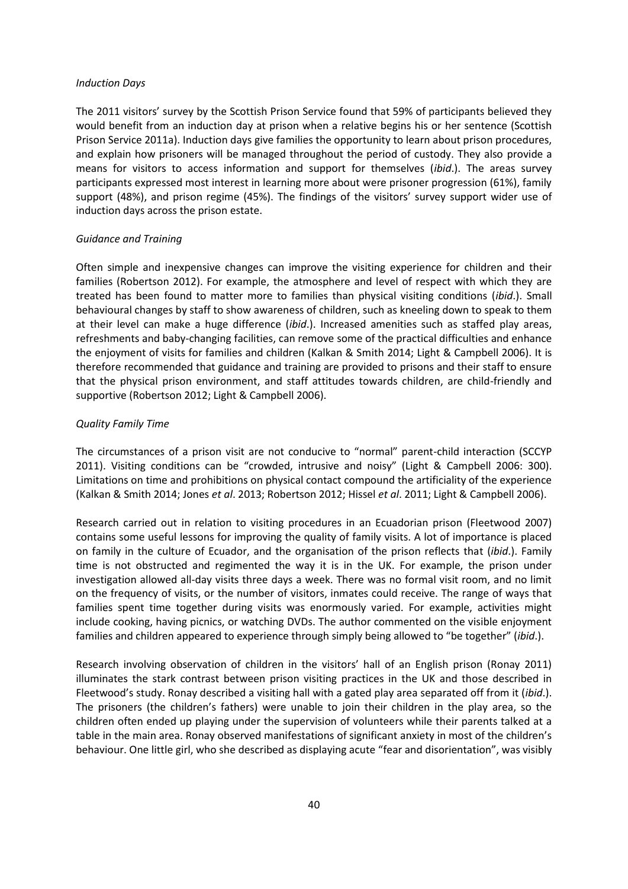*Induction Days*

The 2011 visitors' survey by the Scottish Prison Service found that 59% of participants believed they would benefit from an induction day at prison when a relative begins his or her sentence (Scottish Prison Service 2011a). Induction days give families the opportunity to learn about prison procedures, and explain how prisoners will be managed throughout the period of custody. They also provide a means for visitors to access information and support for themselves (*ibid*.). The areas survey participants expressed most interest in learning more about were prisoner progression (61%), family support (48%), and prison regime (45%). The findings of the visitors' survey support wider use of induction days across the prison estate.

*Guidance and Training*

Often simple and inexpensive changes can improve the visiting experience for children and their families (Robertson 2012). For example, the atmosphere and level of respect with which they are treated has been found to matter more to families than physical visiting conditions (*ibid*.). Small behavioural changes by staff to show awareness of children, such as kneeling down to speak to them at their level can make a huge difference (*ibid*.). Increased amenities such as staffed play areas, refreshments and baby-changing facilities, can remove some of the practical difficulties and enhance the enjoyment of visits for families and children (Kalkan & Smith 2014; Light & Campbell 2006). It is therefore recommended that guidance and training are provided to prisons and their staff to ensure that the physical prison environment, and staff attitudes towards children, are child-friendly and supportive (Robertson 2012; Light & Campbell 2006).

*Quality Family Time*

The circumstances of a prison visit are not conducive to "normal" parent-child interaction (SCCYP 2011). Visiting conditions can be "crowded, intrusive and noisy" (Light & Campbell 2006: 300). Limitations on time and prohibitions on physical contact compound the artificiality of the experience (Kalkan & Smith 2014; Jones *et al*. 2013; Robertson 2012; Hissel *et al*. 2011; Light & Campbell 2006).

Research carried out in relation to visiting procedures in an Ecuadorian prison (Fleetwood 2007) contains some useful lessons for improving the quality of family visits. A lot of importance is placed on family in the culture of Ecuador, and the organisation of the prison reflects that (*ibid*.). Family time is not obstructed and regimented the way it is in the UK. For example, the prison under investigation allowed all-day visits three days a week. There was no formal visit room, and no limit on the frequency of visits, or the number of visitors, inmates could receive. The range of ways that families spent time together during visits was enormously varied. For example, activities might include cooking, having picnics, or watching DVDs. The author commented on the visible enjoyment families and children appeared to experience through simply being allowed to "be together" (*ibid*.).

Research involving observation of children in the visitors' hall of an English prison (Ronay 2011) illuminates the stark contrast between prison visiting practices in the UK and those described in Fleetwood's study. Ronay described a visiting hall with a gated play area separated off from it (*ibid*.). The prisoners (the children's fathers) were unable to join their children in the play area, so the children often ended up playing under the supervision of volunteers while their parents talked at a table in the main area. Ronay observed manifestations of significant anxiety in most of the children's behaviour. One little girl, who she described as displaying acute "fear and disorientation", was visibly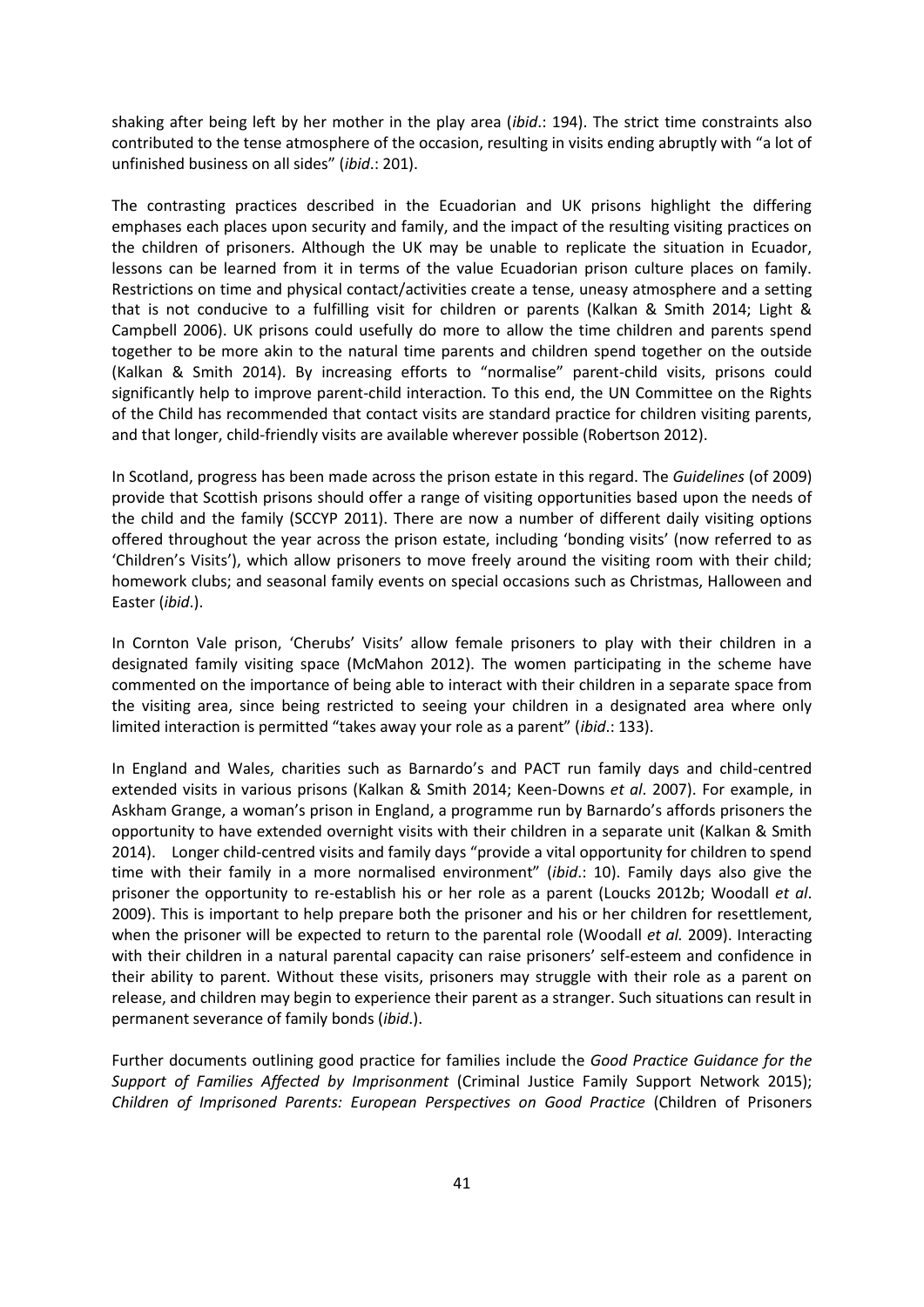shaking after being left by her mother in the play area (*ibid*.: 194). The strict time constraints also contributed to the tense atmosphere of the occasion, resulting in visits ending abruptly with "a lot of unfinished business on all sides" (*ibid*.: 201).

The contrasting practices described in the Ecuadorian and UK prisons highlight the differing emphases each places upon security and family, and the impact of the resulting visiting practices on the children of prisoners. Although the UK may be unable to replicate the situation in Ecuador, lessons can be learned from it in terms of the value Ecuadorian prison culture places on family. Restrictions on time and physical contact/activities create a tense, uneasy atmosphere and a setting that is not conducive to a fulfilling visit for children or parents (Kalkan & Smith 2014; Light & Campbell 2006). UK prisons could usefully do more to allow the time children and parents spend together to be more akin to the natural time parents and children spend together on the outside (Kalkan & Smith 2014). By increasing efforts to "normalise" parent-child visits, prisons could significantly help to improve parent-child interaction. To this end, the UN Committee on the Rights of the Child has recommended that contact visits are standard practice for children visiting parents, and that longer, child-friendly visits are available wherever possible (Robertson 2012).

In Scotland, progress has been made across the prison estate in this regard. The *Guidelines* (of 2009) provide that Scottish prisons should offer a range of visiting opportunities based upon the needs of the child and the family (SCCYP 2011). There are now a number of different daily visiting options offered throughout the year across the prison estate, including 'bonding visits' (now referred to as 'Children's Visits'), which allow prisoners to move freely around the visiting room with their child; homework clubs; and seasonal family events on special occasions such as Christmas, Halloween and Easter (*ibid*.).

In Cornton Vale prison, 'Cherubs' Visits' allow female prisoners to play with their children in a designated family visiting space (McMahon 2012). The women participating in the scheme have commented on the importance of being able to interact with their children in a separate space from the visiting area, since being restricted to seeing your children in a designated area where only limited interaction is permitted "takes away your role as a parent" (*ibid*.: 133).

In England and Wales, charities such as Barnardo's and PACT run family days and child-centred extended visits in various prisons (Kalkan & Smith 2014; Keen-Downs *et al*. 2007). For example, in Askham Grange, a woman's prison in England, a programme run by Barnardo's affords prisoners the opportunity to have extended overnight visits with their children in a separate unit (Kalkan & Smith 2014). Longer child-centred visits and family days "provide a vital opportunity for children to spend time with their family in a more normalised environment" (*ibid*.: 10). Family days also give the prisoner the opportunity to re-establish his or her role as a parent (Loucks 2012b; Woodall *et al*. 2009). This is important to help prepare both the prisoner and his or her children for resettlement, when the prisoner will be expected to return to the parental role (Woodall *et al.* 2009). Interacting with their children in a natural parental capacity can raise prisoners' self-esteem and confidence in their ability to parent. Without these visits, prisoners may struggle with their role as a parent on release, and children may begin to experience their parent as a stranger. Such situations can result in permanent severance of family bonds (*ibid*.).

Further documents outlining good practice for families include the *Good Practice Guidance for the Support of Families Affected by Imprisonment* (Criminal Justice Family Support Network 2015); *Children of Imprisoned Parents: European Perspectives on Good Practice* (Children of Prisoners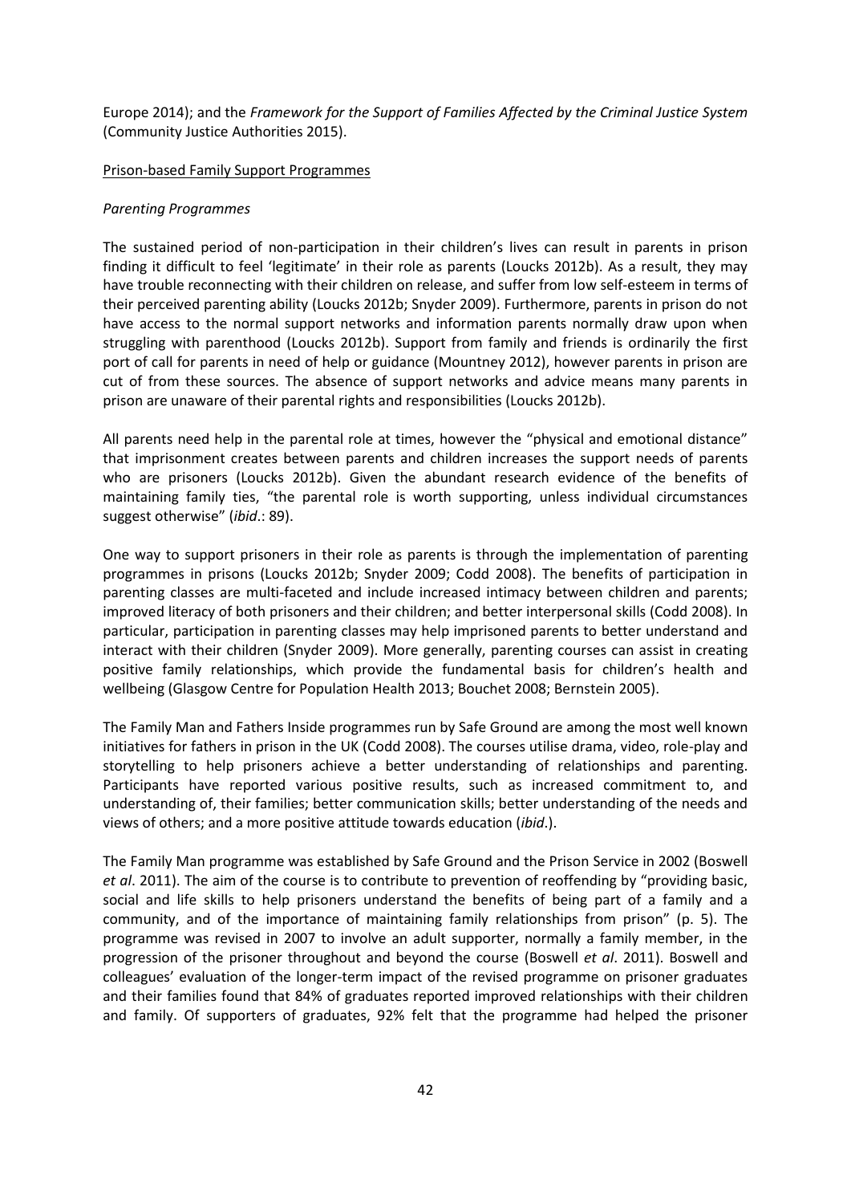Europe 2014); and the *Framework for the Support of Families Affected by the Criminal Justice System* (Community Justice Authorities 2015).

## Prison-based Family Support Programmes

### *Parenting Programmes*

The sustained period of non-participation in their children's lives can result in parents in prison finding it difficult to feel 'legitimate' in their role as parents (Loucks 2012b). As a result, they may have trouble reconnecting with their children on release, and suffer from low self-esteem in terms of their perceived parenting ability (Loucks 2012b; Snyder 2009). Furthermore, parents in prison do not have access to the normal support networks and information parents normally draw upon when struggling with parenthood (Loucks 2012b). Support from family and friends is ordinarily the first port of call for parents in need of help or guidance (Mountney 2012), however parents in prison are cut of from these sources. The absence of support networks and advice means many parents in prison are unaware of their parental rights and responsibilities (Loucks 2012b).

All parents need help in the parental role at times, however the "physical and emotional distance" that imprisonment creates between parents and children increases the support needs of parents who are prisoners (Loucks 2012b). Given the abundant research evidence of the benefits of maintaining family ties, "the parental role is worth supporting, unless individual circumstances suggest otherwise" (*ibid*.: 89).

One way to support prisoners in their role as parents is through the implementation of parenting programmes in prisons (Loucks 2012b; Snyder 2009; Codd 2008). The benefits of participation in parenting classes are multi-faceted and include increased intimacy between children and parents; improved literacy of both prisoners and their children; and better interpersonal skills (Codd 2008). In particular, participation in parenting classes may help imprisoned parents to better understand and interact with their children (Snyder 2009). More generally, parenting courses can assist in creating positive family relationships, which provide the fundamental basis for children's health and wellbeing (Glasgow Centre for Population Health 2013; Bouchet 2008; Bernstein 2005).

The Family Man and Fathers Inside programmes run by Safe Ground are among the most well known initiatives for fathers in prison in the UK (Codd 2008). The courses utilise drama, video, role-play and storytelling to help prisoners achieve a better understanding of relationships and parenting. Participants have reported various positive results, such as increased commitment to, and understanding of, their families; better communication skills; better understanding of the needs and views of others; and a more positive attitude towards education (*ibid*.).

The Family Man programme was established by Safe Ground and the Prison Service in 2002 (Boswell *et al*. 2011). The aim of the course is to contribute to prevention of reoffending by "providing basic, social and life skills to help prisoners understand the benefits of being part of a family and a community, and of the importance of maintaining family relationships from prison" (p. 5). The programme was revised in 2007 to involve an adult supporter, normally a family member, in the progression of the prisoner throughout and beyond the course (Boswell *et al*. 2011). Boswell and colleagues' evaluation of the longer-term impact of the revised programme on prisoner graduates and their families found that 84% of graduates reported improved relationships with their children and family. Of supporters of graduates, 92% felt that the programme had helped the prisoner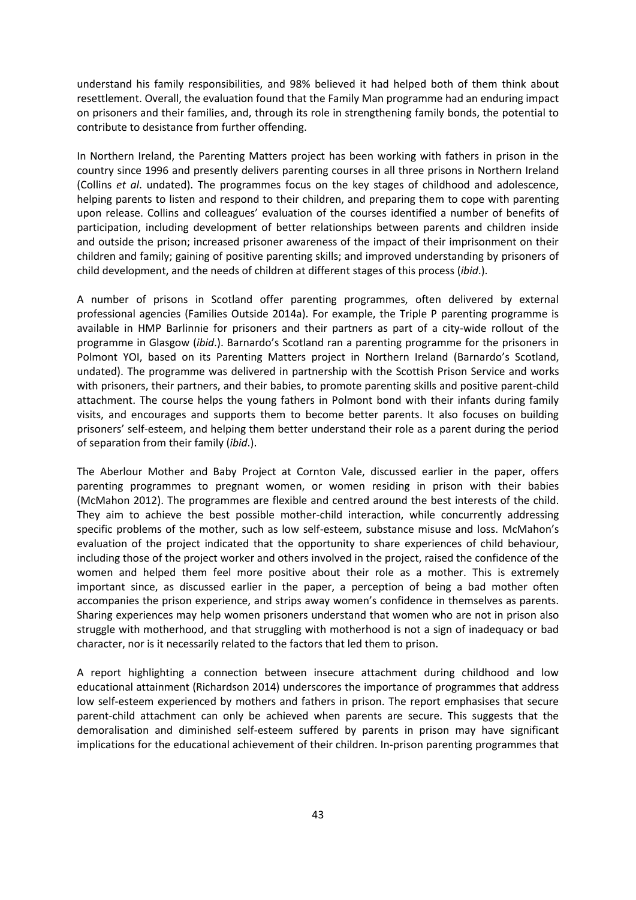understand his family responsibilities, and 98% believed it had helped both of them think about resettlement. Overall, the evaluation found that the Family Man programme had an enduring impact on prisoners and their families, and, through its role in strengthening family bonds, the potential to contribute to desistance from further offending.

In Northern Ireland, the Parenting Matters project has been working with fathers in prison in the country since 1996 and presently delivers parenting courses in all three prisons in Northern Ireland (Collins *et al*. undated). The programmes focus on the key stages of childhood and adolescence, helping parents to listen and respond to their children, and preparing them to cope with parenting upon release. Collins and colleagues' evaluation of the courses identified a number of benefits of participation, including development of better relationships between parents and children inside and outside the prison; increased prisoner awareness of the impact of their imprisonment on their children and family; gaining of positive parenting skills; and improved understanding by prisoners of child development, and the needs of children at different stages of this process (*ibid*.).

A number of prisons in Scotland offer parenting programmes, often delivered by external professional agencies (Families Outside 2014a). For example, the Triple P parenting programme is available in HMP Barlinnie for prisoners and their partners as part of a city-wide rollout of the programme in Glasgow (*ibid*.). Barnardo's Scotland ran a parenting programme for the prisoners in Polmont YOI, based on its Parenting Matters project in Northern Ireland (Barnardo's Scotland, undated). The programme was delivered in partnership with the Scottish Prison Service and works with prisoners, their partners, and their babies, to promote parenting skills and positive parent-child attachment. The course helps the young fathers in Polmont bond with their infants during family visits, and encourages and supports them to become better parents. It also focuses on building prisoners' self-esteem, and helping them better understand their role as a parent during the period of separation from their family (*ibid*.).

The Aberlour Mother and Baby Project at Cornton Vale, discussed earlier in the paper, offers parenting programmes to pregnant women, or women residing in prison with their babies (McMahon 2012). The programmes are flexible and centred around the best interests of the child. They aim to achieve the best possible mother-child interaction, while concurrently addressing specific problems of the mother, such as low self-esteem, substance misuse and loss. McMahon's evaluation of the project indicated that the opportunity to share experiences of child behaviour, including those of the project worker and others involved in the project, raised the confidence of the women and helped them feel more positive about their role as a mother. This is extremely important since, as discussed earlier in the paper, a perception of being a bad mother often accompanies the prison experience, and strips away women's confidence in themselves as parents. Sharing experiences may help women prisoners understand that women who are not in prison also struggle with motherhood, and that struggling with motherhood is not a sign of inadequacy or bad character, nor is it necessarily related to the factors that led them to prison.

A report highlighting a connection between insecure attachment during childhood and low educational attainment (Richardson 2014) underscores the importance of programmes that address low self-esteem experienced by mothers and fathers in prison. The report emphasises that secure parent-child attachment can only be achieved when parents are secure. This suggests that the demoralisation and diminished self-esteem suffered by parents in prison may have significant implications for the educational achievement of their children. In-prison parenting programmes that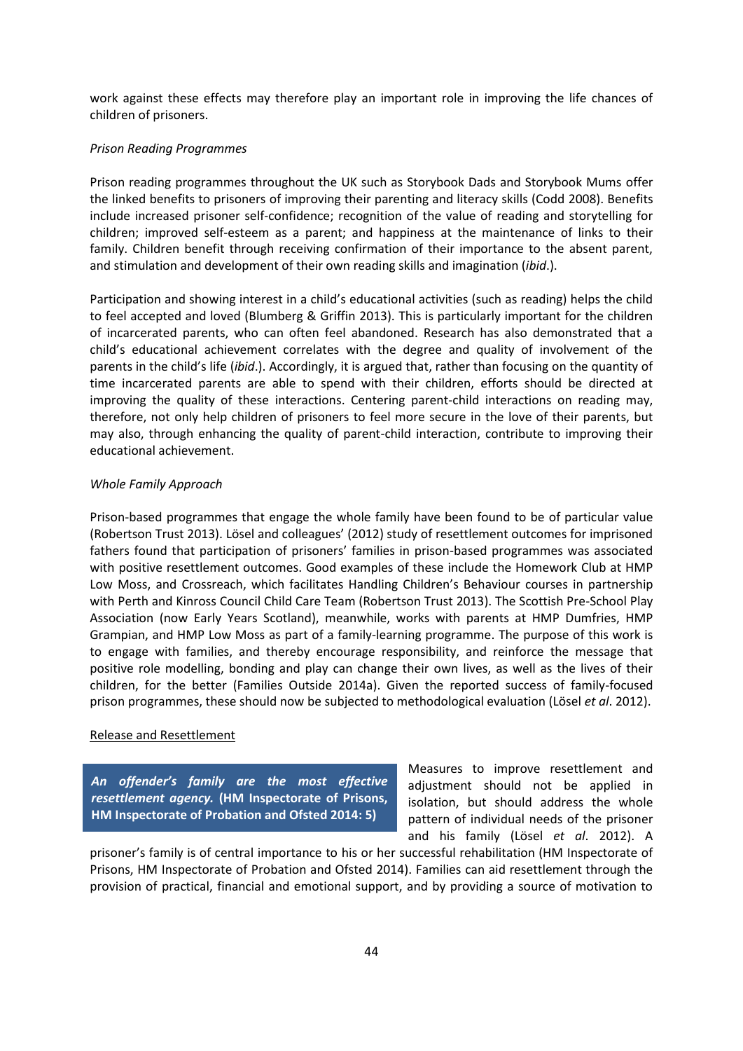work against these effects may therefore play an important role in improving the life chances of children of prisoners.

*Prison Reading Programmes*

Prison reading programmes throughout the UK such as Storybook Dads and Storybook Mums offer the linked benefits to prisoners of improving their parenting and literacy skills (Codd 2008). Benefits include increased prisoner self-confidence; recognition of the value of reading and storytelling for children; improved self-esteem as a parent; and happiness at the maintenance of links to their family. Children benefit through receiving confirmation of their importance to the absent parent, and stimulation and development of their own reading skills and imagination (*ibid*.).

Participation and showing interest in a child's educational activities (such as reading) helps the child to feel accepted and loved (Blumberg & Griffin 2013). This is particularly important for the children of incarcerated parents, who can often feel abandoned. Research has also demonstrated that a child's educational achievement correlates with the degree and quality of involvement of the parents in the child's life (*ibid*.). Accordingly, it is argued that, rather than focusing on the quantity of time incarcerated parents are able to spend with their children, efforts should be directed at improving the quality of these interactions. Centering parent-child interactions on reading may, therefore, not only help children of prisoners to feel more secure in the love of their parents, but may also, through enhancing the quality of parent-child interaction, contribute to improving their educational achievement.

*Whole Family Approach*

Prison-based programmes that engage the whole family have been found to be of particular value (Robertson Trust 2013). Lösel and colleagues' (2012) study of resettlement outcomes for imprisoned fathers found that participation of prisoners' families in prison-based programmes was associated with positive resettlement outcomes. Good examples of these include the Homework Club at HMP Low Moss, and Crossreach, which facilitates Handling Children's Behaviour courses in partnership with Perth and Kinross Council Child Care Team (Robertson Trust 2013). The Scottish Pre-School Play Association (now Early Years Scotland), meanwhile, works with parents at HMP Dumfries, HMP Grampian, and HMP Low Moss as part of a family-learning programme. The purpose of this work is to engage with families, and thereby encourage responsibility, and reinforce the message that positive role modelling, bonding and play can change their own lives, as well as the lives of their children, for the better (Families Outside 2014a). Given the reported success of family-focused prison programmes, these should now be subjected to methodological evaluation (Lösel *et al*. 2012).

Release and Resettlement

> ***An offender's family are the most effective resettlement agency.*** **(HM Inspectorate of Prisons, HM Inspectorate of Probation and Ofsted 2014: 5)**

Measures to improve resettlement and adjustment should not be applied in isolation, but should address the whole pattern of individual needs of the prisoner and his family (Lösel *et al*. 2012). A prisoner's family is of central importance to his or her successful rehabilitation (HM Inspectorate of Prisons, HM Inspectorate of Probation and Ofsted 2014). Families can aid resettlement through the provision of practical, financial and emotional support, and by providing a source of motivation to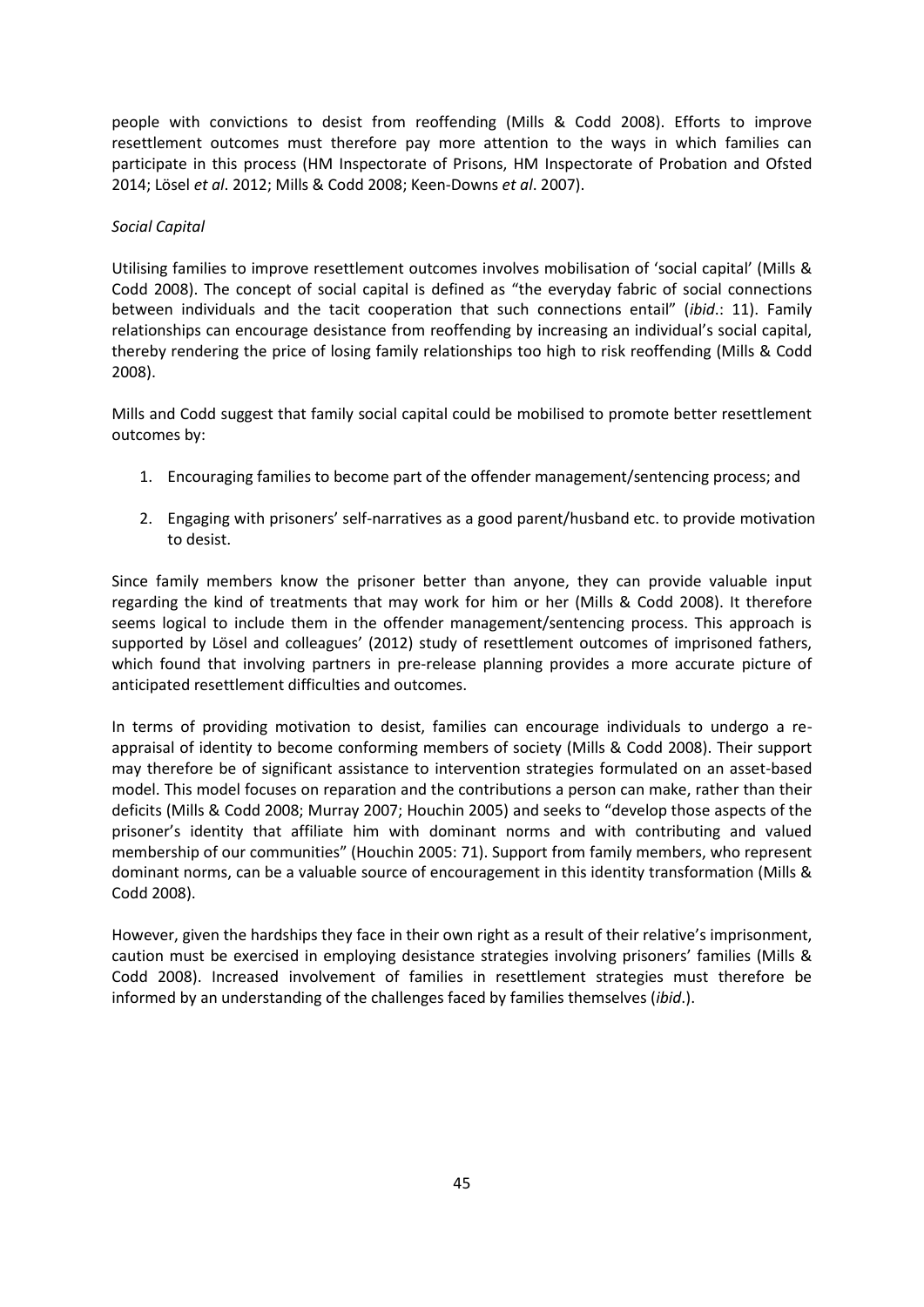people with convictions to desist from reoffending (Mills & Codd 2008). Efforts to improve resettlement outcomes must therefore pay more attention to the ways in which families can participate in this process (HM Inspectorate of Prisons, HM Inspectorate of Probation and Ofsted 2014; Lösel *et al*. 2012; Mills & Codd 2008; Keen-Downs *et al*. 2007).

*Social Capital*

Utilising families to improve resettlement outcomes involves mobilisation of 'social capital' (Mills & Codd 2008). The concept of social capital is defined as "the everyday fabric of social connections between individuals and the tacit cooperation that such connections entail" (*ibid*.: 11). Family relationships can encourage desistance from reoffending by increasing an individual's social capital, thereby rendering the price of losing family relationships too high to risk reoffending (Mills & Codd 2008).

Mills and Codd suggest that family social capital could be mobilised to promote better resettlement outcomes by:

1. Encouraging families to become part of the offender management/sentencing process; and

2. Engaging with prisoners' self-narratives as a good parent/husband etc. to provide motivation to desist.

Since family members know the prisoner better than anyone, they can provide valuable input regarding the kind of treatments that may work for him or her (Mills & Codd 2008). It therefore seems logical to include them in the offender management/sentencing process. This approach is supported by Lösel and colleagues' (2012) study of resettlement outcomes of imprisoned fathers, which found that involving partners in pre-release planning provides a more accurate picture of anticipated resettlement difficulties and outcomes.

In terms of providing motivation to desist, families can encourage individuals to undergo a re-appraisal of identity to become conforming members of society (Mills & Codd 2008). Their support may therefore be of significant assistance to intervention strategies formulated on an asset-based model. This model focuses on reparation and the contributions a person can make, rather than their deficits (Mills & Codd 2008; Murray 2007; Houchin 2005) and seeks to "develop those aspects of the prisoner's identity that affiliate him with dominant norms and with contributing and valued membership of our communities" (Houchin 2005: 71). Support from family members, who represent dominant norms, can be a valuable source of encouragement in this identity transformation (Mills & Codd 2008).

However, given the hardships they face in their own right as a result of their relative's imprisonment, caution must be exercised in employing desistance strategies involving prisoners' families (Mills & Codd 2008). Increased involvement of families in resettlement strategies must therefore be informed by an understanding of the challenges faced by families themselves (*ibid*.).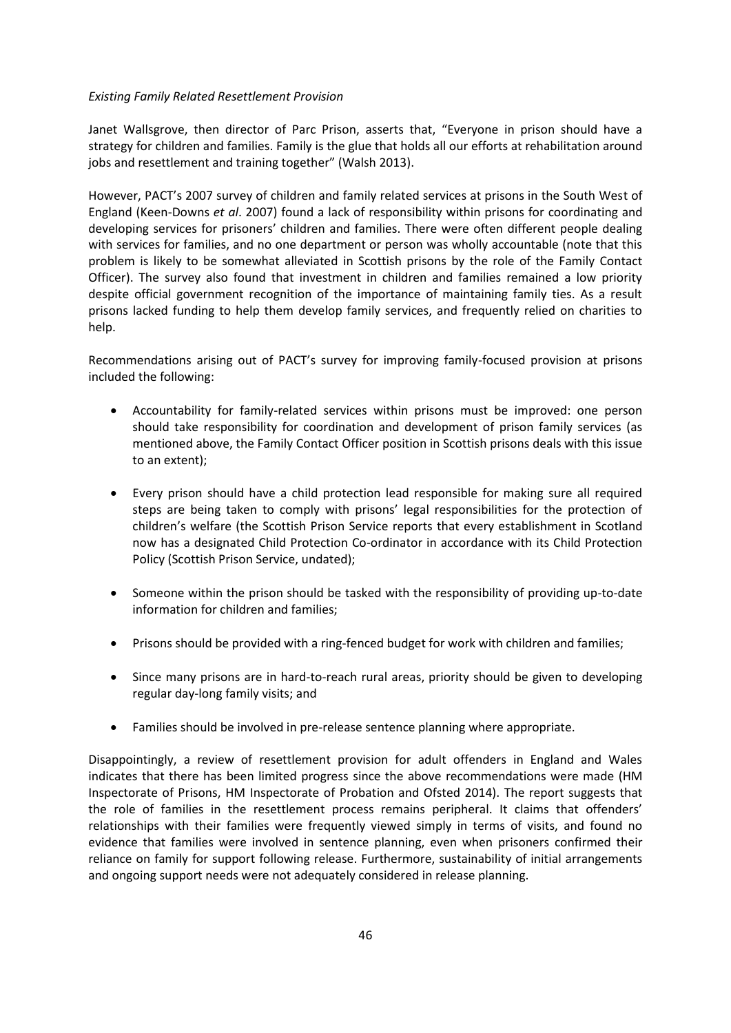*Existing Family Related Resettlement Provision*

Janet Wallsgrove, then director of Parc Prison, asserts that, "Everyone in prison should have a strategy for children and families. Family is the glue that holds all our efforts at rehabilitation around jobs and resettlement and training together" (Walsh 2013).

However, PACT's 2007 survey of children and family related services at prisons in the South West of England (Keen-Downs *et al*. 2007) found a lack of responsibility within prisons for coordinating and developing services for prisoners' children and families. There were often different people dealing with services for families, and no one department or person was wholly accountable (note that this problem is likely to be somewhat alleviated in Scottish prisons by the role of the Family Contact Officer). The survey also found that investment in children and families remained a low priority despite official government recognition of the importance of maintaining family ties. As a result prisons lacked funding to help them develop family services, and frequently relied on charities to help.

Recommendations arising out of PACT's survey for improving family-focused provision at prisons included the following:

- Accountability for family-related services within prisons must be improved: one person should take responsibility for coordination and development of prison family services (as mentioned above, the Family Contact Officer position in Scottish prisons deals with this issue to an extent);

- Every prison should have a child protection lead responsible for making sure all required steps are being taken to comply with prisons' legal responsibilities for the protection of children's welfare (the Scottish Prison Service reports that every establishment in Scotland now has a designated Child Protection Co-ordinator in accordance with its Child Protection Policy (Scottish Prison Service, undated);

- Someone within the prison should be tasked with the responsibility of providing up-to-date information for children and families;

- Prisons should be provided with a ring-fenced budget for work with children and families;

- Since many prisons are in hard-to-reach rural areas, priority should be given to developing regular day-long family visits; and

- Families should be involved in pre-release sentence planning where appropriate.

Disappointingly, a review of resettlement provision for adult offenders in England and Wales indicates that there has been limited progress since the above recommendations were made (HM Inspectorate of Prisons, HM Inspectorate of Probation and Ofsted 2014). The report suggests that the role of families in the resettlement process remains peripheral. It claims that offenders' relationships with their families were frequently viewed simply in terms of visits, and found no evidence that families were involved in sentence planning, even when prisoners confirmed their reliance on family for support following release. Furthermore, sustainability of initial arrangements and ongoing support needs were not adequately considered in release planning.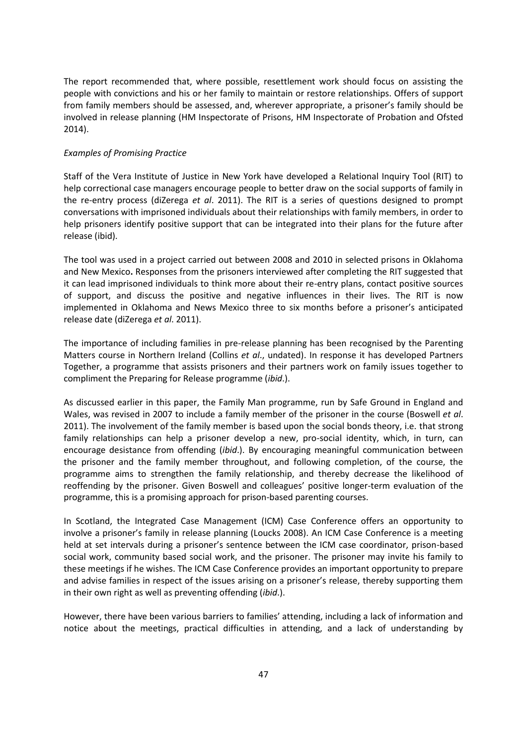The report recommended that, where possible, resettlement work should focus on assisting the people with convictions and his or her family to maintain or restore relationships. Offers of support from family members should be assessed, and, wherever appropriate, a prisoner's family should be involved in release planning (HM Inspectorate of Prisons, HM Inspectorate of Probation and Ofsted 2014).

*Examples of Promising Practice*

Staff of the Vera Institute of Justice in New York have developed a Relational Inquiry Tool (RIT) to help correctional case managers encourage people to better draw on the social supports of family in the re-entry process (diZerega *et al*. 2011). The RIT is a series of questions designed to prompt conversations with imprisoned individuals about their relationships with family members, in order to help prisoners identify positive support that can be integrated into their plans for the future after release (ibid).

The tool was used in a project carried out between 2008 and 2010 in selected prisons in Oklahoma and New Mexico**.** Responses from the prisoners interviewed after completing the RIT suggested that it can lead imprisoned individuals to think more about their re-entry plans, contact positive sources of support, and discuss the positive and negative influences in their lives. The RIT is now implemented in Oklahoma and News Mexico three to six months before a prisoner's anticipated release date (diZerega *et al*. 2011).

The importance of including families in pre-release planning has been recognised by the Parenting Matters course in Northern Ireland (Collins *et al*., undated). In response it has developed Partners Together, a programme that assists prisoners and their partners work on family issues together to compliment the Preparing for Release programme (*ibid*.).

As discussed earlier in this paper, the Family Man programme, run by Safe Ground in England and Wales, was revised in 2007 to include a family member of the prisoner in the course (Boswell *et al*. 2011). The involvement of the family member is based upon the social bonds theory, i.e. that strong family relationships can help a prisoner develop a new, pro-social identity, which, in turn, can encourage desistance from offending (*ibid*.). By encouraging meaningful communication between the prisoner and the family member throughout, and following completion, of the course, the programme aims to strengthen the family relationship, and thereby decrease the likelihood of reoffending by the prisoner. Given Boswell and colleagues' positive longer-term evaluation of the programme, this is a promising approach for prison-based parenting courses.

In Scotland, the Integrated Case Management (ICM) Case Conference offers an opportunity to involve a prisoner's family in release planning (Loucks 2008). An ICM Case Conference is a meeting held at set intervals during a prisoner's sentence between the ICM case coordinator, prison-based social work, community based social work, and the prisoner. The prisoner may invite his family to these meetings if he wishes. The ICM Case Conference provides an important opportunity to prepare and advise families in respect of the issues arising on a prisoner's release, thereby supporting them in their own right as well as preventing offending (*ibid*.).

However, there have been various barriers to families' attending, including a lack of information and notice about the meetings, practical difficulties in attending, and a lack of understanding by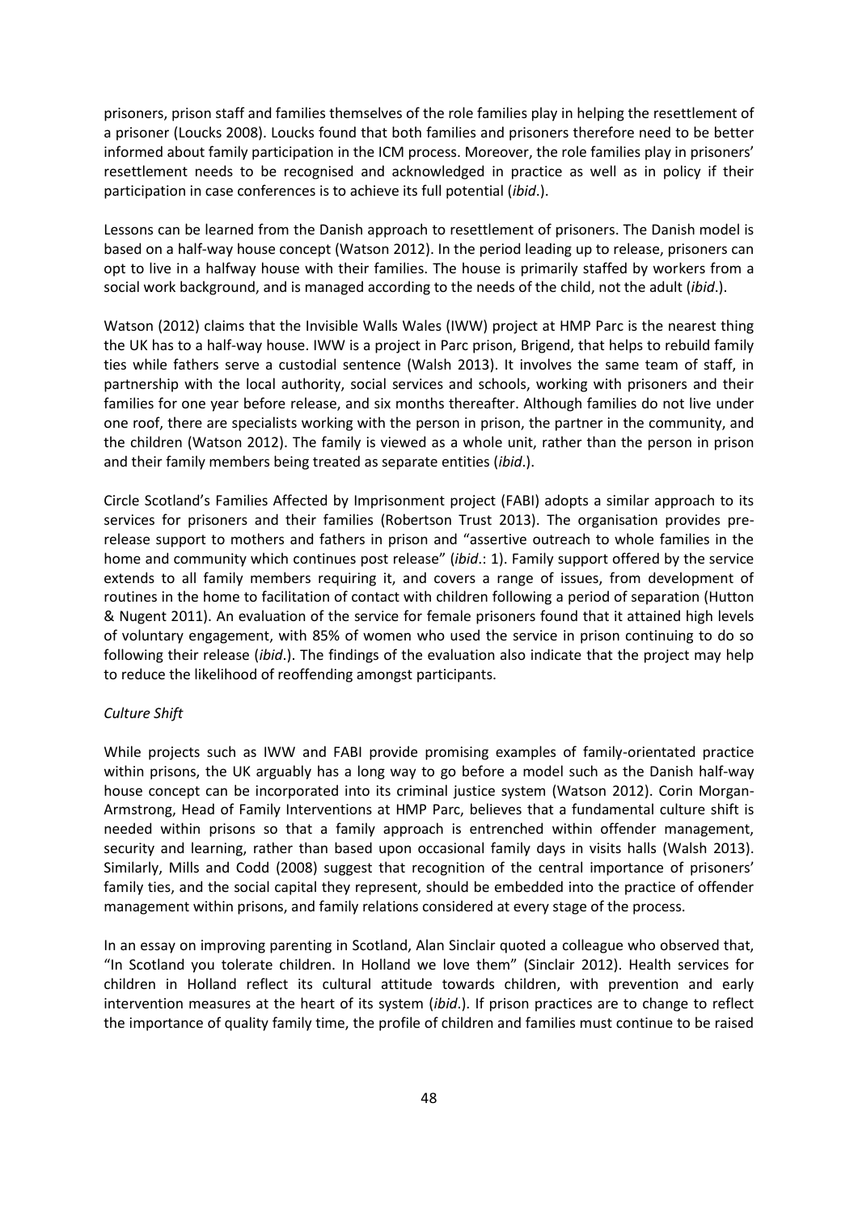prisoners, prison staff and families themselves of the role families play in helping the resettlement of a prisoner (Loucks 2008). Loucks found that both families and prisoners therefore need to be better informed about family participation in the ICM process. Moreover, the role families play in prisoners' resettlement needs to be recognised and acknowledged in practice as well as in policy if their participation in case conferences is to achieve its full potential (*ibid*.).

Lessons can be learned from the Danish approach to resettlement of prisoners. The Danish model is based on a half-way house concept (Watson 2012). In the period leading up to release, prisoners can opt to live in a halfway house with their families. The house is primarily staffed by workers from a social work background, and is managed according to the needs of the child, not the adult (*ibid*.).

Watson (2012) claims that the Invisible Walls Wales (IWW) project at HMP Parc is the nearest thing the UK has to a half-way house. IWW is a project in Parc prison, Brigend, that helps to rebuild family ties while fathers serve a custodial sentence (Walsh 2013). It involves the same team of staff, in partnership with the local authority, social services and schools, working with prisoners and their families for one year before release, and six months thereafter. Although families do not live under one roof, there are specialists working with the person in prison, the partner in the community, and the children (Watson 2012). The family is viewed as a whole unit, rather than the person in prison and their family members being treated as separate entities (*ibid*.).

Circle Scotland's Families Affected by Imprisonment project (FABI) adopts a similar approach to its services for prisoners and their families (Robertson Trust 2013). The organisation provides pre-release support to mothers and fathers in prison and "assertive outreach to whole families in the home and community which continues post release" (*ibid*.: 1). Family support offered by the service extends to all family members requiring it, and covers a range of issues, from development of routines in the home to facilitation of contact with children following a period of separation (Hutton & Nugent 2011). An evaluation of the service for female prisoners found that it attained high levels of voluntary engagement, with 85% of women who used the service in prison continuing to do so following their release (*ibid*.). The findings of the evaluation also indicate that the project may help to reduce the likelihood of reoffending amongst participants.

*Culture Shift*

While projects such as IWW and FABI provide promising examples of family-orientated practice within prisons, the UK arguably has a long way to go before a model such as the Danish half-way house concept can be incorporated into its criminal justice system (Watson 2012). Corin Morgan-Armstrong, Head of Family Interventions at HMP Parc, believes that a fundamental culture shift is needed within prisons so that a family approach is entrenched within offender management, security and learning, rather than based upon occasional family days in visits halls (Walsh 2013). Similarly, Mills and Codd (2008) suggest that recognition of the central importance of prisoners' family ties, and the social capital they represent, should be embedded into the practice of offender management within prisons, and family relations considered at every stage of the process.

In an essay on improving parenting in Scotland, Alan Sinclair quoted a colleague who observed that, "In Scotland you tolerate children. In Holland we love them" (Sinclair 2012). Health services for children in Holland reflect its cultural attitude towards children, with prevention and early intervention measures at the heart of its system (*ibid*.). If prison practices are to change to reflect the importance of quality family time, the profile of children and families must continue to be raised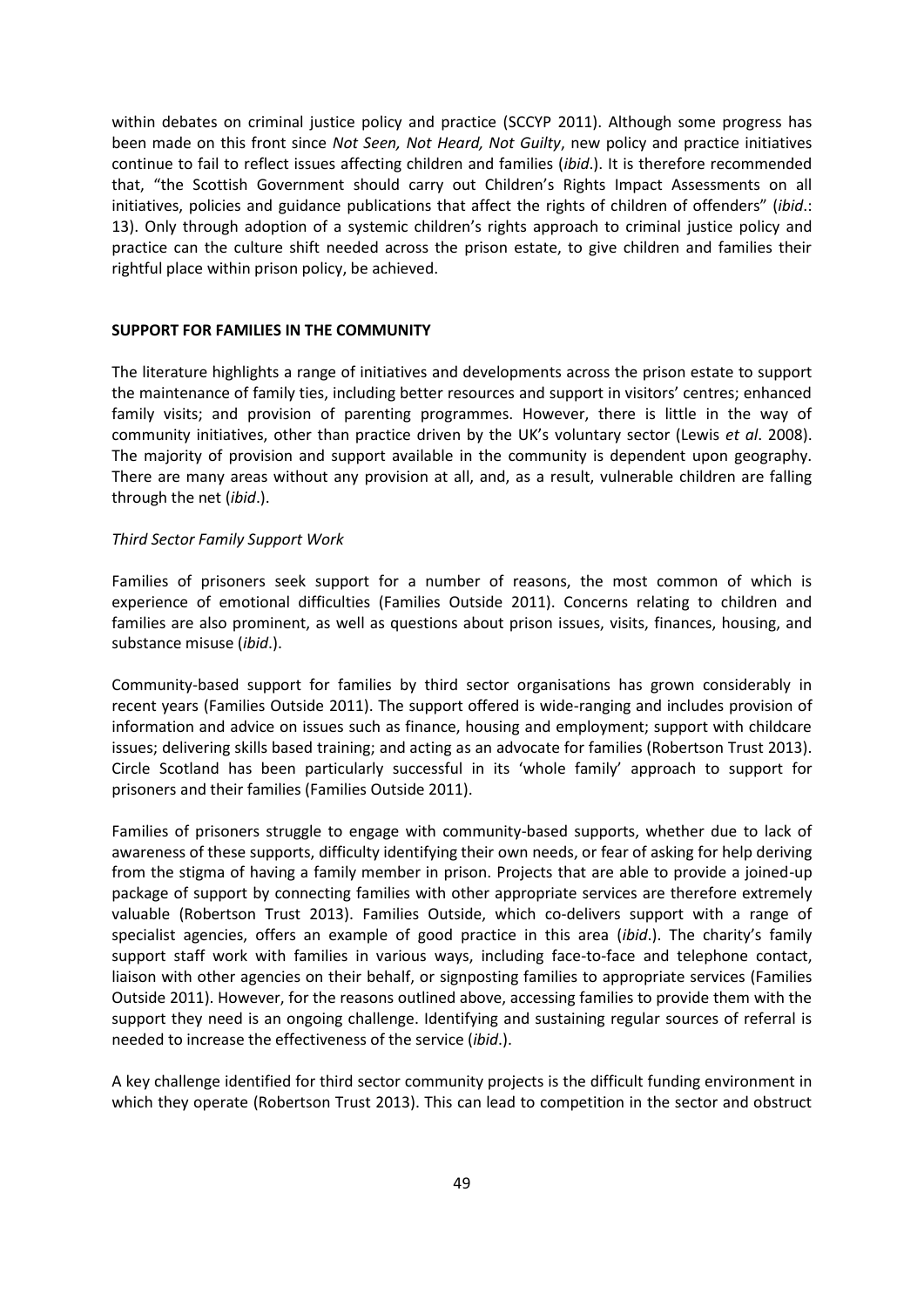within debates on criminal justice policy and practice (SCCYP 2011). Although some progress has been made on this front since *Not Seen, Not Heard, Not Guilty*, new policy and practice initiatives continue to fail to reflect issues affecting children and families (*ibid*.). It is therefore recommended that, "the Scottish Government should carry out Children's Rights Impact Assessments on all initiatives, policies and guidance publications that affect the rights of children of offenders" (*ibid*.: 13). Only through adoption of a systemic children's rights approach to criminal justice policy and practice can the culture shift needed across the prison estate, to give children and families their rightful place within prison policy, be achieved.

## SUPPORT FOR FAMILIES IN THE COMMUNITY

The literature highlights a range of initiatives and developments across the prison estate to support the maintenance of family ties, including better resources and support in visitors' centres; enhanced family visits; and provision of parenting programmes. However, there is little in the way of community initiatives, other than practice driven by the UK's voluntary sector (Lewis *et al*. 2008). The majority of provision and support available in the community is dependent upon geography. There are many areas without any provision at all, and, as a result, vulnerable children are falling through the net (*ibid*.).

### *Third Sector Family Support Work*

Families of prisoners seek support for a number of reasons, the most common of which is experience of emotional difficulties (Families Outside 2011). Concerns relating to children and families are also prominent, as well as questions about prison issues, visits, finances, housing, and substance misuse (*ibid*.).

Community-based support for families by third sector organisations has grown considerably in recent years (Families Outside 2011). The support offered is wide-ranging and includes provision of information and advice on issues such as finance, housing and employment; support with childcare issues; delivering skills based training; and acting as an advocate for families (Robertson Trust 2013). Circle Scotland has been particularly successful in its 'whole family' approach to support for prisoners and their families (Families Outside 2011).

Families of prisoners struggle to engage with community-based supports, whether due to lack of awareness of these supports, difficulty identifying their own needs, or fear of asking for help deriving from the stigma of having a family member in prison. Projects that are able to provide a joined-up package of support by connecting families with other appropriate services are therefore extremely valuable (Robertson Trust 2013). Families Outside, which co-delivers support with a range of specialist agencies, offers an example of good practice in this area (*ibid*.). The charity's family support staff work with families in various ways, including face-to-face and telephone contact, liaison with other agencies on their behalf, or signposting families to appropriate services (Families Outside 2011). However, for the reasons outlined above, accessing families to provide them with the support they need is an ongoing challenge. Identifying and sustaining regular sources of referral is needed to increase the effectiveness of the service (*ibid*.).

A key challenge identified for third sector community projects is the difficult funding environment in which they operate (Robertson Trust 2013). This can lead to competition in the sector and obstruct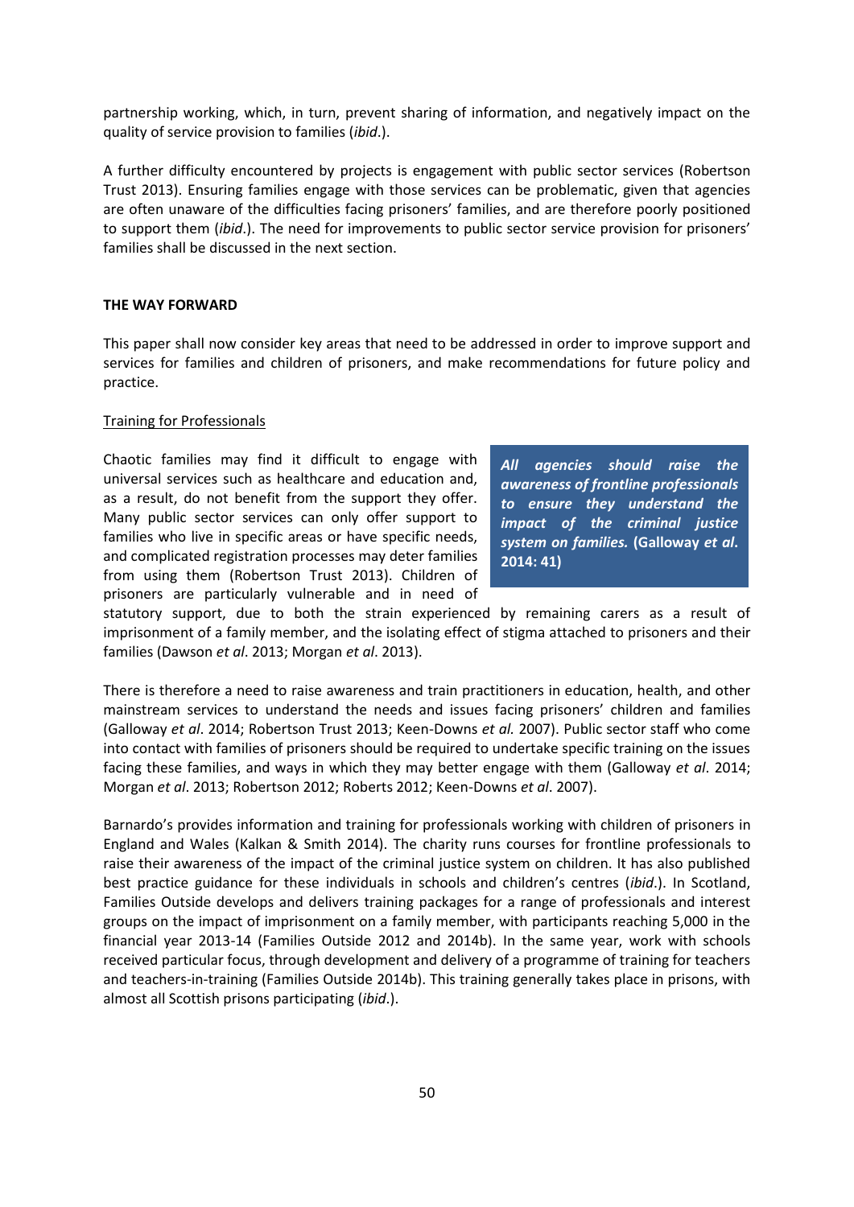partnership working, which, in turn, prevent sharing of information, and negatively impact on the quality of service provision to families (*ibid*.).

A further difficulty encountered by projects is engagement with public sector services (Robertson Trust 2013). Ensuring families engage with those services can be problematic, given that agencies are often unaware of the difficulties facing prisoners' families, and are therefore poorly positioned to support them (*ibid*.). The need for improvements to public sector service provision for prisoners' families shall be discussed in the next section.

**THE WAY FORWARD**

This paper shall now consider key areas that need to be addressed in order to improve support and services for families and children of prisoners, and make recommendations for future policy and practice.

Training for Professionals

> ***All agencies should raise the awareness of frontline professionals to ensure they understand the impact of the criminal justice system on families.*** **(Galloway *et al*. 2014: 41)**

Chaotic families may find it difficult to engage with universal services such as healthcare and education and, as a result, do not benefit from the support they offer. Many public sector services can only offer support to families who live in specific areas or have specific needs, and complicated registration processes may deter families from using them (Robertson Trust 2013). Children of prisoners are particularly vulnerable and in need of statutory support, due to both the strain experienced by remaining carers as a result of imprisonment of a family member, and the isolating effect of stigma attached to prisoners and their families (Dawson *et al*. 2013; Morgan *et al*. 2013).

There is therefore a need to raise awareness and train practitioners in education, health, and other mainstream services to understand the needs and issues facing prisoners' children and families (Galloway *et al*. 2014; Robertson Trust 2013; Keen-Downs *et al.* 2007). Public sector staff who come into contact with families of prisoners should be required to undertake specific training on the issues facing these families, and ways in which they may better engage with them (Galloway *et al*. 2014; Morgan *et al*. 2013; Robertson 2012; Roberts 2012; Keen-Downs *et al*. 2007).

Barnardo's provides information and training for professionals working with children of prisoners in England and Wales (Kalkan & Smith 2014). The charity runs courses for frontline professionals to raise their awareness of the impact of the criminal justice system on children. It has also published best practice guidance for these individuals in schools and children's centres (*ibid*.). In Scotland, Families Outside develops and delivers training packages for a range of professionals and interest groups on the impact of imprisonment on a family member, with participants reaching 5,000 in the financial year 2013-14 (Families Outside 2012 and 2014b). In the same year, work with schools received particular focus, through development and delivery of a programme of training for teachers and teachers-in-training (Families Outside 2014b). This training generally takes place in prisons, with almost all Scottish prisons participating (*ibid*.).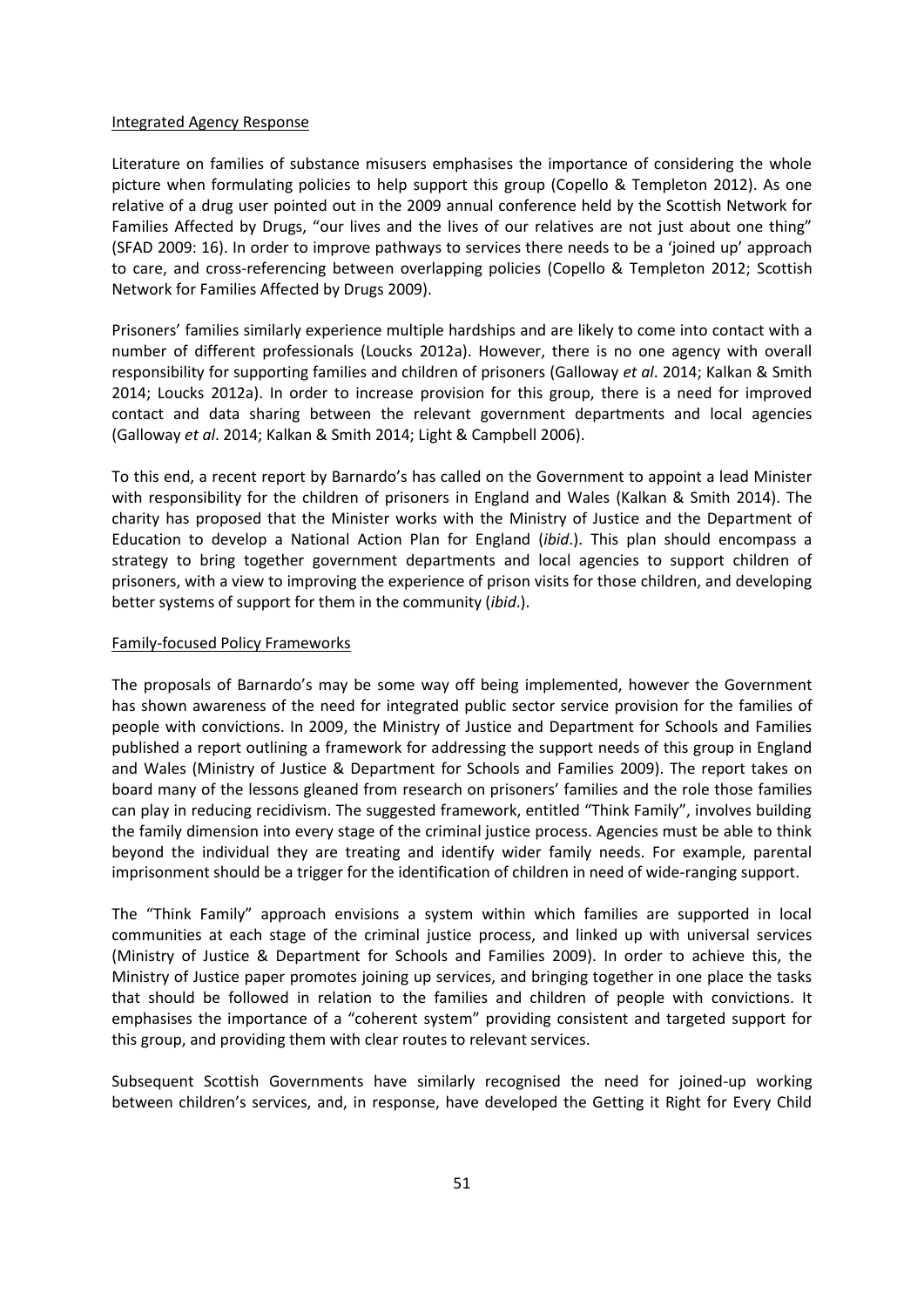Integrated Agency Response

Literature on families of substance misusers emphasises the importance of considering the whole picture when formulating policies to help support this group (Copello & Templeton 2012). As one relative of a drug user pointed out in the 2009 annual conference held by the Scottish Network for Families Affected by Drugs, "our lives and the lives of our relatives are not just about one thing" (SFAD 2009: 16). In order to improve pathways to services there needs to be a 'joined up' approach to care, and cross-referencing between overlapping policies (Copello & Templeton 2012; Scottish Network for Families Affected by Drugs 2009).

Prisoners' families similarly experience multiple hardships and are likely to come into contact with a number of different professionals (Loucks 2012a). However, there is no one agency with overall responsibility for supporting families and children of prisoners (Galloway *et al*. 2014; Kalkan & Smith 2014; Loucks 2012a). In order to increase provision for this group, there is a need for improved contact and data sharing between the relevant government departments and local agencies (Galloway *et al*. 2014; Kalkan & Smith 2014; Light & Campbell 2006).

To this end, a recent report by Barnardo's has called on the Government to appoint a lead Minister with responsibility for the children of prisoners in England and Wales (Kalkan & Smith 2014). The charity has proposed that the Minister works with the Ministry of Justice and the Department of Education to develop a National Action Plan for England (*ibid*.). This plan should encompass a strategy to bring together government departments and local agencies to support children of prisoners, with a view to improving the experience of prison visits for those children, and developing better systems of support for them in the community (*ibid*.).

Family-focused Policy Frameworks

The proposals of Barnardo's may be some way off being implemented, however the Government has shown awareness of the need for integrated public sector service provision for the families of people with convictions. In 2009, the Ministry of Justice and Department for Schools and Families published a report outlining a framework for addressing the support needs of this group in England and Wales (Ministry of Justice & Department for Schools and Families 2009). The report takes on board many of the lessons gleaned from research on prisoners' families and the role those families can play in reducing recidivism. The suggested framework, entitled "Think Family", involves building the family dimension into every stage of the criminal justice process. Agencies must be able to think beyond the individual they are treating and identify wider family needs. For example, parental imprisonment should be a trigger for the identification of children in need of wide-ranging support.

The "Think Family" approach envisions a system within which families are supported in local communities at each stage of the criminal justice process, and linked up with universal services (Ministry of Justice & Department for Schools and Families 2009). In order to achieve this, the Ministry of Justice paper promotes joining up services, and bringing together in one place the tasks that should be followed in relation to the families and children of people with convictions. It emphasises the importance of a "coherent system" providing consistent and targeted support for this group, and providing them with clear routes to relevant services.

Subsequent Scottish Governments have similarly recognised the need for joined-up working between children's services, and, in response, have developed the Getting it Right for Every Child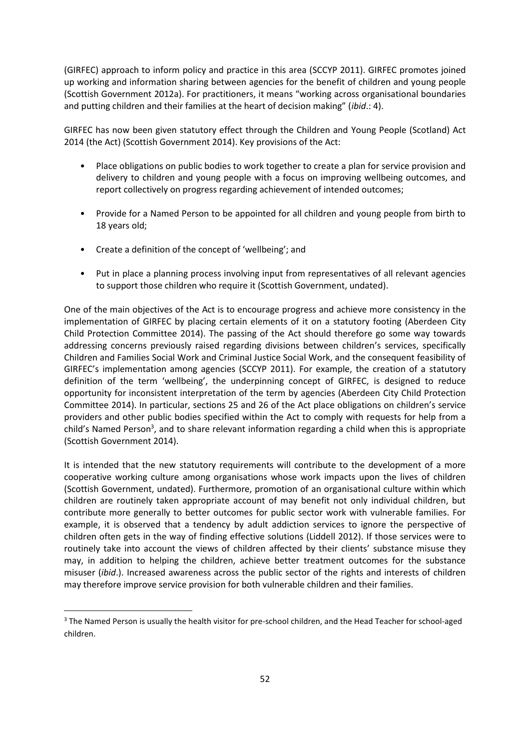(GIRFEC) approach to inform policy and practice in this area (SCCYP 2011). GIRFEC promotes joined up working and information sharing between agencies for the benefit of children and young people (Scottish Government 2012a). For practitioners, it means "working across organisational boundaries and putting children and their families at the heart of decision making" (*ibid*.: 4).

GIRFEC has now been given statutory effect through the Children and Young People (Scotland) Act 2014 (the Act) (Scottish Government 2014). Key provisions of the Act:

- Place obligations on public bodies to work together to create a plan for service provision and delivery to children and young people with a focus on improving wellbeing outcomes, and report collectively on progress regarding achievement of intended outcomes;
- Provide for a Named Person to be appointed for all children and young people from birth to 18 years old;
- Create a definition of the concept of 'wellbeing'; and
- Put in place a planning process involving input from representatives of all relevant agencies to support those children who require it (Scottish Government, undated).

One of the main objectives of the Act is to encourage progress and achieve more consistency in the implementation of GIRFEC by placing certain elements of it on a statutory footing (Aberdeen City Child Protection Committee 2014). The passing of the Act should therefore go some way towards addressing concerns previously raised regarding divisions between children's services, specifically Children and Families Social Work and Criminal Justice Social Work, and the consequent feasibility of GIRFEC's implementation among agencies (SCCYP 2011). For example, the creation of a statutory definition of the term 'wellbeing', the underpinning concept of GIRFEC, is designed to reduce opportunity for inconsistent interpretation of the term by agencies (Aberdeen City Child Protection Committee 2014). In particular, sections 25 and 26 of the Act place obligations on children's service providers and other public bodies specified within the Act to comply with requests for help from a child's Named Person[3], and to share relevant information regarding a child when this is appropriate (Scottish Government 2014).

It is intended that the new statutory requirements will contribute to the development of a more cooperative working culture among organisations whose work impacts upon the lives of children (Scottish Government, undated). Furthermore, promotion of an organisational culture within which children are routinely taken appropriate account of may benefit not only individual children, but contribute more generally to better outcomes for public sector work with vulnerable families. For example, it is observed that a tendency by adult addiction services to ignore the perspective of children often gets in the way of finding effective solutions (Liddell 2012). If those services were to routinely take into account the views of children affected by their clients' substance misuse they may, in addition to helping the children, achieve better treatment outcomes for the substance misuser (*ibid*.). Increased awareness across the public sector of the rights and interests of children may therefore improve service provision for both vulnerable children and their families.

[3] The Named Person is usually the health visitor for pre-school children, and the Head Teacher for school-aged children.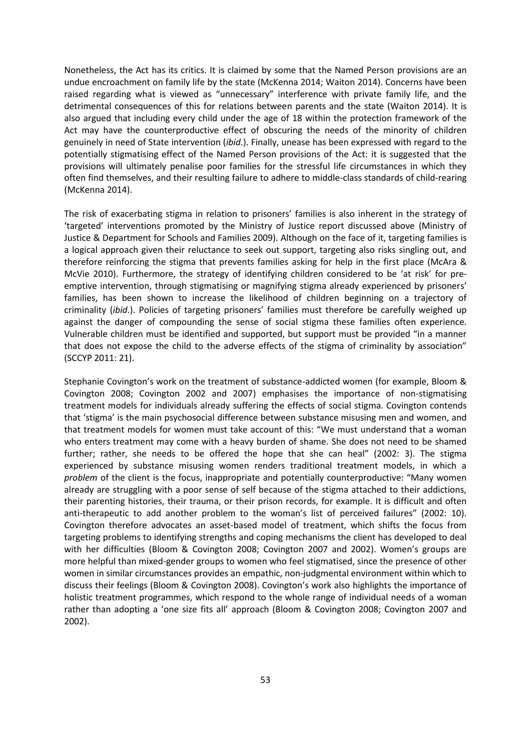Nonetheless, the Act has its critics. It is claimed by some that the Named Person provisions are an undue encroachment on family life by the state (McKenna 2014; Waiton 2014). Concerns have been raised regarding what is viewed as "unnecessary" interference with private family life, and the detrimental consequences of this for relations between parents and the state (Waiton 2014). It is also argued that including every child under the age of 18 within the protection framework of the Act may have the counterproductive effect of obscuring the needs of the minority of children genuinely in need of State intervention (*ibid*.). Finally, unease has been expressed with regard to the potentially stigmatising effect of the Named Person provisions of the Act: it is suggested that the provisions will ultimately penalise poor families for the stressful life circumstances in which they often find themselves, and their resulting failure to adhere to middle-class standards of child-rearing (McKenna 2014).

The risk of exacerbating stigma in relation to prisoners' families is also inherent in the strategy of 'targeted' interventions promoted by the Ministry of Justice report discussed above (Ministry of Justice & Department for Schools and Families 2009). Although on the face of it, targeting families is a logical approach given their reluctance to seek out support, targeting also risks singling out, and therefore reinforcing the stigma that prevents families asking for help in the first place (McAra & McVie 2010). Furthermore, the strategy of identifying children considered to be 'at risk' for pre-emptive intervention, through stigmatising or magnifying stigma already experienced by prisoners' families, has been shown to increase the likelihood of children beginning on a trajectory of criminality (*ibid*.). Policies of targeting prisoners' families must therefore be carefully weighed up against the danger of compounding the sense of social stigma these families often experience. Vulnerable children must be identified and supported, but support must be provided "in a manner that does not expose the child to the adverse effects of the stigma of criminality by association" (SCCYP 2011: 21).

Stephanie Covington's work on the treatment of substance-addicted women (for example, Bloom & Covington 2008; Covington 2002 and 2007) emphasises the importance of non-stigmatising treatment models for individuals already suffering the effects of social stigma. Covington contends that 'stigma' is the main psychosocial difference between substance misusing men and women, and that treatment models for women must take account of this: "We must understand that a woman who enters treatment may come with a heavy burden of shame. She does not need to be shamed further; rather, she needs to be offered the hope that she can heal" (2002: 3). The stigma experienced by substance misusing women renders traditional treatment models, in which a *problem* of the client is the focus, inappropriate and potentially counterproductive: "Many women already are struggling with a poor sense of self because of the stigma attached to their addictions, their parenting histories, their trauma, or their prison records, for example. It is difficult and often anti-therapeutic to add another problem to the woman's list of perceived failures" (2002: 10). Covington therefore advocates an asset-based model of treatment, which shifts the focus from targeting problems to identifying strengths and coping mechanisms the client has developed to deal with her difficulties (Bloom & Covington 2008; Covington 2007 and 2002). Women's groups are more helpful than mixed-gender groups to women who feel stigmatised, since the presence of other women in similar circumstances provides an empathic, non-judgmental environment within which to discuss their feelings (Bloom & Covington 2008). Covington's work also highlights the importance of holistic treatment programmes, which respond to the whole range of individual needs of a woman rather than adopting a 'one size fits all' approach (Bloom & Covington 2008; Covington 2007 and 2002).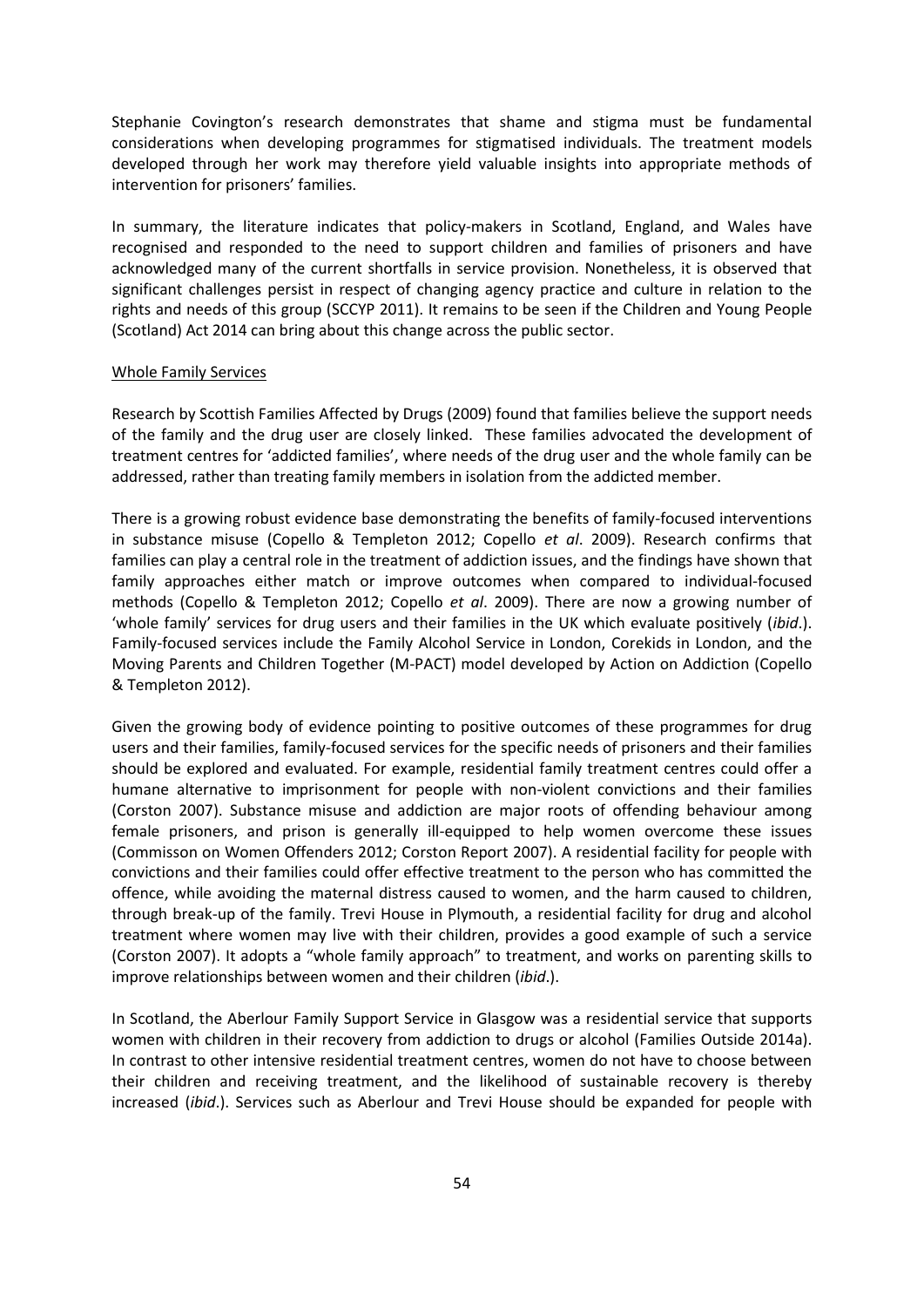Stephanie Covington's research demonstrates that shame and stigma must be fundamental considerations when developing programmes for stigmatised individuals. The treatment models developed through her work may therefore yield valuable insights into appropriate methods of intervention for prisoners' families.

In summary, the literature indicates that policy-makers in Scotland, England, and Wales have recognised and responded to the need to support children and families of prisoners and have acknowledged many of the current shortfalls in service provision. Nonetheless, it is observed that significant challenges persist in respect of changing agency practice and culture in relation to the rights and needs of this group (SCCYP 2011). It remains to be seen if the Children and Young People (Scotland) Act 2014 can bring about this change across the public sector.

Whole Family Services

Research by Scottish Families Affected by Drugs (2009) found that families believe the support needs of the family and the drug user are closely linked. These families advocated the development of treatment centres for 'addicted families', where needs of the drug user and the whole family can be addressed, rather than treating family members in isolation from the addicted member.

There is a growing robust evidence base demonstrating the benefits of family-focused interventions in substance misuse (Copello & Templeton 2012; Copello *et al*. 2009). Research confirms that families can play a central role in the treatment of addiction issues, and the findings have shown that family approaches either match or improve outcomes when compared to individual-focused methods (Copello & Templeton 2012; Copello *et al*. 2009). There are now a growing number of 'whole family' services for drug users and their families in the UK which evaluate positively (*ibid*.). Family-focused services include the Family Alcohol Service in London, Corekids in London, and the Moving Parents and Children Together (M-PACT) model developed by Action on Addiction (Copello & Templeton 2012).

Given the growing body of evidence pointing to positive outcomes of these programmes for drug users and their families, family-focused services for the specific needs of prisoners and their families should be explored and evaluated. For example, residential family treatment centres could offer a humane alternative to imprisonment for people with non-violent convictions and their families (Corston 2007). Substance misuse and addiction are major roots of offending behaviour among female prisoners, and prison is generally ill-equipped to help women overcome these issues (Commisson on Women Offenders 2012; Corston Report 2007). A residential facility for people with convictions and their families could offer effective treatment to the person who has committed the offence, while avoiding the maternal distress caused to women, and the harm caused to children, through break-up of the family. Trevi House in Plymouth, a residential facility for drug and alcohol treatment where women may live with their children, provides a good example of such a service (Corston 2007). It adopts a "whole family approach" to treatment, and works on parenting skills to improve relationships between women and their children (*ibid*.).

In Scotland, the Aberlour Family Support Service in Glasgow was a residential service that supports women with children in their recovery from addiction to drugs or alcohol (Families Outside 2014a). In contrast to other intensive residential treatment centres, women do not have to choose between their children and receiving treatment, and the likelihood of sustainable recovery is thereby increased (*ibid*.). Services such as Aberlour and Trevi House should be expanded for people with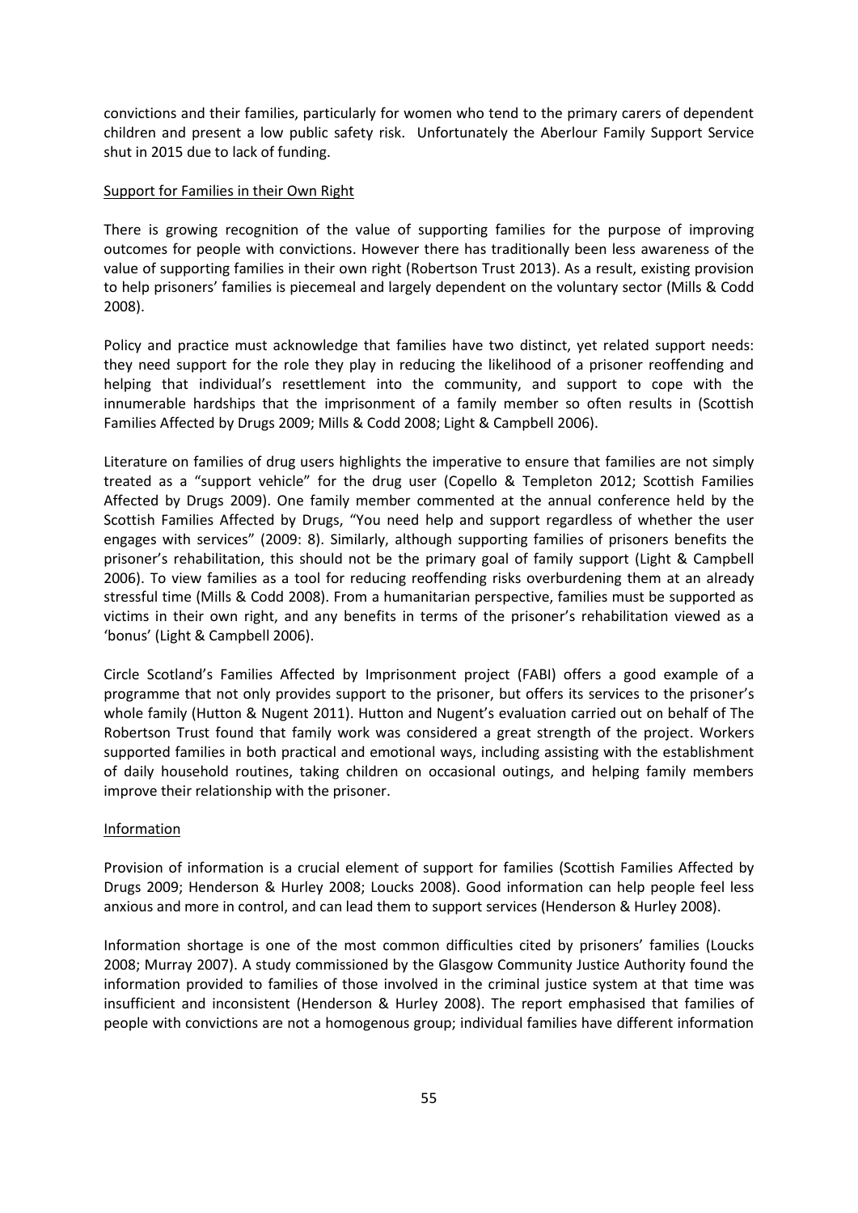convictions and their families, particularly for women who tend to the primary carers of dependent children and present a low public safety risk. Unfortunately the Aberlour Family Support Service shut in 2015 due to lack of funding.

## Support for Families in their Own Right

There is growing recognition of the value of supporting families for the purpose of improving outcomes for people with convictions. However there has traditionally been less awareness of the value of supporting families in their own right (Robertson Trust 2013). As a result, existing provision to help prisoners' families is piecemeal and largely dependent on the voluntary sector (Mills & Codd 2008).

Policy and practice must acknowledge that families have two distinct, yet related support needs: they need support for the role they play in reducing the likelihood of a prisoner reoffending and helping that individual's resettlement into the community, and support to cope with the innumerable hardships that the imprisonment of a family member so often results in (Scottish Families Affected by Drugs 2009; Mills & Codd 2008; Light & Campbell 2006).

Literature on families of drug users highlights the imperative to ensure that families are not simply treated as a "support vehicle" for the drug user (Copello & Templeton 2012; Scottish Families Affected by Drugs 2009). One family member commented at the annual conference held by the Scottish Families Affected by Drugs, "You need help and support regardless of whether the user engages with services" (2009: 8). Similarly, although supporting families of prisoners benefits the prisoner's rehabilitation, this should not be the primary goal of family support (Light & Campbell 2006). To view families as a tool for reducing reoffending risks overburdening them at an already stressful time (Mills & Codd 2008). From a humanitarian perspective, families must be supported as victims in their own right, and any benefits in terms of the prisoner's rehabilitation viewed as a 'bonus' (Light & Campbell 2006).

Circle Scotland's Families Affected by Imprisonment project (FABI) offers a good example of a programme that not only provides support to the prisoner, but offers its services to the prisoner's whole family (Hutton & Nugent 2011). Hutton and Nugent's evaluation carried out on behalf of The Robertson Trust found that family work was considered a great strength of the project. Workers supported families in both practical and emotional ways, including assisting with the establishment of daily household routines, taking children on occasional outings, and helping family members improve their relationship with the prisoner.

## Information

Provision of information is a crucial element of support for families (Scottish Families Affected by Drugs 2009; Henderson & Hurley 2008; Loucks 2008). Good information can help people feel less anxious and more in control, and can lead them to support services (Henderson & Hurley 2008).

Information shortage is one of the most common difficulties cited by prisoners' families (Loucks 2008; Murray 2007). A study commissioned by the Glasgow Community Justice Authority found the information provided to families of those involved in the criminal justice system at that time was insufficient and inconsistent (Henderson & Hurley 2008). The report emphasised that families of people with convictions are not a homogenous group; individual families have different information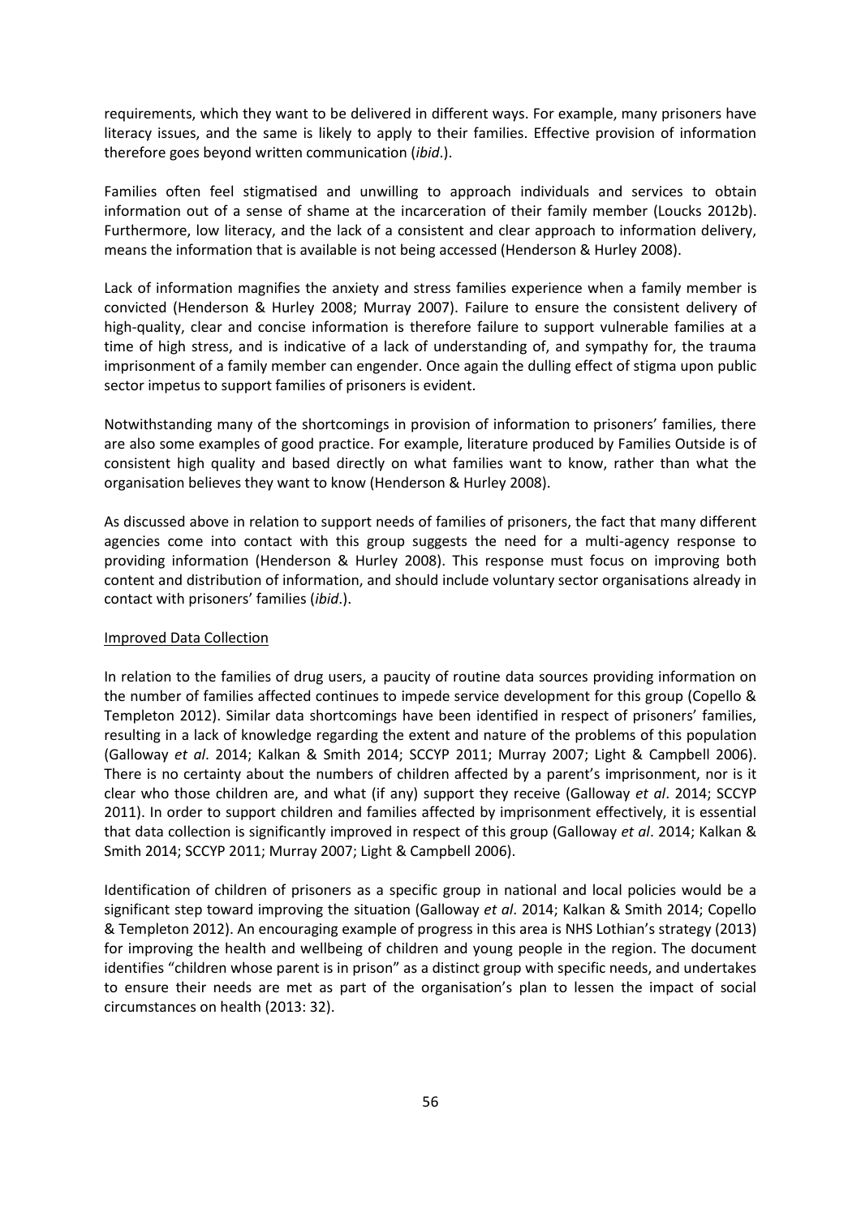requirements, which they want to be delivered in different ways. For example, many prisoners have literacy issues, and the same is likely to apply to their families. Effective provision of information therefore goes beyond written communication (*ibid*.).

Families often feel stigmatised and unwilling to approach individuals and services to obtain information out of a sense of shame at the incarceration of their family member (Loucks 2012b). Furthermore, low literacy, and the lack of a consistent and clear approach to information delivery, means the information that is available is not being accessed (Henderson & Hurley 2008).

Lack of information magnifies the anxiety and stress families experience when a family member is convicted (Henderson & Hurley 2008; Murray 2007). Failure to ensure the consistent delivery of high-quality, clear and concise information is therefore failure to support vulnerable families at a time of high stress, and is indicative of a lack of understanding of, and sympathy for, the trauma imprisonment of a family member can engender. Once again the dulling effect of stigma upon public sector impetus to support families of prisoners is evident.

Notwithstanding many of the shortcomings in provision of information to prisoners' families, there are also some examples of good practice. For example, literature produced by Families Outside is of consistent high quality and based directly on what families want to know, rather than what the organisation believes they want to know (Henderson & Hurley 2008).

As discussed above in relation to support needs of families of prisoners, the fact that many different agencies come into contact with this group suggests the need for a multi-agency response to providing information (Henderson & Hurley 2008). This response must focus on improving both content and distribution of information, and should include voluntary sector organisations already in contact with prisoners' families (*ibid*.).

<u>Improved Data Collection</u>

In relation to the families of drug users, a paucity of routine data sources providing information on the number of families affected continues to impede service development for this group (Copello & Templeton 2012). Similar data shortcomings have been identified in respect of prisoners' families, resulting in a lack of knowledge regarding the extent and nature of the problems of this population (Galloway *et al*. 2014; Kalkan & Smith 2014; SCCYP 2011; Murray 2007; Light & Campbell 2006). There is no certainty about the numbers of children affected by a parent's imprisonment, nor is it clear who those children are, and what (if any) support they receive (Galloway *et al*. 2014; SCCYP 2011). In order to support children and families affected by imprisonment effectively, it is essential that data collection is significantly improved in respect of this group (Galloway *et al*. 2014; Kalkan & Smith 2014; SCCYP 2011; Murray 2007; Light & Campbell 2006).

Identification of children of prisoners as a specific group in national and local policies would be a significant step toward improving the situation (Galloway *et al*. 2014; Kalkan & Smith 2014; Copello & Templeton 2012). An encouraging example of progress in this area is NHS Lothian's strategy (2013) for improving the health and wellbeing of children and young people in the region. The document identifies "children whose parent is in prison" as a distinct group with specific needs, and undertakes to ensure their needs are met as part of the organisation's plan to lessen the impact of social circumstances on health (2013: 32).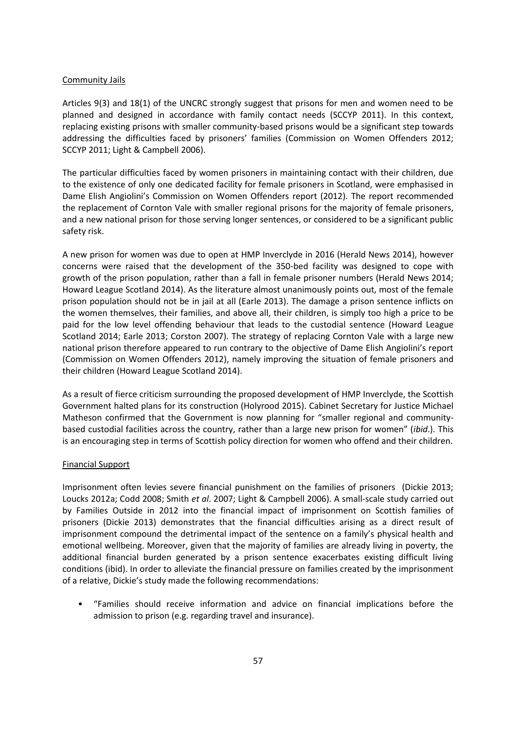Community Jails

Articles 9(3) and 18(1) of the UNCRC strongly suggest that prisons for men and women need to be planned and designed in accordance with family contact needs (SCCYP 2011). In this context, replacing existing prisons with smaller community-based prisons would be a significant step towards addressing the difficulties faced by prisoners' families (Commission on Women Offenders 2012; SCCYP 2011; Light & Campbell 2006).

The particular difficulties faced by women prisoners in maintaining contact with their children, due to the existence of only one dedicated facility for female prisoners in Scotland, were emphasised in Dame Elish Angiolini's Commission on Women Offenders report (2012). The report recommended the replacement of Cornton Vale with smaller regional prisons for the majority of female prisoners, and a new national prison for those serving longer sentences, or considered to be a significant public safety risk.

A new prison for women was due to open at HMP Inverclyde in 2016 (Herald News 2014), however concerns were raised that the development of the 350-bed facility was designed to cope with growth of the prison population, rather than a fall in female prisoner numbers (Herald News 2014; Howard League Scotland 2014). As the literature almost unanimously points out, most of the female prison population should not be in jail at all (Earle 2013). The damage a prison sentence inflicts on the women themselves, their families, and above all, their children, is simply too high a price to be paid for the low level offending behaviour that leads to the custodial sentence (Howard League Scotland 2014; Earle 2013; Corston 2007). The strategy of replacing Cornton Vale with a large new national prison therefore appeared to run contrary to the objective of Dame Elish Angiolini's report (Commission on Women Offenders 2012), namely improving the situation of female prisoners and their children (Howard League Scotland 2014).

As a result of fierce criticism surrounding the proposed development of HMP Inverclyde, the Scottish Government halted plans for its construction (Holyrood 2015). Cabinet Secretary for Justice Michael Matheson confirmed that the Government is now planning for "smaller regional and community-based custodial facilities across the country, rather than a large new prison for women" (*ibid*.). This is an encouraging step in terms of Scottish policy direction for women who offend and their children.

Financial Support

Imprisonment often levies severe financial punishment on the families of prisoners (Dickie 2013; Loucks 2012a; Codd 2008; Smith *et al*. 2007; Light & Campbell 2006). A small-scale study carried out by Families Outside in 2012 into the financial impact of imprisonment on Scottish families of prisoners (Dickie 2013) demonstrates that the financial difficulties arising as a direct result of imprisonment compound the detrimental impact of the sentence on a family's physical health and emotional wellbeing. Moreover, given that the majority of families are already living in poverty, the additional financial burden generated by a prison sentence exacerbates existing difficult living conditions (ibid). In order to alleviate the financial pressure on families created by the imprisonment of a relative, Dickie's study made the following recommendations:

- "Families should receive information and advice on financial implications before the admission to prison (e.g. regarding travel and insurance).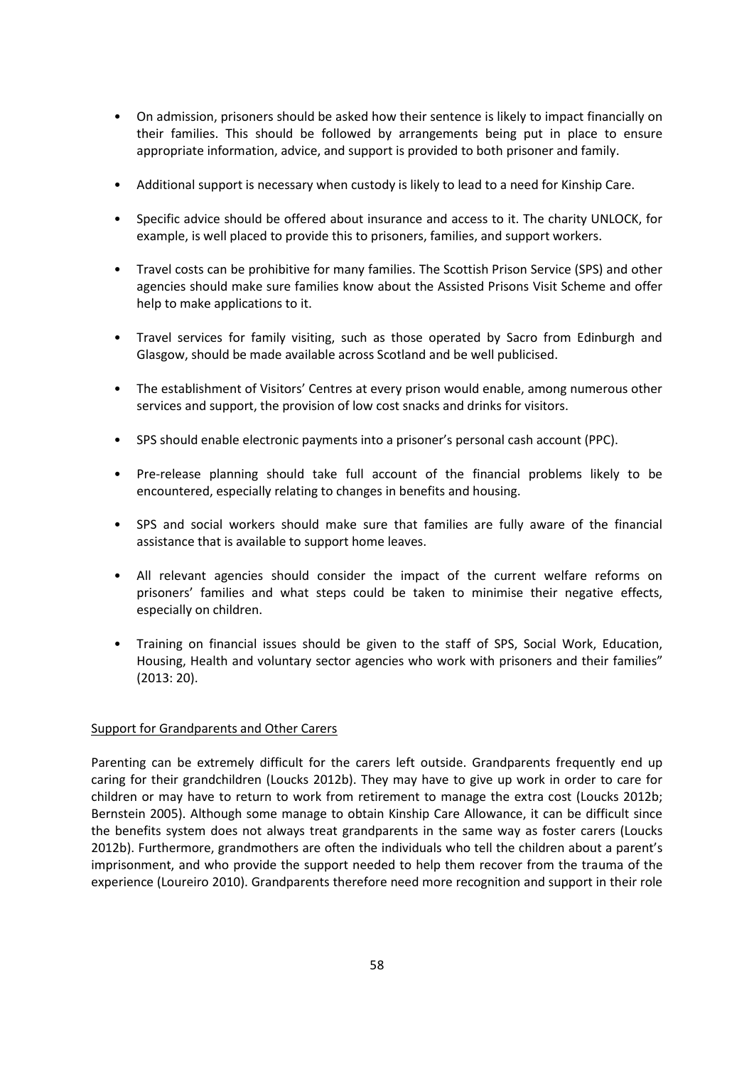- On admission, prisoners should be asked how their sentence is likely to impact financially on their families. This should be followed by arrangements being put in place to ensure appropriate information, advice, and support is provided to both prisoner and family.

- Additional support is necessary when custody is likely to lead to a need for Kinship Care.

- Specific advice should be offered about insurance and access to it. The charity UNLOCK, for example, is well placed to provide this to prisoners, families, and support workers.

- Travel costs can be prohibitive for many families. The Scottish Prison Service (SPS) and other agencies should make sure families know about the Assisted Prisons Visit Scheme and offer help to make applications to it.

- Travel services for family visiting, such as those operated by Sacro from Edinburgh and Glasgow, should be made available across Scotland and be well publicised.

- The establishment of Visitors' Centres at every prison would enable, among numerous other services and support, the provision of low cost snacks and drinks for visitors.

- SPS should enable electronic payments into a prisoner's personal cash account (PPC).

- Pre-release planning should take full account of the financial problems likely to be encountered, especially relating to changes in benefits and housing.

- SPS and social workers should make sure that families are fully aware of the financial assistance that is available to support home leaves.

- All relevant agencies should consider the impact of the current welfare reforms on prisoners' families and what steps could be taken to minimise their negative effects, especially on children.

- Training on financial issues should be given to the staff of SPS, Social Work, Education, Housing, Health and voluntary sector agencies who work with prisoners and their families" (2013: 20).

<u>Support for Grandparents and Other Carers</u>

Parenting can be extremely difficult for the carers left outside. Grandparents frequently end up caring for their grandchildren (Loucks 2012b). They may have to give up work in order to care for children or may have to return to work from retirement to manage the extra cost (Loucks 2012b; Bernstein 2005). Although some manage to obtain Kinship Care Allowance, it can be difficult since the benefits system does not always treat grandparents in the same way as foster carers (Loucks 2012b). Furthermore, grandmothers are often the individuals who tell the children about a parent's imprisonment, and who provide the support needed to help them recover from the trauma of the experience (Loureiro 2010). Grandparents therefore need more recognition and support in their role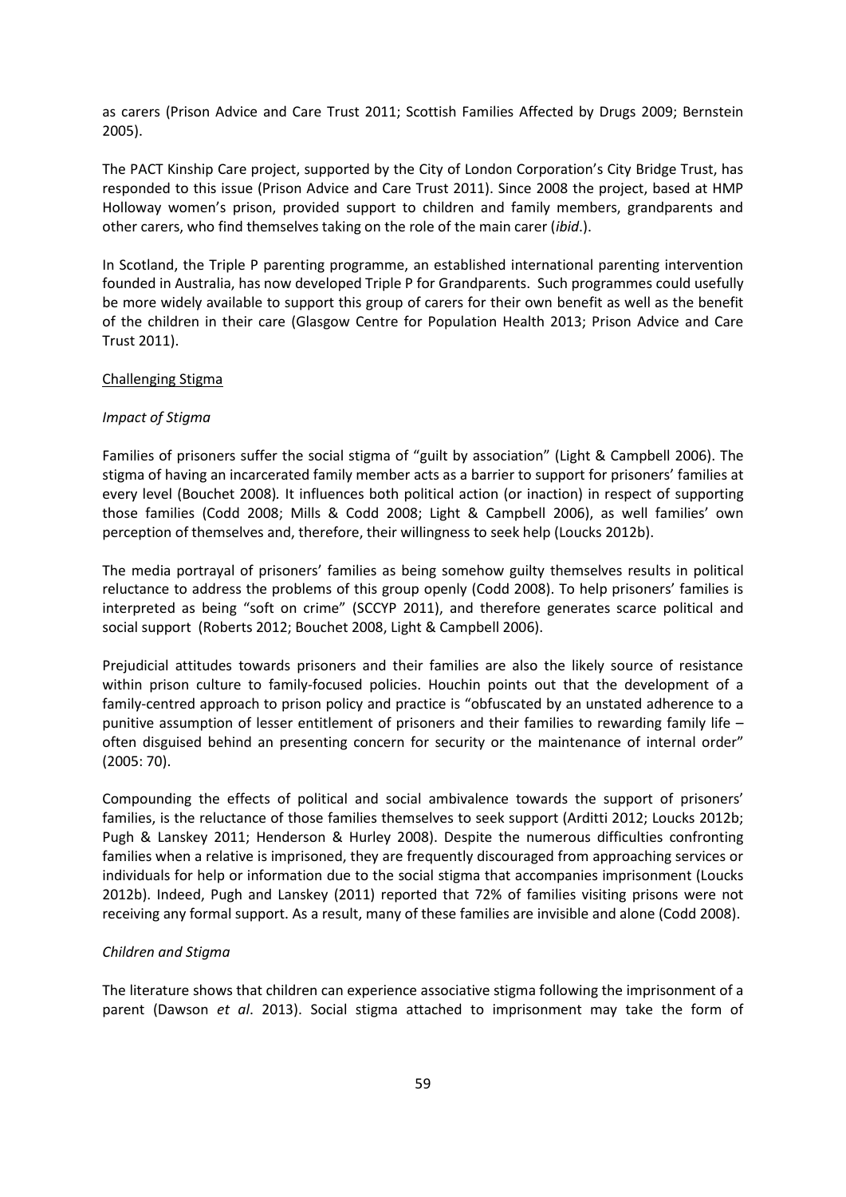as carers (Prison Advice and Care Trust 2011; Scottish Families Affected by Drugs 2009; Bernstein 2005).

The PACT Kinship Care project, supported by the City of London Corporation's City Bridge Trust, has responded to this issue (Prison Advice and Care Trust 2011). Since 2008 the project, based at HMP Holloway women's prison, provided support to children and family members, grandparents and other carers, who find themselves taking on the role of the main carer (*ibid*.).

In Scotland, the Triple P parenting programme, an established international parenting intervention founded in Australia, has now developed Triple P for Grandparents. Such programmes could usefully be more widely available to support this group of carers for their own benefit as well as the benefit of the children in their care (Glasgow Centre for Population Health 2013; Prison Advice and Care Trust 2011).

<u>Challenging Stigma</u>

*Impact of Stigma*

Families of prisoners suffer the social stigma of "guilt by association" (Light & Campbell 2006). The stigma of having an incarcerated family member acts as a barrier to support for prisoners' families at every level (Bouchet 2008)*.* It influences both political action (or inaction) in respect of supporting those families (Codd 2008; Mills & Codd 2008; Light & Campbell 2006), as well families' own perception of themselves and, therefore, their willingness to seek help (Loucks 2012b).

The media portrayal of prisoners' families as being somehow guilty themselves results in political reluctance to address the problems of this group openly (Codd 2008). To help prisoners' families is interpreted as being "soft on crime" (SCCYP 2011), and therefore generates scarce political and social support (Roberts 2012; Bouchet 2008, Light & Campbell 2006).

Prejudicial attitudes towards prisoners and their families are also the likely source of resistance within prison culture to family-focused policies. Houchin points out that the development of a family-centred approach to prison policy and practice is "obfuscated by an unstated adherence to a punitive assumption of lesser entitlement of prisoners and their families to rewarding family life – often disguised behind an presenting concern for security or the maintenance of internal order" (2005: 70).

Compounding the effects of political and social ambivalence towards the support of prisoners' families, is the reluctance of those families themselves to seek support (Arditti 2012; Loucks 2012b; Pugh & Lanskey 2011; Henderson & Hurley 2008). Despite the numerous difficulties confronting families when a relative is imprisoned, they are frequently discouraged from approaching services or individuals for help or information due to the social stigma that accompanies imprisonment (Loucks 2012b). Indeed, Pugh and Lanskey (2011) reported that 72% of families visiting prisons were not receiving any formal support. As a result, many of these families are invisible and alone (Codd 2008).

*Children and Stigma*

The literature shows that children can experience associative stigma following the imprisonment of a parent (Dawson *et al*. 2013). Social stigma attached to imprisonment may take the form of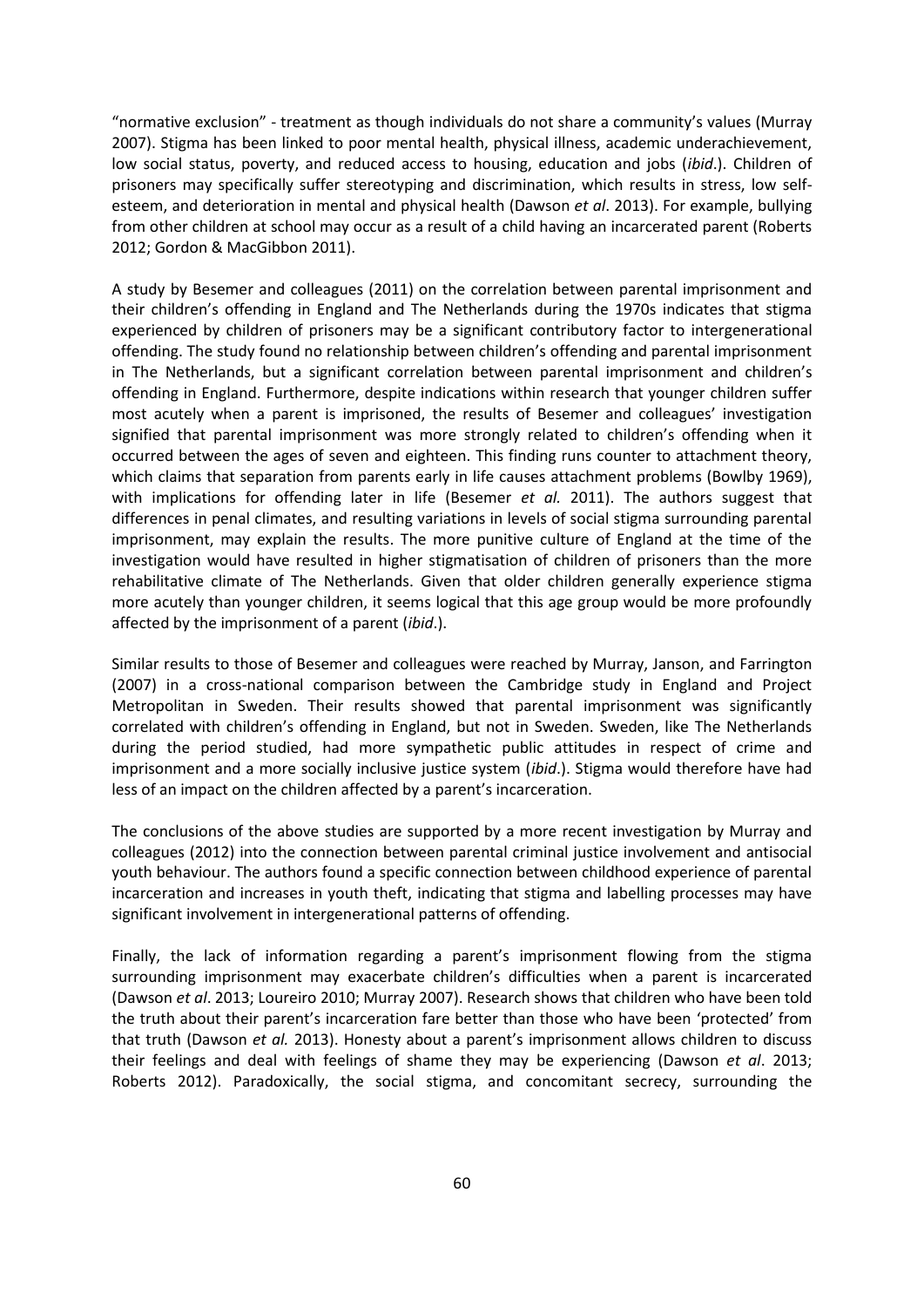"normative exclusion" - treatment as though individuals do not share a community's values (Murray 2007). Stigma has been linked to poor mental health, physical illness, academic underachievement, low social status, poverty, and reduced access to housing, education and jobs (*ibid*.). Children of prisoners may specifically suffer stereotyping and discrimination, which results in stress, low self-esteem, and deterioration in mental and physical health (Dawson *et al*. 2013). For example, bullying from other children at school may occur as a result of a child having an incarcerated parent (Roberts 2012; Gordon & MacGibbon 2011).

A study by Besemer and colleagues (2011) on the correlation between parental imprisonment and their children's offending in England and The Netherlands during the 1970s indicates that stigma experienced by children of prisoners may be a significant contributory factor to intergenerational offending. The study found no relationship between children's offending and parental imprisonment in The Netherlands, but a significant correlation between parental imprisonment and children's offending in England. Furthermore, despite indications within research that younger children suffer most acutely when a parent is imprisoned, the results of Besemer and colleagues' investigation signified that parental imprisonment was more strongly related to children's offending when it occurred between the ages of seven and eighteen. This finding runs counter to attachment theory, which claims that separation from parents early in life causes attachment problems (Bowlby 1969), with implications for offending later in life (Besemer *et al.* 2011). The authors suggest that differences in penal climates, and resulting variations in levels of social stigma surrounding parental imprisonment, may explain the results. The more punitive culture of England at the time of the investigation would have resulted in higher stigmatisation of children of prisoners than the more rehabilitative climate of The Netherlands. Given that older children generally experience stigma more acutely than younger children, it seems logical that this age group would be more profoundly affected by the imprisonment of a parent (*ibid*.).

Similar results to those of Besemer and colleagues were reached by Murray, Janson, and Farrington (2007) in a cross-national comparison between the Cambridge study in England and Project Metropolitan in Sweden. Their results showed that parental imprisonment was significantly correlated with children's offending in England, but not in Sweden. Sweden, like The Netherlands during the period studied, had more sympathetic public attitudes in respect of crime and imprisonment and a more socially inclusive justice system (*ibid*.). Stigma would therefore have had less of an impact on the children affected by a parent's incarceration.

The conclusions of the above studies are supported by a more recent investigation by Murray and colleagues (2012) into the connection between parental criminal justice involvement and antisocial youth behaviour. The authors found a specific connection between childhood experience of parental incarceration and increases in youth theft, indicating that stigma and labelling processes may have significant involvement in intergenerational patterns of offending.

Finally, the lack of information regarding a parent's imprisonment flowing from the stigma surrounding imprisonment may exacerbate children's difficulties when a parent is incarcerated (Dawson *et al*. 2013; Loureiro 2010; Murray 2007). Research shows that children who have been told the truth about their parent's incarceration fare better than those who have been 'protected' from that truth (Dawson *et al.* 2013). Honesty about a parent's imprisonment allows children to discuss their feelings and deal with feelings of shame they may be experiencing (Dawson *et al*. 2013; Roberts 2012). Paradoxically, the social stigma, and concomitant secrecy, surrounding the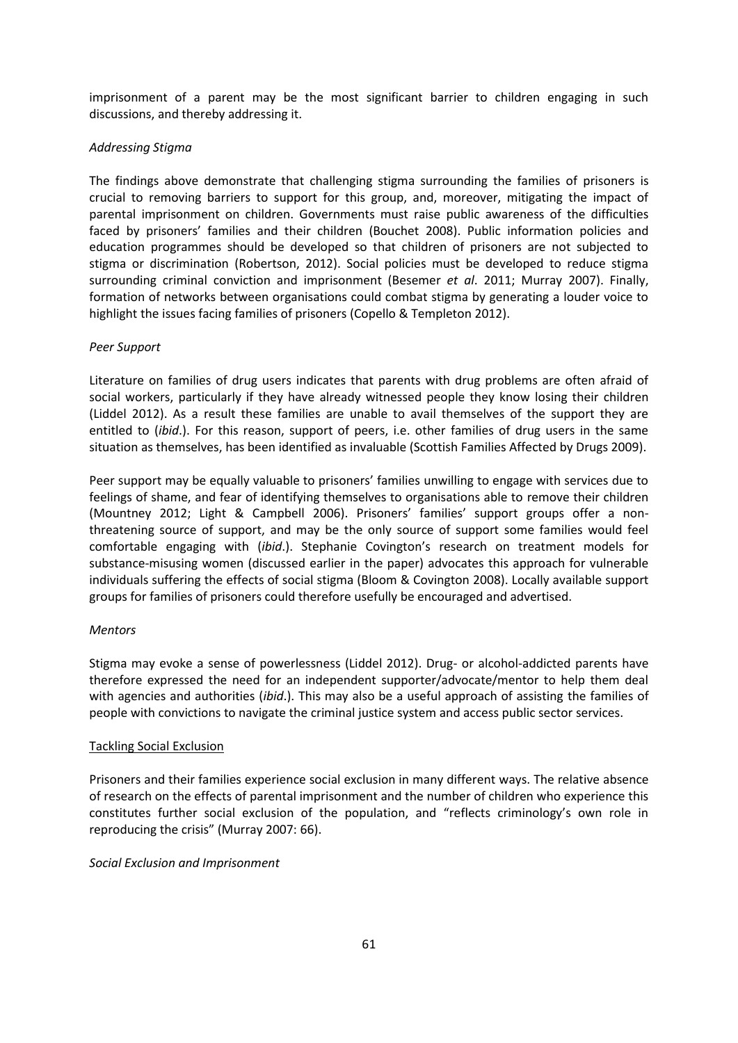imprisonment of a parent may be the most significant barrier to children engaging in such discussions, and thereby addressing it.

*Addressing Stigma*

The findings above demonstrate that challenging stigma surrounding the families of prisoners is crucial to removing barriers to support for this group, and, moreover, mitigating the impact of parental imprisonment on children. Governments must raise public awareness of the difficulties faced by prisoners' families and their children (Bouchet 2008). Public information policies and education programmes should be developed so that children of prisoners are not subjected to stigma or discrimination (Robertson, 2012). Social policies must be developed to reduce stigma surrounding criminal conviction and imprisonment (Besemer *et al*. 2011; Murray 2007). Finally, formation of networks between organisations could combat stigma by generating a louder voice to highlight the issues facing families of prisoners (Copello & Templeton 2012).

*Peer Support*

Literature on families of drug users indicates that parents with drug problems are often afraid of social workers, particularly if they have already witnessed people they know losing their children (Liddel 2012). As a result these families are unable to avail themselves of the support they are entitled to (*ibid*.). For this reason, support of peers, i.e. other families of drug users in the same situation as themselves, has been identified as invaluable (Scottish Families Affected by Drugs 2009).

Peer support may be equally valuable to prisoners' families unwilling to engage with services due to feelings of shame, and fear of identifying themselves to organisations able to remove their children (Mountney 2012; Light & Campbell 2006). Prisoners' families' support groups offer a non-threatening source of support, and may be the only source of support some families would feel comfortable engaging with (*ibid*.). Stephanie Covington's research on treatment models for substance-misusing women (discussed earlier in the paper) advocates this approach for vulnerable individuals suffering the effects of social stigma (Bloom & Covington 2008). Locally available support groups for families of prisoners could therefore usefully be encouraged and advertised.

*Mentors*

Stigma may evoke a sense of powerlessness (Liddel 2012). Drug- or alcohol-addicted parents have therefore expressed the need for an independent supporter/advocate/mentor to help them deal with agencies and authorities (*ibid*.). This may also be a useful approach of assisting the families of people with convictions to navigate the criminal justice system and access public sector services.

<u>Tackling Social Exclusion</u>

Prisoners and their families experience social exclusion in many different ways. The relative absence of research on the effects of parental imprisonment and the number of children who experience this constitutes further social exclusion of the population, and "reflects criminology's own role in reproducing the crisis" (Murray 2007: 66).

*Social Exclusion and Imprisonment*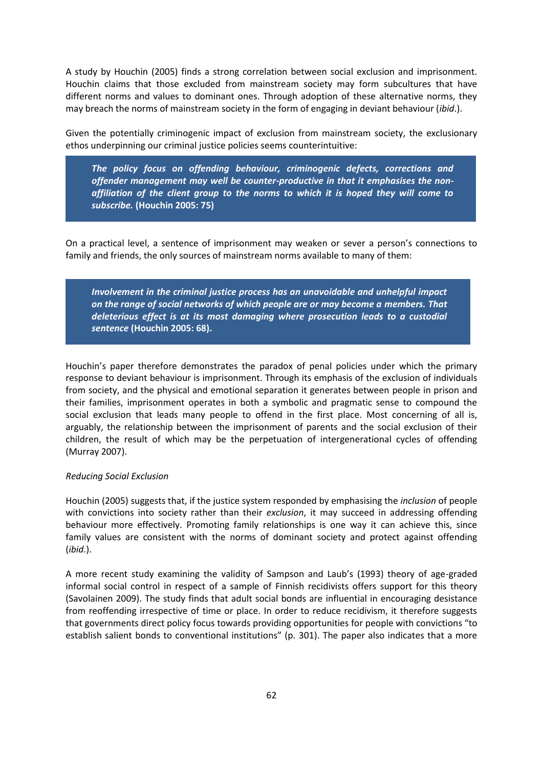A study by Houchin (2005) finds a strong correlation between social exclusion and imprisonment. Houchin claims that those excluded from mainstream society may form subcultures that have different norms and values to dominant ones. Through adoption of these alternative norms, they may breach the norms of mainstream society in the form of engaging in deviant behaviour (*ibid*.).

Given the potentially criminogenic impact of exclusion from mainstream society, the exclusionary ethos underpinning our criminal justice policies seems counterintuitive:

> ***The policy focus on offending behaviour, criminogenic defects, corrections and offender management may well be counter-productive in that it emphasises the non-affiliation of the client group to the norms to which it is hoped they will come to subscribe.*** **(Houchin 2005: 75)**

On a practical level, a sentence of imprisonment may weaken or sever a person's connections to family and friends, the only sources of mainstream norms available to many of them:

> ***Involvement in the criminal justice process has an unavoidable and unhelpful impact on the range of social networks of which people are or may become a members. That deleterious effect is at its most damaging where prosecution leads to a custodial sentence*** **(Houchin 2005: 68).**

Houchin's paper therefore demonstrates the paradox of penal policies under which the primary response to deviant behaviour is imprisonment. Through its emphasis of the exclusion of individuals from society, and the physical and emotional separation it generates between people in prison and their families, imprisonment operates in both a symbolic and pragmatic sense to compound the social exclusion that leads many people to offend in the first place. Most concerning of all is, arguably, the relationship between the imprisonment of parents and the social exclusion of their children, the result of which may be the perpetuation of intergenerational cycles of offending (Murray 2007).

*Reducing Social Exclusion*

Houchin (2005) suggests that, if the justice system responded by emphasising the *inclusion* of people with convictions into society rather than their *exclusion*, it may succeed in addressing offending behaviour more effectively. Promoting family relationships is one way it can achieve this, since family values are consistent with the norms of dominant society and protect against offending (*ibid*.).

A more recent study examining the validity of Sampson and Laub's (1993) theory of age-graded informal social control in respect of a sample of Finnish recidivists offers support for this theory (Savolainen 2009). The study finds that adult social bonds are influential in encouraging desistance from reoffending irrespective of time or place. In order to reduce recidivism, it therefore suggests that governments direct policy focus towards providing opportunities for people with convictions "to establish salient bonds to conventional institutions" (p. 301). The paper also indicates that a more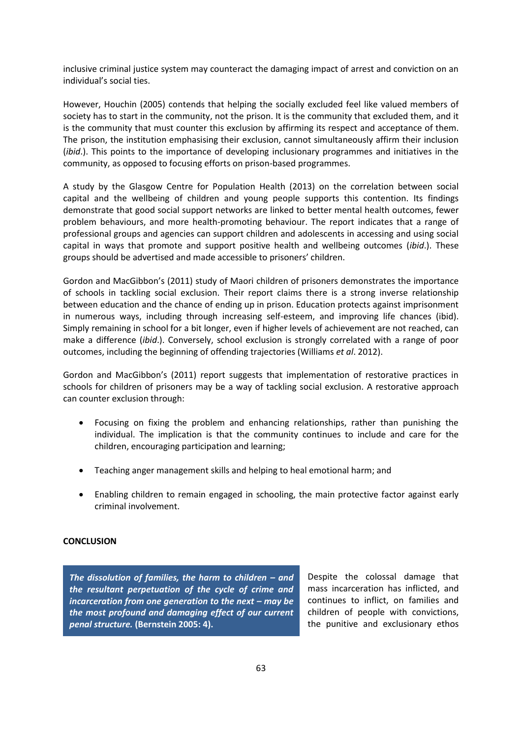inclusive criminal justice system may counteract the damaging impact of arrest and conviction on an individual's social ties.

However, Houchin (2005) contends that helping the socially excluded feel like valued members of society has to start in the community, not the prison. It is the community that excluded them, and it is the community that must counter this exclusion by affirming its respect and acceptance of them. The prison, the institution emphasising their exclusion, cannot simultaneously affirm their inclusion (*ibid*.). This points to the importance of developing inclusionary programmes and initiatives in the community, as opposed to focusing efforts on prison-based programmes.

A study by the Glasgow Centre for Population Health (2013) on the correlation between social capital and the wellbeing of children and young people supports this contention. Its findings demonstrate that good social support networks are linked to better mental health outcomes, fewer problem behaviours, and more health-promoting behaviour. The report indicates that a range of professional groups and agencies can support children and adolescents in accessing and using social capital in ways that promote and support positive health and wellbeing outcomes (*ibid*.). These groups should be advertised and made accessible to prisoners' children.

Gordon and MacGibbon's (2011) study of Maori children of prisoners demonstrates the importance of schools in tackling social exclusion. Their report claims there is a strong inverse relationship between education and the chance of ending up in prison. Education protects against imprisonment in numerous ways, including through increasing self-esteem, and improving life chances (ibid). Simply remaining in school for a bit longer, even if higher levels of achievement are not reached, can make a difference (*ibid*.). Conversely, school exclusion is strongly correlated with a range of poor outcomes, including the beginning of offending trajectories (Williams *et al*. 2012).

Gordon and MacGibbon's (2011) report suggests that implementation of restorative practices in schools for children of prisoners may be a way of tackling social exclusion. A restorative approach can counter exclusion through:

- Focusing on fixing the problem and enhancing relationships, rather than punishing the individual. The implication is that the community continues to include and care for the children, encouraging participation and learning;
- Teaching anger management skills and helping to heal emotional harm; and
- Enabling children to remain engaged in schooling, the main protective factor against early criminal involvement.

**CONCLUSION**

> ***The dissolution of families, the harm to children – and the resultant perpetuation of the cycle of crime and incarceration from one generation to the next – may be the most profound and damaging effect of our current penal structure.*** **(Bernstein 2005: 4).**

Despite the colossal damage that mass incarceration has inflicted, and continues to inflict, on families and children of people with convictions, the punitive and exclusionary ethos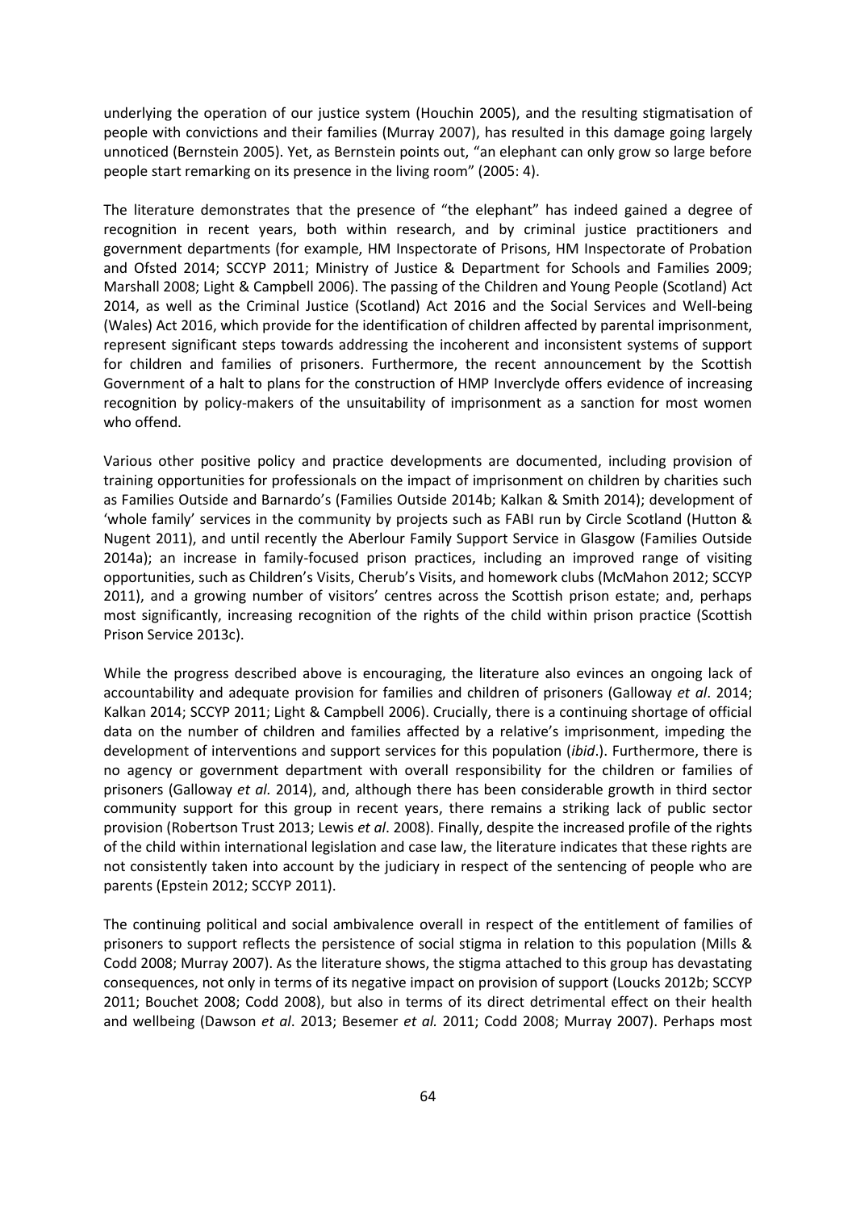underlying the operation of our justice system (Houchin 2005), and the resulting stigmatisation of people with convictions and their families (Murray 2007), has resulted in this damage going largely unnoticed (Bernstein 2005). Yet, as Bernstein points out, "an elephant can only grow so large before people start remarking on its presence in the living room" (2005: 4).

The literature demonstrates that the presence of "the elephant" has indeed gained a degree of recognition in recent years, both within research, and by criminal justice practitioners and government departments (for example, HM Inspectorate of Prisons, HM Inspectorate of Probation and Ofsted 2014; SCCYP 2011; Ministry of Justice & Department for Schools and Families 2009; Marshall 2008; Light & Campbell 2006). The passing of the Children and Young People (Scotland) Act 2014, as well as the Criminal Justice (Scotland) Act 2016 and the Social Services and Well-being (Wales) Act 2016, which provide for the identification of children affected by parental imprisonment, represent significant steps towards addressing the incoherent and inconsistent systems of support for children and families of prisoners. Furthermore, the recent announcement by the Scottish Government of a halt to plans for the construction of HMP Inverclyde offers evidence of increasing recognition by policy-makers of the unsuitability of imprisonment as a sanction for most women who offend.

Various other positive policy and practice developments are documented, including provision of training opportunities for professionals on the impact of imprisonment on children by charities such as Families Outside and Barnardo's (Families Outside 2014b; Kalkan & Smith 2014); development of 'whole family' services in the community by projects such as FABI run by Circle Scotland (Hutton & Nugent 2011), and until recently the Aberlour Family Support Service in Glasgow (Families Outside 2014a); an increase in family-focused prison practices, including an improved range of visiting opportunities, such as Children's Visits, Cherub's Visits, and homework clubs (McMahon 2012; SCCYP 2011), and a growing number of visitors' centres across the Scottish prison estate; and, perhaps most significantly, increasing recognition of the rights of the child within prison practice (Scottish Prison Service 2013c).

While the progress described above is encouraging, the literature also evinces an ongoing lack of accountability and adequate provision for families and children of prisoners (Galloway *et al*. 2014; Kalkan 2014; SCCYP 2011; Light & Campbell 2006). Crucially, there is a continuing shortage of official data on the number of children and families affected by a relative's imprisonment, impeding the development of interventions and support services for this population (*ibid*.). Furthermore, there is no agency or government department with overall responsibility for the children or families of prisoners (Galloway *et al.* 2014), and, although there has been considerable growth in third sector community support for this group in recent years, there remains a striking lack of public sector provision (Robertson Trust 2013; Lewis *et al*. 2008). Finally, despite the increased profile of the rights of the child within international legislation and case law, the literature indicates that these rights are not consistently taken into account by the judiciary in respect of the sentencing of people who are parents (Epstein 2012; SCCYP 2011).

The continuing political and social ambivalence overall in respect of the entitlement of families of prisoners to support reflects the persistence of social stigma in relation to this population (Mills & Codd 2008; Murray 2007). As the literature shows, the stigma attached to this group has devastating consequences, not only in terms of its negative impact on provision of support (Loucks 2012b; SCCYP 2011; Bouchet 2008; Codd 2008), but also in terms of its direct detrimental effect on their health and wellbeing (Dawson *et al*. 2013; Besemer *et al.* 2011; Codd 2008; Murray 2007). Perhaps most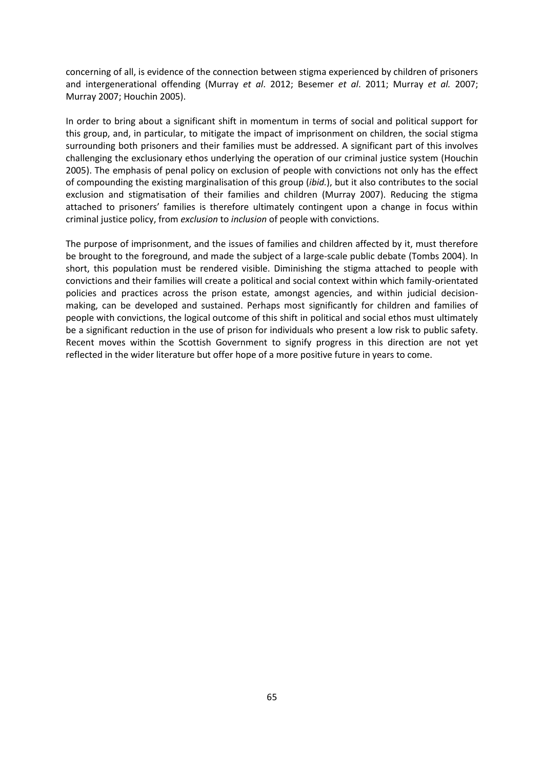concerning of all, is evidence of the connection between stigma experienced by children of prisoners and intergenerational offending (Murray *et al*. 2012; Besemer *et al*. 2011; Murray *et al.* 2007; Murray 2007; Houchin 2005).

In order to bring about a significant shift in momentum in terms of social and political support for this group, and, in particular, to mitigate the impact of imprisonment on children, the social stigma surrounding both prisoners and their families must be addressed. A significant part of this involves challenging the exclusionary ethos underlying the operation of our criminal justice system (Houchin 2005). The emphasis of penal policy on exclusion of people with convictions not only has the effect of compounding the existing marginalisation of this group (*ibid.*), but it also contributes to the social exclusion and stigmatisation of their families and children (Murray 2007). Reducing the stigma attached to prisoners' families is therefore ultimately contingent upon a change in focus within criminal justice policy, from *exclusion* to *inclusion* of people with convictions.

The purpose of imprisonment, and the issues of families and children affected by it, must therefore be brought to the foreground, and made the subject of a large-scale public debate (Tombs 2004). In short, this population must be rendered visible. Diminishing the stigma attached to people with convictions and their families will create a political and social context within which family-orientated policies and practices across the prison estate, amongst agencies, and within judicial decision-making, can be developed and sustained. Perhaps most significantly for children and families of people with convictions, the logical outcome of this shift in political and social ethos must ultimately be a significant reduction in the use of prison for individuals who present a low risk to public safety. Recent moves within the Scottish Government to signify progress in this direction are not yet reflected in the wider literature but offer hope of a more positive future in years to come.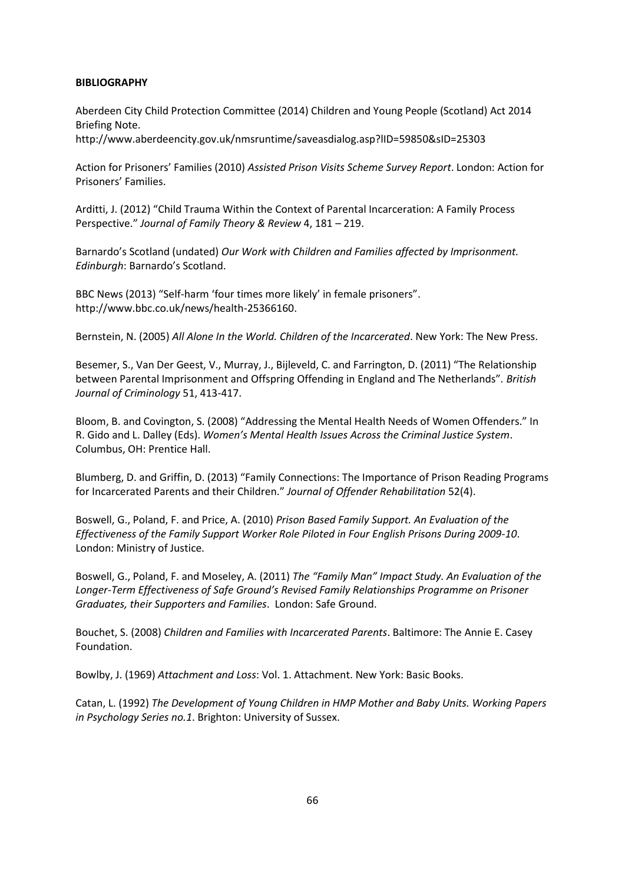**BIBLIOGRAPHY**

Aberdeen City Child Protection Committee (2014) Children and Young People (Scotland) Act 2014 Briefing Note. http://www.aberdeencity.gov.uk/nmsruntime/saveasdialog.asp?lID=59850&sID=25303

Action for Prisoners' Families (2010) *Assisted Prison Visits Scheme Survey Report*. London: Action for Prisoners' Families.

Arditti, J. (2012) "Child Trauma Within the Context of Parental Incarceration: A Family Process Perspective." *Journal of Family Theory & Review* 4, 181 – 219.

Barnardo's Scotland (undated) *Our Work with Children and Families affected by Imprisonment. Edinburgh*: Barnardo's Scotland.

BBC News (2013) "Self-harm 'four times more likely' in female prisoners". http://www.bbc.co.uk/news/health-25366160.

Bernstein, N. (2005) *All Alone In the World. Children of the Incarcerated*. New York: The New Press.

Besemer, S., Van Der Geest, V., Murray, J., Bijleveld, C. and Farrington, D. (2011) "The Relationship between Parental Imprisonment and Offspring Offending in England and The Netherlands". *British Journal of Criminology* 51, 413-417.

Bloom, B. and Covington, S. (2008) "Addressing the Mental Health Needs of Women Offenders." In R. Gido and L. Dalley (Eds). *Women's Mental Health Issues Across the Criminal Justice System*. Columbus, OH: Prentice Hall.

Blumberg, D. and Griffin, D. (2013) "Family Connections: The Importance of Prison Reading Programs for Incarcerated Parents and their Children." *Journal of Offender Rehabilitation* 52(4).

Boswell, G., Poland, F. and Price, A. (2010) *Prison Based Family Support. An Evaluation of the Effectiveness of the Family Support Worker Role Piloted in Four English Prisons During 2009-10*. London: Ministry of Justice.

Boswell, G., Poland, F. and Moseley, A. (2011) *The "Family Man" Impact Study. An Evaluation of the Longer-Term Effectiveness of Safe Ground's Revised Family Relationships Programme on Prisoner Graduates, their Supporters and Families*. London: Safe Ground.

Bouchet, S. (2008) *Children and Families with Incarcerated Parents*. Baltimore: The Annie E. Casey Foundation.

Bowlby, J. (1969) *Attachment and Loss*: Vol. 1. Attachment. New York: Basic Books.

Catan, L. (1992) *The Development of Young Children in HMP Mother and Baby Units. Working Papers in Psychology Series no.1*. Brighton: University of Sussex.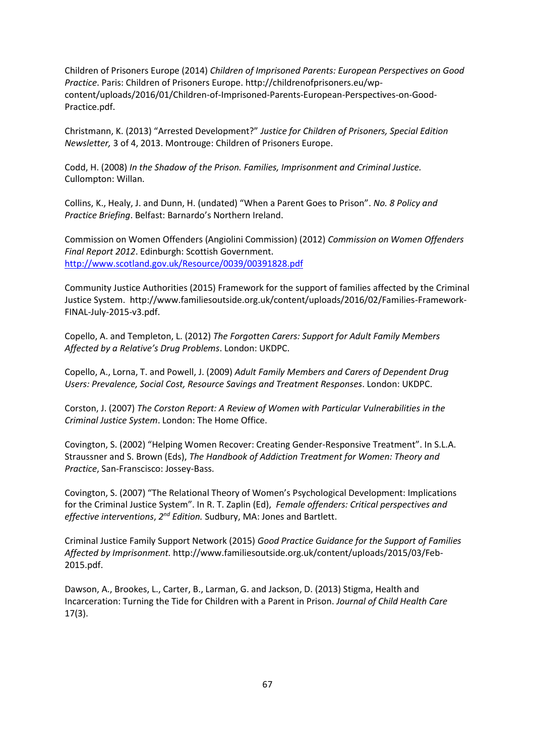Children of Prisoners Europe (2014) *Children of Imprisoned Parents: European Perspectives on Good Practice*. Paris: Children of Prisoners Europe. http://childrenofprisoners.eu/wp-content/uploads/2016/01/Children-of-Imprisoned-Parents-European-Perspectives-on-Good-Practice.pdf.

Christmann, K. (2013) "Arrested Development?" *Justice for Children of Prisoners, Special Edition Newsletter,* 3 of 4, 2013. Montrouge: Children of Prisoners Europe.

Codd, H. (2008) *In the Shadow of the Prison. Families, Imprisonment and Criminal Justice.* Cullompton: Willan.

Collins, K., Healy, J. and Dunn, H. (undated) "When a Parent Goes to Prison". *No. 8 Policy and Practice Briefing*. Belfast: Barnardo's Northern Ireland.

Commission on Women Offenders (Angiolini Commission) (2012) *Commission on Women Offenders Final Report 2012*. Edinburgh: Scottish Government. http://www.scotland.gov.uk/Resource/0039/00391828.pdf

Community Justice Authorities (2015) Framework for the support of families affected by the Criminal Justice System. http://www.familiesoutside.org.uk/content/uploads/2016/02/Families-Framework-FINAL-July-2015-v3.pdf.

Copello, A. and Templeton, L. (2012) *The Forgotten Carers: Support for Adult Family Members Affected by a Relative's Drug Problems*. London: UKDPC.

Copello, A., Lorna, T. and Powell, J. (2009) *Adult Family Members and Carers of Dependent Drug Users: Prevalence, Social Cost, Resource Savings and Treatment Responses*. London: UKDPC.

Corston, J. (2007) *The Corston Report: A Review of Women with Particular Vulnerabilities in the Criminal Justice System*. London: The Home Office.

Covington, S. (2002) "Helping Women Recover: Creating Gender-Responsive Treatment". In S.L.A. Straussner and S. Brown (Eds), *The Handbook of Addiction Treatment for Women: Theory and Practice*, San-Franscisco: Jossey-Bass.

Covington, S. (2007) "The Relational Theory of Women's Psychological Development: Implications for the Criminal Justice System". In R. T. Zaplin (Ed), *Female offenders: Critical perspectives and effective interventions, 2nd Edition.* Sudbury, MA: Jones and Bartlett.

Criminal Justice Family Support Network (2015) *Good Practice Guidance for the Support of Families Affected by Imprisonment.* http://www.familiesoutside.org.uk/content/uploads/2015/03/Feb-2015.pdf.

Dawson, A., Brookes, L., Carter, B., Larman, G. and Jackson, D. (2013) Stigma, Health and Incarceration: Turning the Tide for Children with a Parent in Prison. *Journal of Child Health Care* 17(3).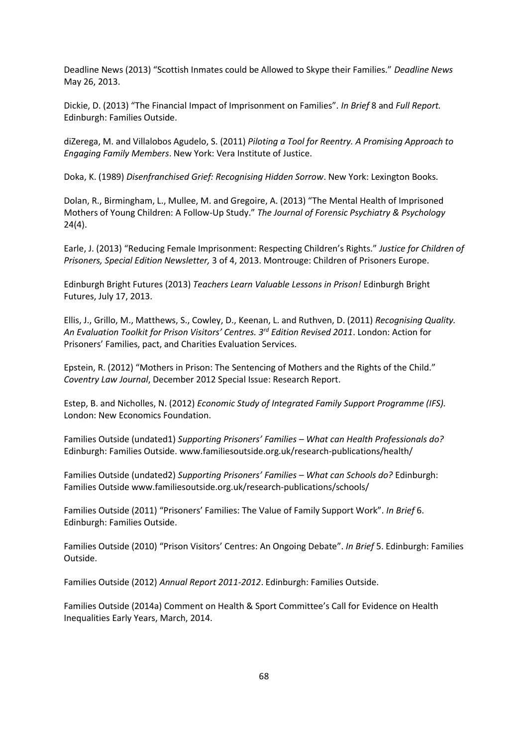Deadline News (2013) "Scottish Inmates could be Allowed to Skype their Families." *Deadline News* May 26, 2013.

Dickie, D. (2013) "The Financial Impact of Imprisonment on Families". *In Brief* 8 and *Full Report.* Edinburgh: Families Outside.

diZerega, M. and Villalobos Agudelo, S. (2011) *Piloting a Tool for Reentry. A Promising Approach to Engaging Family Members*. New York: Vera Institute of Justice.

Doka, K. (1989) *Disenfranchised Grief: Recognising Hidden Sorrow*. New York: Lexington Books.

Dolan, R., Birmingham, L., Mullee, M. and Gregoire, A. (2013) "The Mental Health of Imprisoned Mothers of Young Children: A Follow-Up Study." *The Journal of Forensic Psychiatry & Psychology* 24(4).

Earle, J. (2013) "Reducing Female Imprisonment: Respecting Children's Rights." *Justice for Children of Prisoners, Special Edition Newsletter,* 3 of 4, 2013. Montrouge: Children of Prisoners Europe.

Edinburgh Bright Futures (2013) *Teachers Learn Valuable Lessons in Prison!* Edinburgh Bright Futures, July 17, 2013.

Ellis, J., Grillo, M., Matthews, S., Cowley, D., Keenan, L. and Ruthven, D. (2011) *Recognising Quality. An Evaluation Toolkit for Prison Visitors' Centres. 3rd Edition Revised 2011*. London: Action for Prisoners' Families, pact, and Charities Evaluation Services.

Epstein, R. (2012) "Mothers in Prison: The Sentencing of Mothers and the Rights of the Child." *Coventry Law Journal*, December 2012 Special Issue: Research Report.

Estep, B. and Nicholles, N. (2012) *Economic Study of Integrated Family Support Programme (IFS).* London: New Economics Foundation.

Families Outside (undated1) *Supporting Prisoners' Families – What can Health Professionals do?* Edinburgh: Families Outside. www.familiesoutside.org.uk/research-publications/health/

Families Outside (undated2) *Supporting Prisoners' Families – What can Schools do?* Edinburgh: Families Outside www.familiesoutside.org.uk/research-publications/schools/

Families Outside (2011) "Prisoners' Families: The Value of Family Support Work". *In Brief* 6. Edinburgh: Families Outside.

Families Outside (2010) "Prison Visitors' Centres: An Ongoing Debate". *In Brief* 5. Edinburgh: Families Outside.

Families Outside (2012) *Annual Report 2011-2012*. Edinburgh: Families Outside.

Families Outside (2014a) Comment on Health & Sport Committee's Call for Evidence on Health Inequalities Early Years, March, 2014.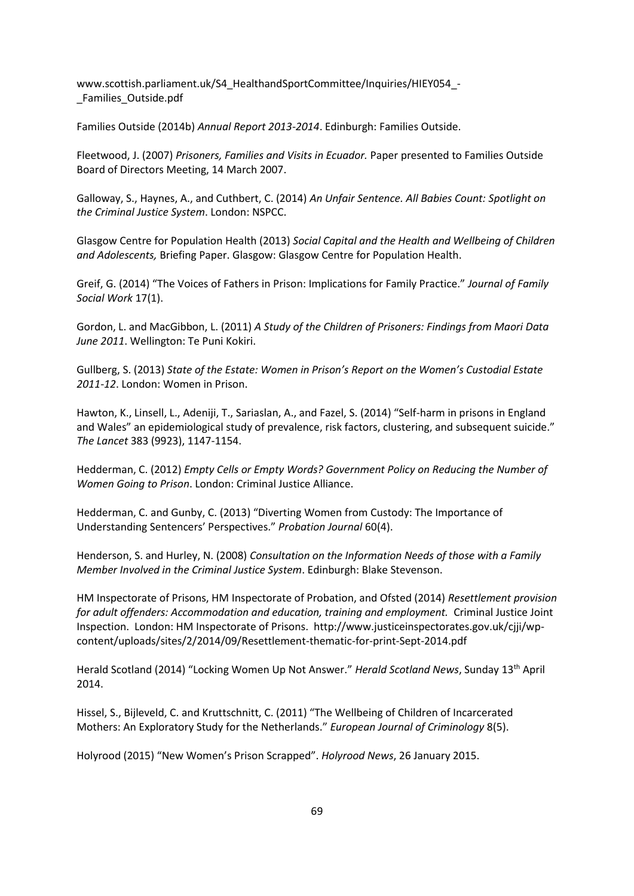www.scottish.parliament.uk/S4_HealthandSportCommittee/Inquiries/HIEY054_-_Families_Outside.pdf

Families Outside (2014b) *Annual Report 2013-2014*. Edinburgh: Families Outside.

Fleetwood, J. (2007) *Prisoners, Families and Visits in Ecuador.* Paper presented to Families Outside Board of Directors Meeting, 14 March 2007.

Galloway, S., Haynes, A., and Cuthbert, C. (2014) *An Unfair Sentence. All Babies Count: Spotlight on the Criminal Justice System*. London: NSPCC.

Glasgow Centre for Population Health (2013) *Social Capital and the Health and Wellbeing of Children and Adolescents,* Briefing Paper. Glasgow: Glasgow Centre for Population Health.

Greif, G. (2014) "The Voices of Fathers in Prison: Implications for Family Practice." *Journal of Family Social Work* 17(1).

Gordon, L. and MacGibbon, L. (2011) *A Study of the Children of Prisoners: Findings from Maori Data June 2011*. Wellington: Te Puni Kokiri.

Gullberg, S. (2013) *State of the Estate: Women in Prison's Report on the Women's Custodial Estate 2011-12*. London: Women in Prison.

Hawton, K., Linsell, L., Adeniji, T., Sariaslan, A., and Fazel, S. (2014) "Self-harm in prisons in England and Wales" an epidemiological study of prevalence, risk factors, clustering, and subsequent suicide." *The Lancet* 383 (9923), 1147-1154.

Hedderman, C. (2012) *Empty Cells or Empty Words? Government Policy on Reducing the Number of Women Going to Prison*. London: Criminal Justice Alliance.

Hedderman, C. and Gunby, C. (2013) "Diverting Women from Custody: The Importance of Understanding Sentencers' Perspectives." *Probation Journal* 60(4).

Henderson, S. and Hurley, N. (2008) *Consultation on the Information Needs of those with a Family Member Involved in the Criminal Justice System*. Edinburgh: Blake Stevenson.

HM Inspectorate of Prisons, HM Inspectorate of Probation, and Ofsted (2014) *Resettlement provision for adult offenders: Accommodation and education, training and employment.* Criminal Justice Joint Inspection. London: HM Inspectorate of Prisons. http://www.justiceinspectorates.gov.uk/cjji/wp-content/uploads/sites/2/2014/09/Resettlement-thematic-for-print-Sept-2014.pdf

Herald Scotland (2014) "Locking Women Up Not Answer." *Herald Scotland News*, Sunday 13th April 2014.

Hissel, S., Bijleveld, C. and Kruttschnitt, C. (2011) "The Wellbeing of Children of Incarcerated Mothers: An Exploratory Study for the Netherlands." *European Journal of Criminology* 8(5).

Holyrood (2015) "New Women's Prison Scrapped". *Holyrood News*, 26 January 2015.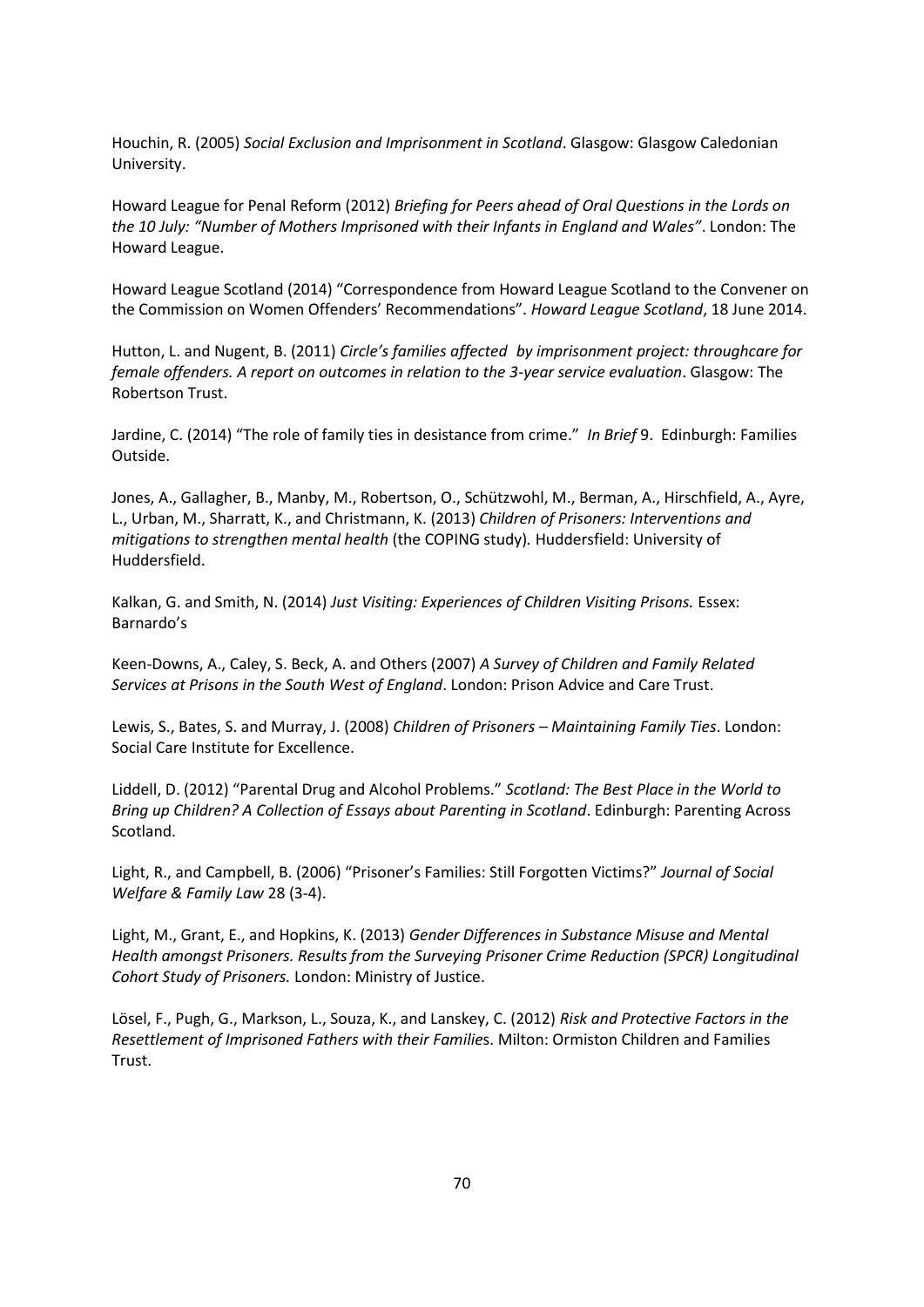Houchin, R. (2005) *Social Exclusion and Imprisonment in Scotland*. Glasgow: Glasgow Caledonian University.

Howard League for Penal Reform (2012) *Briefing for Peers ahead of Oral Questions in the Lords on the 10 July: "Number of Mothers Imprisoned with their Infants in England and Wales"*. London: The Howard League.

Howard League Scotland (2014) "Correspondence from Howard League Scotland to the Convener on the Commission on Women Offenders' Recommendations". *Howard League Scotland*, 18 June 2014.

Hutton, L. and Nugent, B. (2011) *Circle's families affected by imprisonment project: throughcare for female offenders. A report on outcomes in relation to the 3-year service evaluation*. Glasgow: The Robertson Trust.

Jardine, C. (2014) "The role of family ties in desistance from crime." *In Brief* 9. Edinburgh: Families Outside.

Jones, A., Gallagher, B., Manby, M., Robertson, O., Schützwohl, M., Berman, A., Hirschfield, A., Ayre, L., Urban, M., Sharratt, K., and Christmann, K. (2013) *Children of Prisoners: Interventions and mitigations to strengthen mental health* (the COPING study). Huddersfield: University of Huddersfield.

Kalkan, G. and Smith, N. (2014) *Just Visiting: Experiences of Children Visiting Prisons.* Essex: Barnardo's

Keen-Downs, A., Caley, S. Beck, A. and Others (2007) *A Survey of Children and Family Related Services at Prisons in the South West of England*. London: Prison Advice and Care Trust.

Lewis, S., Bates, S. and Murray, J. (2008) *Children of Prisoners – Maintaining Family Ties*. London: Social Care Institute for Excellence.

Liddell, D. (2012) "Parental Drug and Alcohol Problems." *Scotland: The Best Place in the World to Bring up Children? A Collection of Essays about Parenting in Scotland*. Edinburgh: Parenting Across Scotland.

Light, R., and Campbell, B. (2006) "Prisoner's Families: Still Forgotten Victims?" *Journal of Social Welfare & Family Law* 28 (3-4).

Light, M., Grant, E., and Hopkins, K. (2013) *Gender Differences in Substance Misuse and Mental Health amongst Prisoners. Results from the Surveying Prisoner Crime Reduction (SPCR) Longitudinal Cohort Study of Prisoners.* London: Ministry of Justice.

Lösel, F., Pugh, G., Markson, L., Souza, K., and Lanskey, C. (2012) *Risk and Protective Factors in the Resettlement of Imprisoned Fathers with their Families*. Milton: Ormiston Children and Families Trust.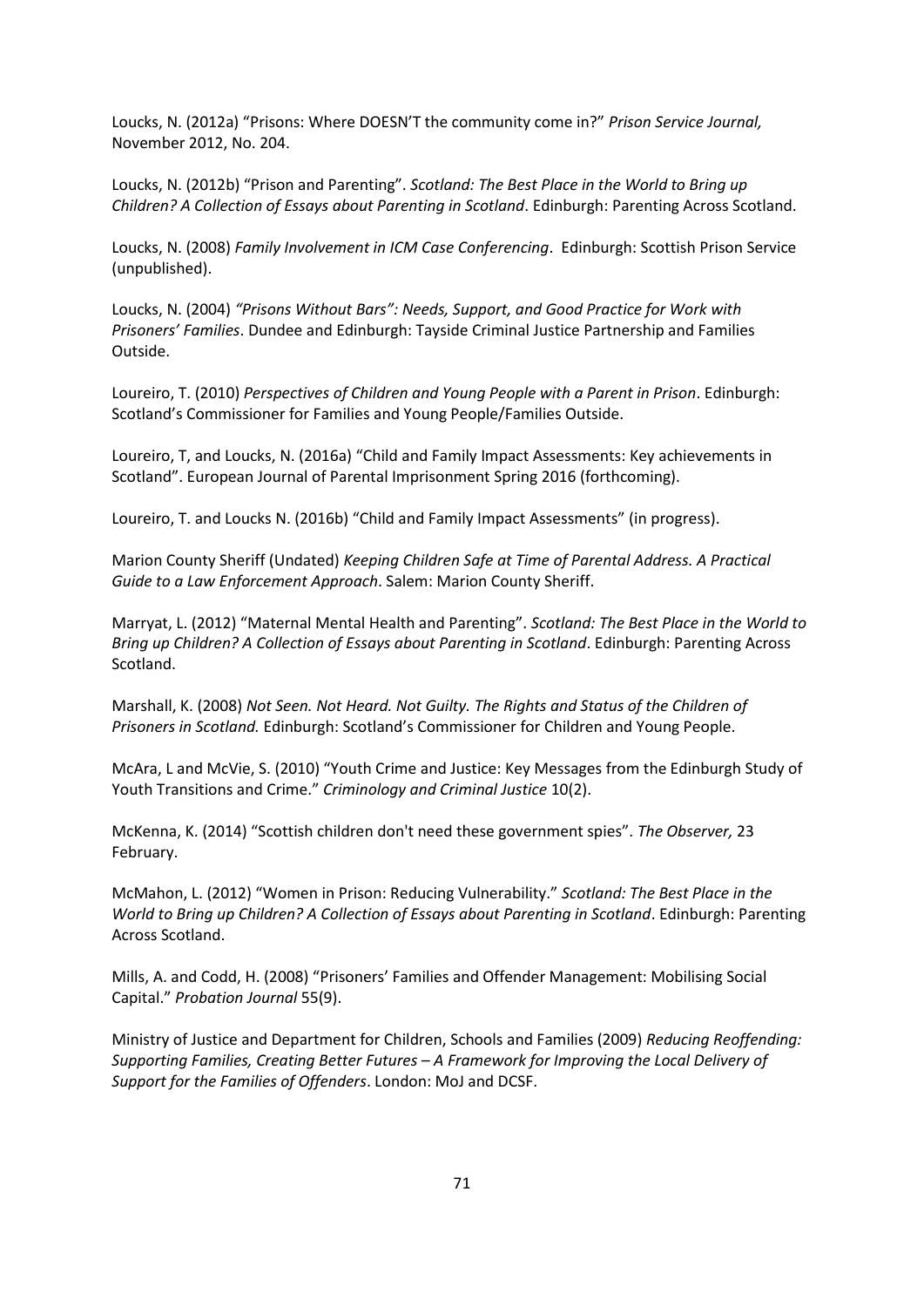Loucks, N. (2012a) "Prisons: Where DOESN'T the community come in?" *Prison Service Journal,* November 2012, No. 204.

Loucks, N. (2012b) "Prison and Parenting". *Scotland: The Best Place in the World to Bring up Children? A Collection of Essays about Parenting in Scotland*. Edinburgh: Parenting Across Scotland.

Loucks, N. (2008) *Family Involvement in ICM Case Conferencing*. Edinburgh: Scottish Prison Service (unpublished).

Loucks, N. (2004) *"Prisons Without Bars": Needs, Support, and Good Practice for Work with Prisoners' Families*. Dundee and Edinburgh: Tayside Criminal Justice Partnership and Families Outside.

Loureiro, T. (2010) *Perspectives of Children and Young People with a Parent in Prison*. Edinburgh: Scotland's Commissioner for Families and Young People/Families Outside.

Loureiro, T, and Loucks, N. (2016a) "Child and Family Impact Assessments: Key achievements in Scotland". European Journal of Parental Imprisonment Spring 2016 (forthcoming).

Loureiro, T. and Loucks N. (2016b) "Child and Family Impact Assessments" (in progress).

Marion County Sheriff (Undated) *Keeping Children Safe at Time of Parental Address. A Practical Guide to a Law Enforcement Approach*. Salem: Marion County Sheriff.

Marryat, L. (2012) "Maternal Mental Health and Parenting". *Scotland: The Best Place in the World to Bring up Children? A Collection of Essays about Parenting in Scotland*. Edinburgh: Parenting Across Scotland.

Marshall, K. (2008) *Not Seen. Not Heard. Not Guilty. The Rights and Status of the Children of Prisoners in Scotland.* Edinburgh: Scotland's Commissioner for Children and Young People.

McAra, L and McVie, S. (2010) "Youth Crime and Justice: Key Messages from the Edinburgh Study of Youth Transitions and Crime." *Criminology and Criminal Justice* 10(2).

McKenna, K. (2014) "Scottish children don't need these government spies". *The Observer,* 23 February.

McMahon, L. (2012) "Women in Prison: Reducing Vulnerability." *Scotland: The Best Place in the World to Bring up Children? A Collection of Essays about Parenting in Scotland*. Edinburgh: Parenting Across Scotland.

Mills, A. and Codd, H. (2008) "Prisoners' Families and Offender Management: Mobilising Social Capital." *Probation Journal* 55(9).

Ministry of Justice and Department for Children, Schools and Families (2009) *Reducing Reoffending: Supporting Families, Creating Better Futures – A Framework for Improving the Local Delivery of Support for the Families of Offenders*. London: MoJ and DCSF.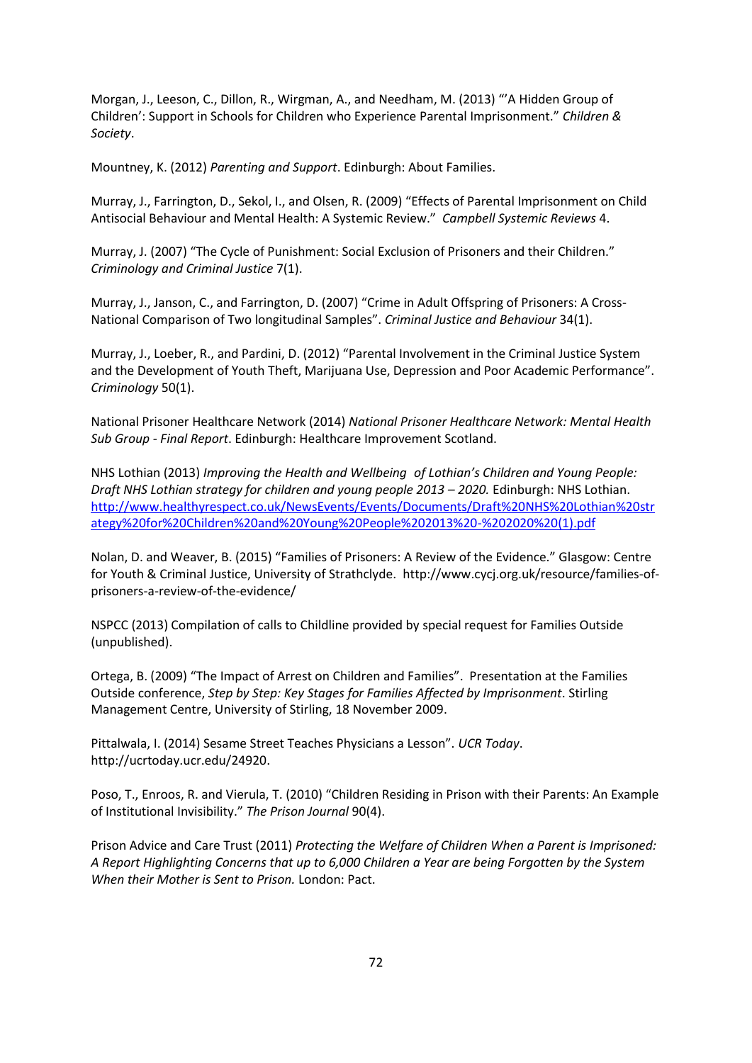Morgan, J., Leeson, C., Dillon, R., Wirgman, A., and Needham, M. (2013) "'A Hidden Group of Children': Support in Schools for Children who Experience Parental Imprisonment." *Children & Society*.

Mountney, K. (2012) *Parenting and Support*. Edinburgh: About Families.

Murray, J., Farrington, D., Sekol, I., and Olsen, R. (2009) "Effects of Parental Imprisonment on Child Antisocial Behaviour and Mental Health: A Systemic Review." *Campbell Systemic Reviews* 4.

Murray, J. (2007) "The Cycle of Punishment: Social Exclusion of Prisoners and their Children." *Criminology and Criminal Justice* 7(1).

Murray, J., Janson, C., and Farrington, D. (2007) "Crime in Adult Offspring of Prisoners: A Cross-National Comparison of Two longitudinal Samples". *Criminal Justice and Behaviour* 34(1).

Murray, J., Loeber, R., and Pardini, D. (2012) "Parental Involvement in the Criminal Justice System and the Development of Youth Theft, Marijuana Use, Depression and Poor Academic Performance". *Criminology* 50(1).

National Prisoner Healthcare Network (2014) *National Prisoner Healthcare Network: Mental Health Sub Group - Final Report*. Edinburgh: Healthcare Improvement Scotland.

NHS Lothian (2013) *Improving the Health and Wellbeing of Lothian's Children and Young People: Draft NHS Lothian strategy for children and young people 2013 – 2020.* Edinburgh: NHS Lothian. [http://www.healthyrespect.co.uk/NewsEvents/Events/Documents/Draft%20NHS%20Lothian%20strategy%20for%20Children%20and%20Young%20People%202013%20-%202020%20(1).pdf](http://www.healthyrespect.co.uk/NewsEvents/Events/Documents/Draft%20NHS%20Lothian%20strategy%20for%20Children%20and%20Young%20People%202013%20-%202020%20(1).pdf)

Nolan, D. and Weaver, B. (2015) "Families of Prisoners: A Review of the Evidence." Glasgow: Centre for Youth & Criminal Justice, University of Strathclyde. http://www.cycj.org.uk/resource/families-of-prisoners-a-review-of-the-evidence/

NSPCC (2013) Compilation of calls to Childline provided by special request for Families Outside (unpublished).

Ortega, B. (2009) "The Impact of Arrest on Children and Families". Presentation at the Families Outside conference, *Step by Step: Key Stages for Families Affected by Imprisonment*. Stirling Management Centre, University of Stirling, 18 November 2009.

Pittalwala, I. (2014) Sesame Street Teaches Physicians a Lesson". *UCR Today*. http://ucrtoday.ucr.edu/24920.

Poso, T., Enroos, R. and Vierula, T. (2010) "Children Residing in Prison with their Parents: An Example of Institutional Invisibility." *The Prison Journal* 90(4).

Prison Advice and Care Trust (2011) *Protecting the Welfare of Children When a Parent is Imprisoned: A Report Highlighting Concerns that up to 6,000 Children a Year are being Forgotten by the System When their Mother is Sent to Prison.* London: Pact.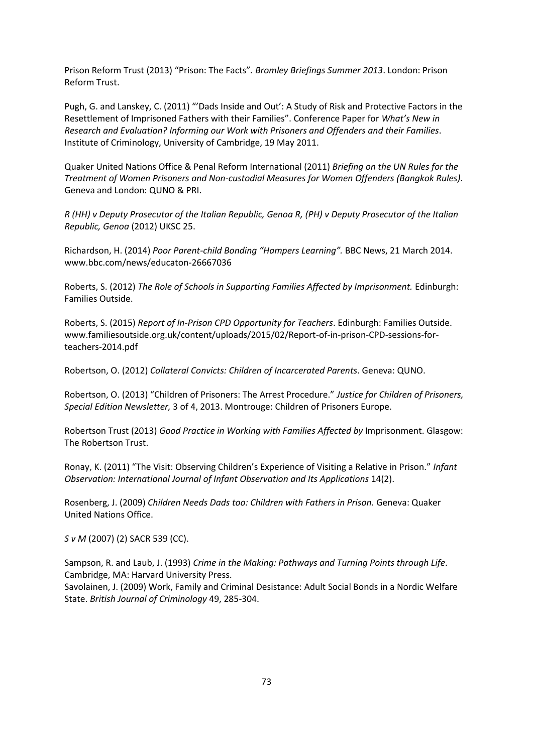Prison Reform Trust (2013) "Prison: The Facts". *Bromley Briefings Summer 2013*. London: Prison Reform Trust.

Pugh, G. and Lanskey, C. (2011) "'Dads Inside and Out': A Study of Risk and Protective Factors in the Resettlement of Imprisoned Fathers with their Families". Conference Paper for *What's New in Research and Evaluation? Informing our Work with Prisoners and Offenders and their Families*. Institute of Criminology, University of Cambridge, 19 May 2011.

Quaker United Nations Office & Penal Reform International (2011) *Briefing on the UN Rules for the Treatment of Women Prisoners and Non-custodial Measures for Women Offenders (Bangkok Rules)*. Geneva and London: QUNO & PRI.

*R (HH) v Deputy Prosecutor of the Italian Republic, Genoa R, (PH) v Deputy Prosecutor of the Italian Republic, Genoa* (2012) UKSC 25.

Richardson, H. (2014) *Poor Parent-child Bonding "Hampers Learning".* BBC News, 21 March 2014. www.bbc.com/news/educaton-26667036

Roberts, S. (2012) *The Role of Schools in Supporting Families Affected by Imprisonment.* Edinburgh: Families Outside.

Roberts, S. (2015) *Report of In-Prison CPD Opportunity for Teachers*. Edinburgh: Families Outside. www.familiesoutside.org.uk/content/uploads/2015/02/Report-of-in-prison-CPD-sessions-for-teachers-2014.pdf

Robertson, O. (2012) *Collateral Convicts: Children of Incarcerated Parents*. Geneva: QUNO.

Robertson, O. (2013) "Children of Prisoners: The Arrest Procedure." *Justice for Children of Prisoners, Special Edition Newsletter,* 3 of 4, 2013. Montrouge: Children of Prisoners Europe.

Robertson Trust (2013) *Good Practice in Working with Families Affected by* Imprisonment. Glasgow: The Robertson Trust.

Ronay, K. (2011) "The Visit: Observing Children's Experience of Visiting a Relative in Prison." *Infant Observation: International Journal of Infant Observation and Its Applications* 14(2).

Rosenberg, J. (2009) *Children Needs Dads too: Children with Fathers in Prison.* Geneva: Quaker United Nations Office.

*S v M* (2007) (2) SACR 539 (CC).

Sampson, R. and Laub, J. (1993) *Crime in the Making: Pathways and Turning Points through Life*. Cambridge, MA: Harvard University Press.

Savolainen, J. (2009) Work, Family and Criminal Desistance: Adult Social Bonds in a Nordic Welfare State. *British Journal of Criminology* 49, 285-304.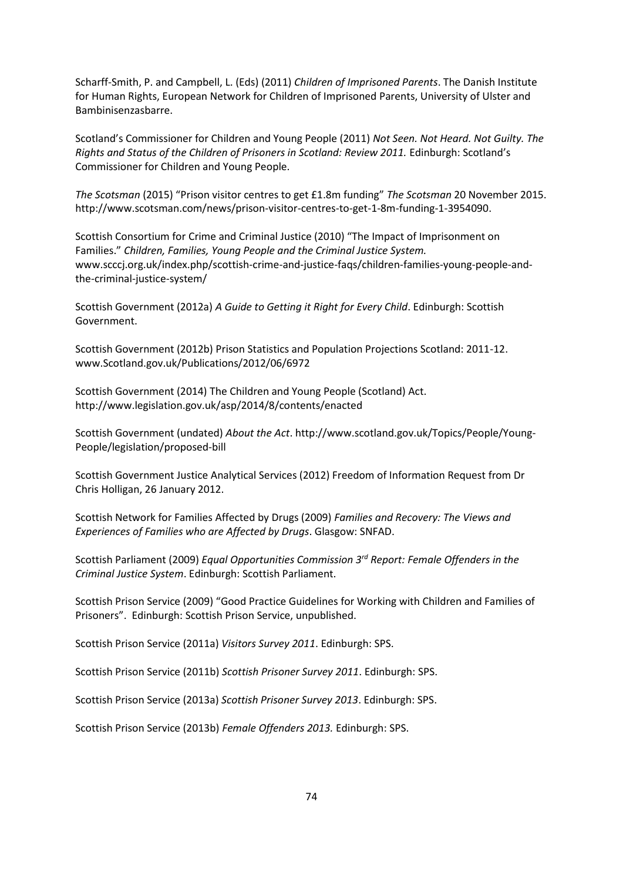Scharff-Smith, P. and Campbell, L. (Eds) (2011) *Children of Imprisoned Parents*. The Danish Institute for Human Rights, European Network for Children of Imprisoned Parents, University of Ulster and Bambinisenzasbarre.

Scotland's Commissioner for Children and Young People (2011) *Not Seen. Not Heard. Not Guilty. The Rights and Status of the Children of Prisoners in Scotland: Review 2011.* Edinburgh: Scotland's Commissioner for Children and Young People.

*The Scotsman* (2015) "Prison visitor centres to get £1.8m funding" *The Scotsman* 20 November 2015. http://www.scotsman.com/news/prison-visitor-centres-to-get-1-8m-funding-1-3954090.

Scottish Consortium for Crime and Criminal Justice (2010) "The Impact of Imprisonment on Families." *Children, Families, Young People and the Criminal Justice System.* www.scccj.org.uk/index.php/scottish-crime-and-justice-faqs/children-families-young-people-and-the-criminal-justice-system/

Scottish Government (2012a) *A Guide to Getting it Right for Every Child*. Edinburgh: Scottish Government.

Scottish Government (2012b) Prison Statistics and Population Projections Scotland: 2011-12. www.Scotland.gov.uk/Publications/2012/06/6972

Scottish Government (2014) The Children and Young People (Scotland) Act. http://www.legislation.gov.uk/asp/2014/8/contents/enacted

Scottish Government (undated) *About the Act*. http://www.scotland.gov.uk/Topics/People/Young-People/legislation/proposed-bill

Scottish Government Justice Analytical Services (2012) Freedom of Information Request from Dr Chris Holligan, 26 January 2012.

Scottish Network for Families Affected by Drugs (2009) *Families and Recovery: The Views and Experiences of Families who are Affected by Drugs*. Glasgow: SNFAD.

Scottish Parliament (2009) *Equal Opportunities Commission 3rd Report: Female Offenders in the Criminal Justice System*. Edinburgh: Scottish Parliament.

Scottish Prison Service (2009) "Good Practice Guidelines for Working with Children and Families of Prisoners". Edinburgh: Scottish Prison Service, unpublished.

Scottish Prison Service (2011a) *Visitors Survey 2011*. Edinburgh: SPS.

Scottish Prison Service (2011b) *Scottish Prisoner Survey 2011*. Edinburgh: SPS.

Scottish Prison Service (2013a) *Scottish Prisoner Survey 2013*. Edinburgh: SPS.

Scottish Prison Service (2013b) *Female Offenders 2013.* Edinburgh: SPS.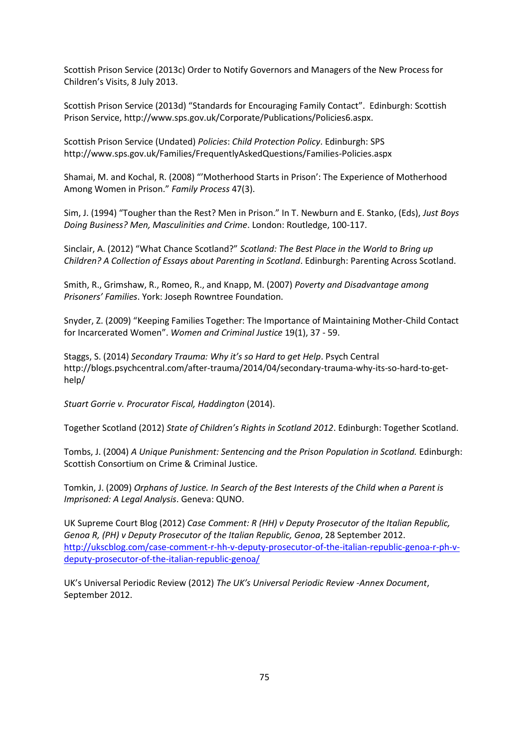Scottish Prison Service (2013c) Order to Notify Governors and Managers of the New Process for Children's Visits, 8 July 2013.

Scottish Prison Service (2013d) "Standards for Encouraging Family Contact". Edinburgh: Scottish Prison Service, http://www.sps.gov.uk/Corporate/Publications/Policies6.aspx.

Scottish Prison Service (Undated) *Policies*: *Child Protection Policy*. Edinburgh: SPS http://www.sps.gov.uk/Families/FrequentlyAskedQuestions/Families-Policies.aspx

Shamai, M. and Kochal, R. (2008) "'Motherhood Starts in Prison': The Experience of Motherhood Among Women in Prison." *Family Process* 47(3).

Sim, J. (1994) "Tougher than the Rest? Men in Prison." In T. Newburn and E. Stanko, (Eds), *Just Boys Doing Business? Men, Masculinities and Crime*. London: Routledge, 100-117.

Sinclair, A. (2012) "What Chance Scotland?" *Scotland: The Best Place in the World to Bring up Children? A Collection of Essays about Parenting in Scotland*. Edinburgh: Parenting Across Scotland.

Smith, R., Grimshaw, R., Romeo, R., and Knapp, M. (2007) *Poverty and Disadvantage among Prisoners' Families*. York: Joseph Rowntree Foundation.

Snyder, Z. (2009) "Keeping Families Together: The Importance of Maintaining Mother-Child Contact for Incarcerated Women". *Women and Criminal Justice* 19(1), 37 - 59.

Staggs, S. (2014) *Secondary Trauma: Why it's so Hard to get Help*. Psych Central http://blogs.psychcentral.com/after-trauma/2014/04/secondary-trauma-why-its-so-hard-to-get-help/

*Stuart Gorrie v. Procurator Fiscal, Haddington* (2014).

Together Scotland (2012) *State of Children's Rights in Scotland 2012*. Edinburgh: Together Scotland.

Tombs, J. (2004) *A Unique Punishment: Sentencing and the Prison Population in Scotland.* Edinburgh: Scottish Consortium on Crime & Criminal Justice.

Tomkin, J. (2009) *Orphans of Justice. In Search of the Best Interests of the Child when a Parent is Imprisoned: A Legal Analysis*. Geneva: QUNO.

UK Supreme Court Blog (2012) *Case Comment: R (HH) v Deputy Prosecutor of the Italian Republic, Genoa R, (PH) v Deputy Prosecutor of the Italian Republic, Genoa*, 28 September 2012. http://ukscblog.com/case-comment-r-hh-v-deputy-prosecutor-of-the-italian-republic-genoa-r-ph-v-deputy-prosecutor-of-the-italian-republic-genoa/

UK's Universal Periodic Review (2012) *The UK's Universal Periodic Review -Annex Document*, September 2012.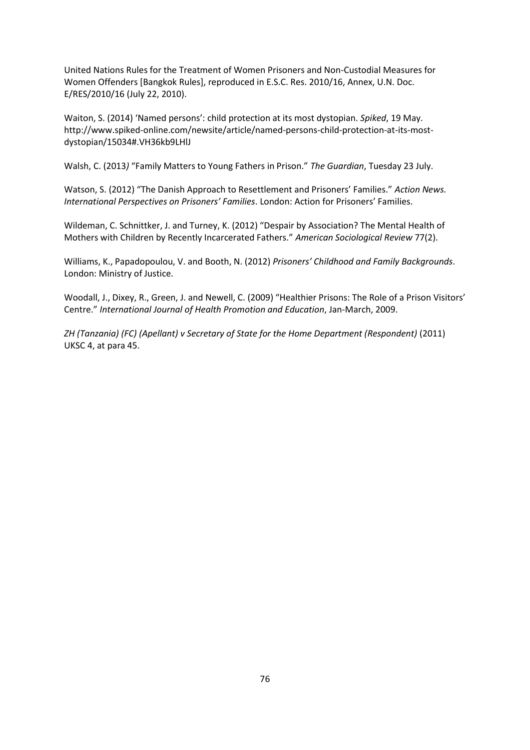United Nations Rules for the Treatment of Women Prisoners and Non-Custodial Measures for Women Offenders [Bangkok Rules], reproduced in E.S.C. Res. 2010/16, Annex, U.N. Doc. E/RES/2010/16 (July 22, 2010).

Waiton, S. (2014) 'Named persons': child protection at its most dystopian. *Spiked*, 19 May. http://www.spiked-online.com/newsite/article/named-persons-child-protection-at-its-most-dystopian/15034#.VH36kb9LHlJ

Walsh, C. (2013*)* "Family Matters to Young Fathers in Prison." *The Guardian*, Tuesday 23 July.

Watson, S. (2012) "The Danish Approach to Resettlement and Prisoners' Families." *Action News. International Perspectives on Prisoners' Families*. London: Action for Prisoners' Families.

Wildeman, C. Schnittker, J. and Turney, K. (2012) "Despair by Association? The Mental Health of Mothers with Children by Recently Incarcerated Fathers." *American Sociological Review* 77(2).

Williams, K., Papadopoulou, V. and Booth, N. (2012) *Prisoners' Childhood and Family Backgrounds*. London: Ministry of Justice.

Woodall, J., Dixey, R., Green, J. and Newell, C. (2009) "Healthier Prisons: The Role of a Prison Visitors' Centre." *International Journal of Health Promotion and Education*, Jan-March, 2009.

*ZH (Tanzania) (FC) (Apellant) v Secretary of State for the Home Department (Respondent)* (2011) UKSC 4, at para 45.